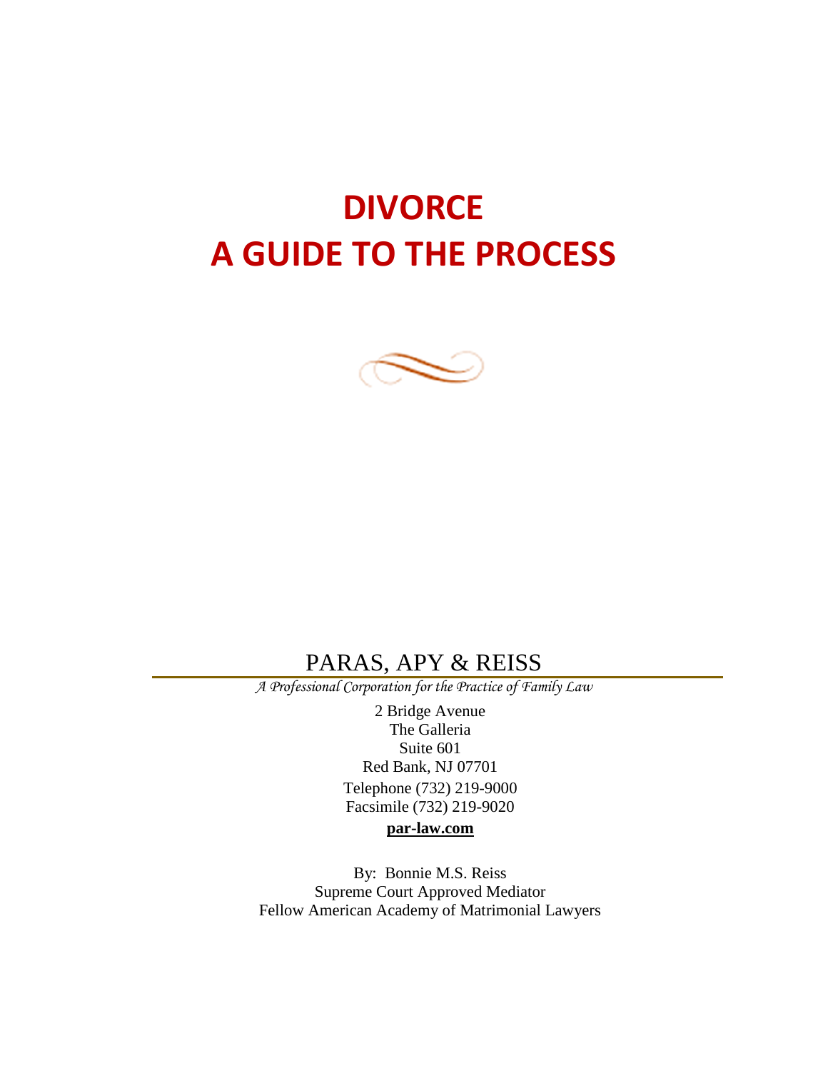# DIVORCE
# A GUIDE TO THE PROCESS

PARAS, APY & REISS

*A Professional Corporation for the Practice of Family Law*

2 Bridge Avenue
The Galleria
Suite 601
Red Bank, NJ 07701
Telephone (732) 219-9000
Facsimile (732) 219-9020

**par-law.com**

By: Bonnie M.S. Reiss
Supreme Court Approved Mediator
Fellow American Academy of Matrimonial Lawyers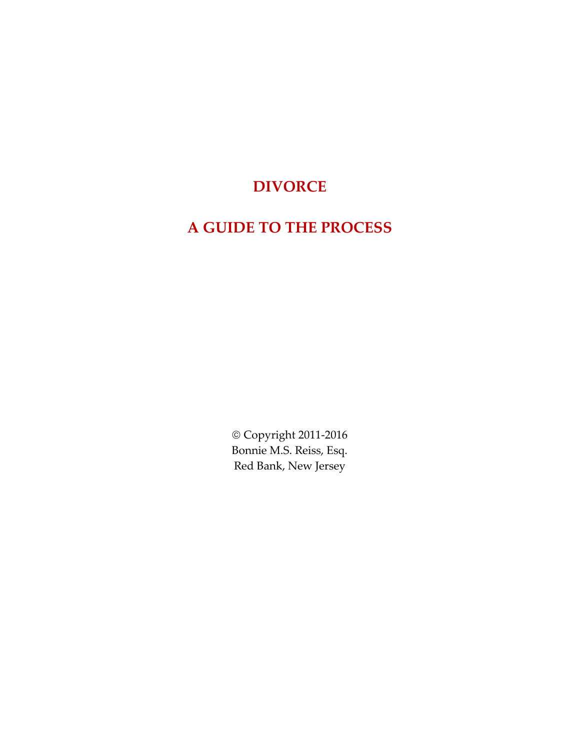# DIVORCE

# A GUIDE TO THE PROCESS

© Copyright 2011-2016
Bonnie M.S. Reiss, Esq.
Red Bank, New Jersey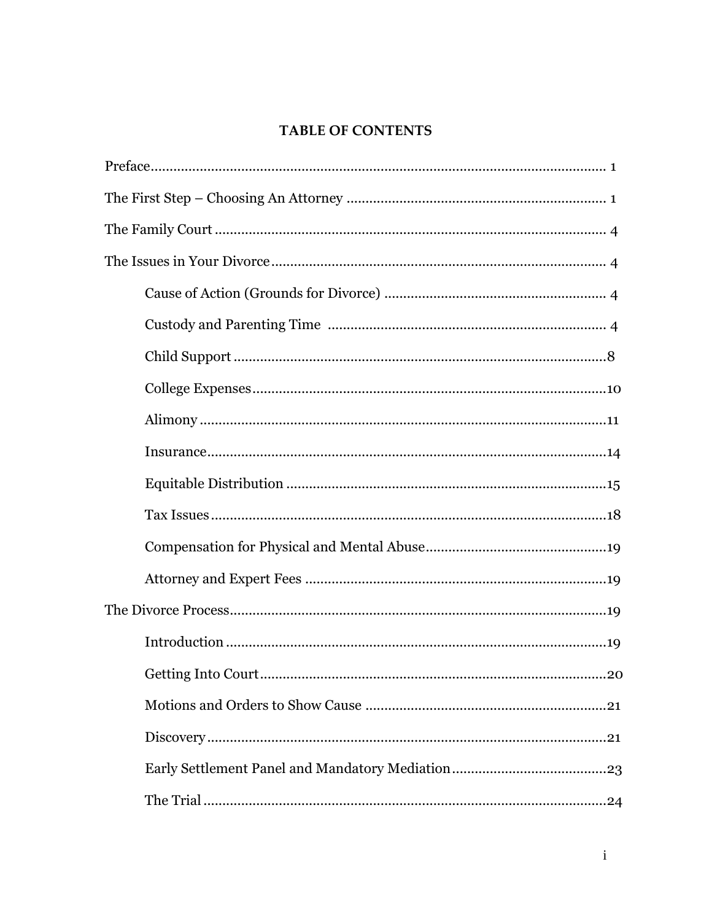## TABLE OF CONTENTS

Preface........................................................................................................ 1

The First Step – Choosing An Attorney .................................................................... 1

The Family Court ....................................................................................................... 4

The Issues in Your Divorce........................................................................................ 4

- Cause of Action (Grounds for Divorce) .......................................................... 4
- Custody and Parenting Time ......................................................................... 4
- Child Support ..................................................................................................8
- College Expenses.............................................................................................10
- Alimony ...........................................................................................................11
- Insurance..........................................................................................................14
- Equitable Distribution ....................................................................................15
- Tax Issues .........................................................................................................18
- Compensation for Physical and Mental Abuse................................................19
- Attorney and Expert Fees ................................................................................19

The Divorce Process...................................................................................................19

- Introduction .....................................................................................................19
- Getting Into Court............................................................................................20
- Motions and Orders to Show Cause ................................................................21
- Discovery ..........................................................................................................21
- Early Settlement Panel and Mandatory Mediation.........................................23
- The Trial ...........................................................................................................24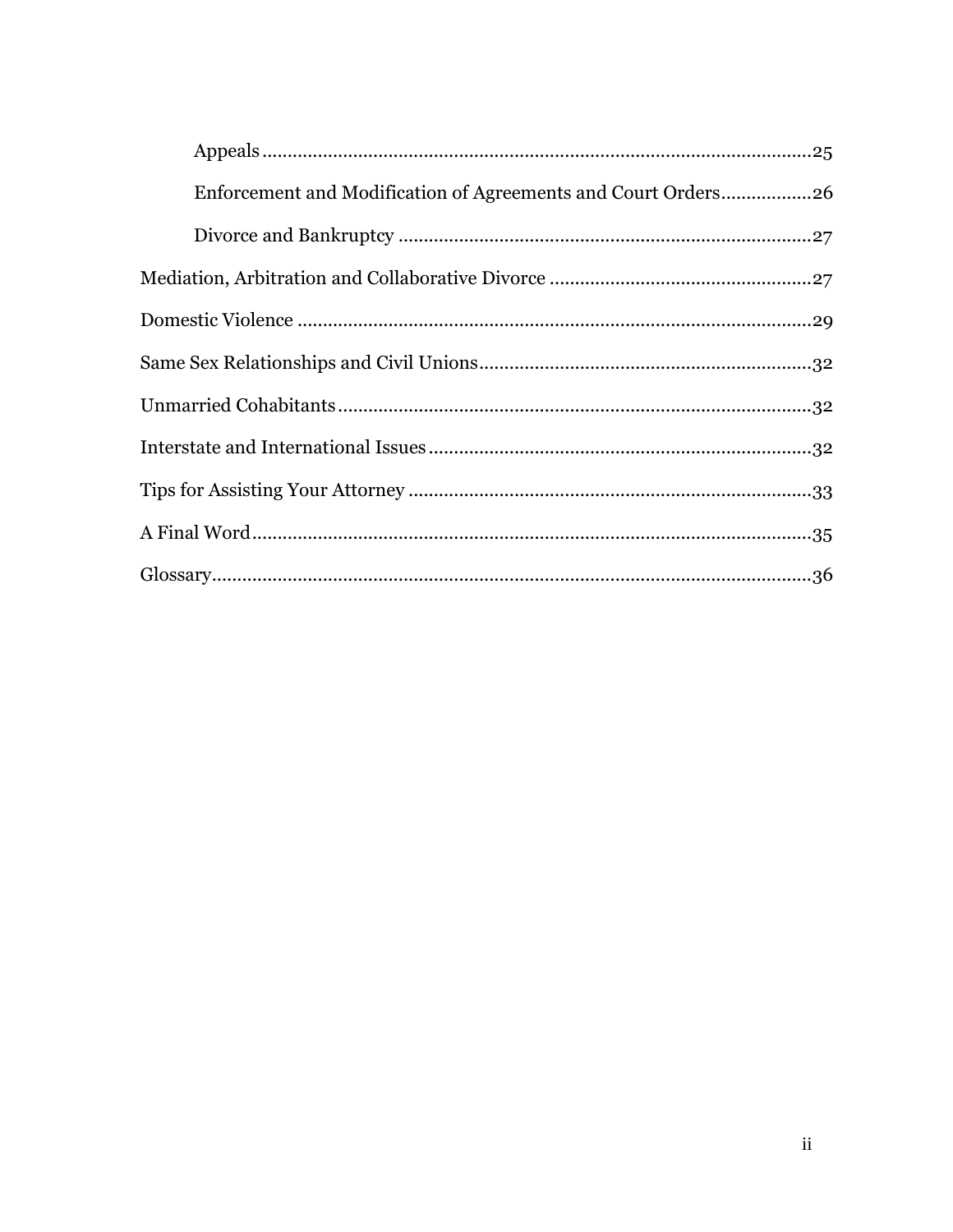- Appeals ........................................................................................................25
- Enforcement and Modification of Agreements and Court Orders..................26
- Divorce and Bankruptcy ..................................................................................27

Mediation, Arbitration and Collaborative Divorce ...................................................27

Domestic Violence ......................................................................................................29

Same Sex Relationships and Civil Unions..................................................................32

Unmarried Cohabitants..............................................................................................32

Interstate and International Issues............................................................................32

Tips for Assisting Your Attorney ................................................................................33

A Final Word................................................................................................................35

Glossary.......................................................................................................................36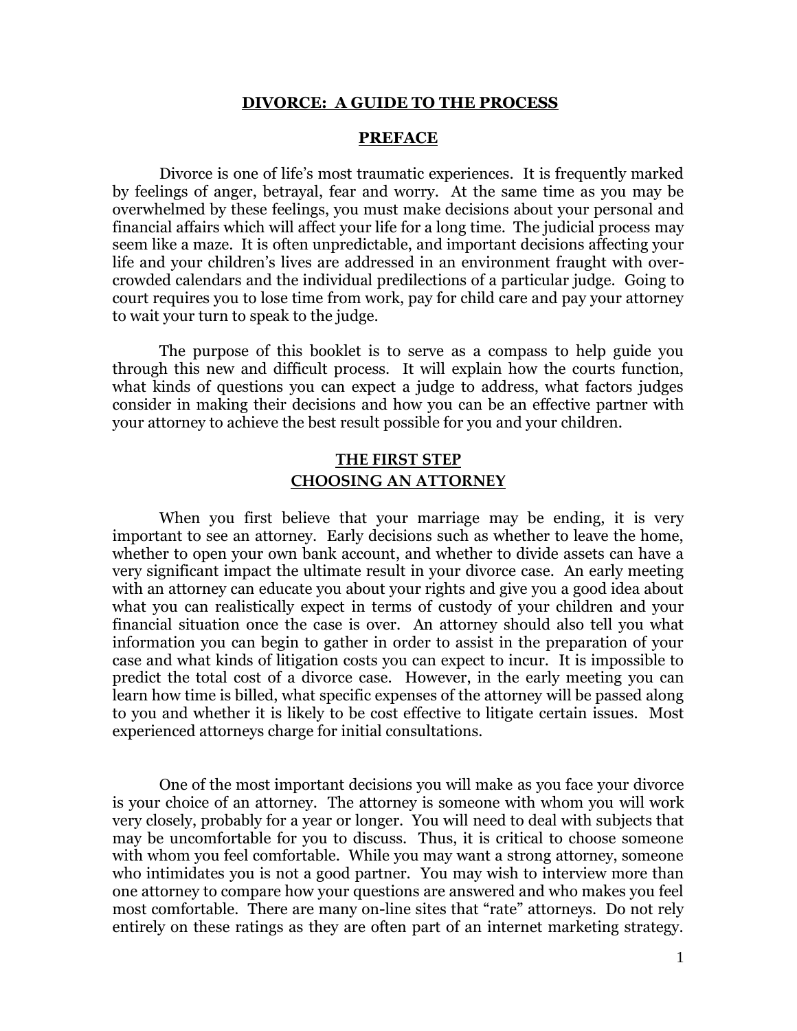# DIVORCE: A GUIDE TO THE PROCESS

## PREFACE

Divorce is one of life's most traumatic experiences. It is frequently marked by feelings of anger, betrayal, fear and worry. At the same time as you may be overwhelmed by these feelings, you must make decisions about your personal and financial affairs which will affect your life for a long time. The judicial process may seem like a maze. It is often unpredictable, and important decisions affecting your life and your children's lives are addressed in an environment fraught with over-crowded calendars and the individual predilections of a particular judge. Going to court requires you to lose time from work, pay for child care and pay your attorney to wait your turn to speak to the judge.

The purpose of this booklet is to serve as a compass to help guide you through this new and difficult process. It will explain how the courts function, what kinds of questions you can expect a judge to address, what factors judges consider in making their decisions and how you can be an effective partner with your attorney to achieve the best result possible for you and your children.

## THE FIRST STEP
## CHOOSING AN ATTORNEY

When you first believe that your marriage may be ending, it is very important to see an attorney. Early decisions such as whether to leave the home, whether to open your own bank account, and whether to divide assets can have a very significant impact the ultimate result in your divorce case. An early meeting with an attorney can educate you about your rights and give you a good idea about what you can realistically expect in terms of custody of your children and your financial situation once the case is over. An attorney should also tell you what information you can begin to gather in order to assist in the preparation of your case and what kinds of litigation costs you can expect to incur. It is impossible to predict the total cost of a divorce case. However, in the early meeting you can learn how time is billed, what specific expenses of the attorney will be passed along to you and whether it is likely to be cost effective to litigate certain issues. Most experienced attorneys charge for initial consultations.

One of the most important decisions you will make as you face your divorce is your choice of an attorney. The attorney is someone with whom you will work very closely, probably for a year or longer. You will need to deal with subjects that may be uncomfortable for you to discuss. Thus, it is critical to choose someone with whom you feel comfortable. While you may want a strong attorney, someone who intimidates you is not a good partner. You may wish to interview more than one attorney to compare how your questions are answered and who makes you feel most comfortable. There are many on-line sites that "rate" attorneys. Do not rely entirely on these ratings as they are often part of an internet marketing strategy.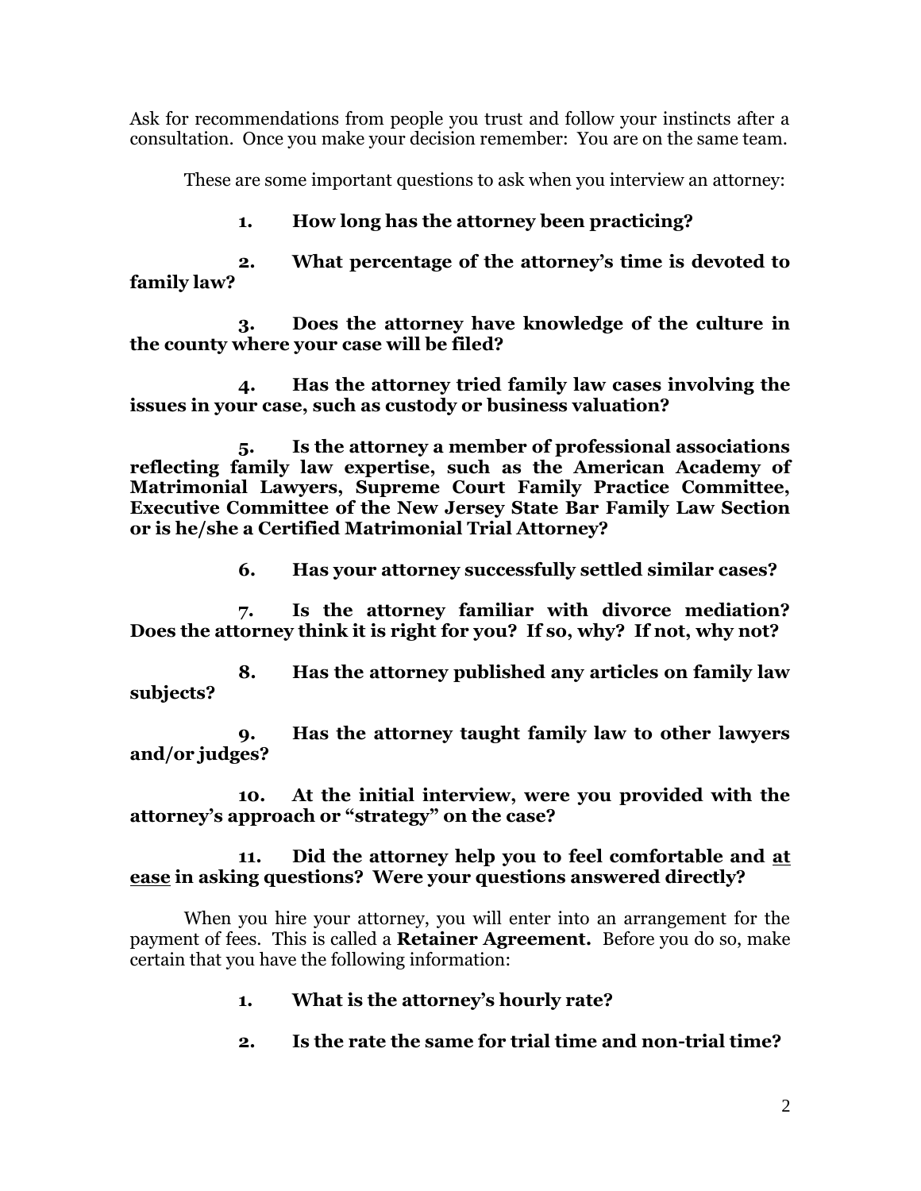Ask for recommendations from people you trust and follow your instincts after a consultation. Once you make your decision remember: You are on the same team.

These are some important questions to ask when you interview an attorney:

1. **How long has the attorney been practicing?**

2. **What percentage of the attorney's time is devoted to family law?**

3. **Does the attorney have knowledge of the culture in the county where your case will be filed?**

4. **Has the attorney tried family law cases involving the issues in your case, such as custody or business valuation?**

5. **Is the attorney a member of professional associations reflecting family law expertise, such as the American Academy of Matrimonial Lawyers, Supreme Court Family Practice Committee, Executive Committee of the New Jersey State Bar Family Law Section or is he/she a Certified Matrimonial Trial Attorney?**

6. **Has your attorney successfully settled similar cases?**

7. **Is the attorney familiar with divorce mediation? Does the attorney think it is right for you? If so, why? If not, why not?**

8. **Has the attorney published any articles on family law subjects?**

9. **Has the attorney taught family law to other lawyers and/or judges?**

10. **At the initial interview, were you provided with the attorney's approach or "strategy" on the case?**

11. **Did the attorney help you to feel comfortable and <u>at ease</u> in asking questions? Were your questions answered directly?**

When you hire your attorney, you will enter into an arrangement for the payment of fees. This is called a **Retainer Agreement.** Before you do so, make certain that you have the following information:

1. **What is the attorney's hourly rate?**

2. **Is the rate the same for trial time and non-trial time?**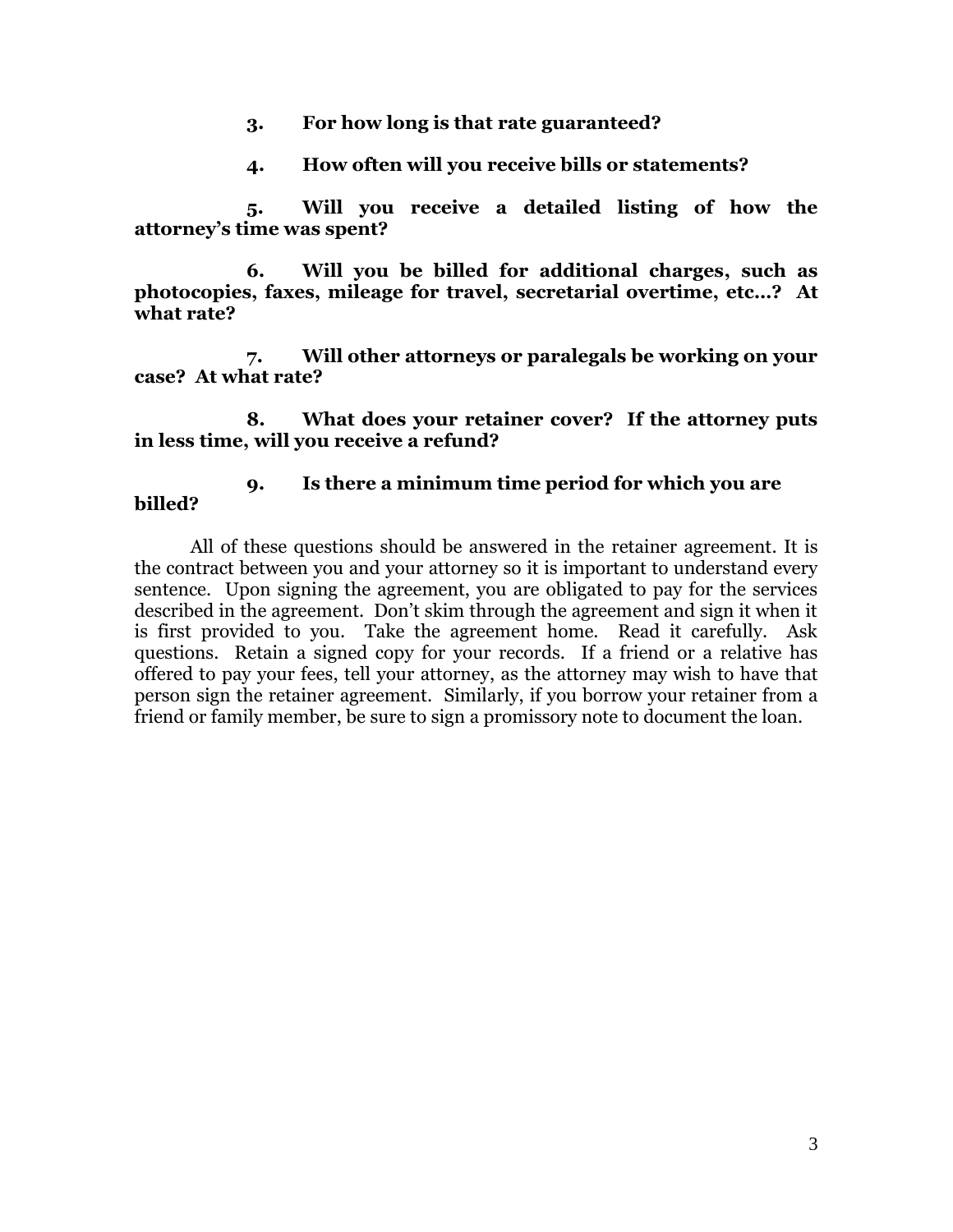**3. For how long is that rate guaranteed?**

**4. How often will you receive bills or statements?**

**5. Will you receive a detailed listing of how the attorney's time was spent?**

**6. Will you be billed for additional charges, such as photocopies, faxes, mileage for travel, secretarial overtime, etc…? At what rate?**

**7. Will other attorneys or paralegals be working on your case? At what rate?**

**8. What does your retainer cover? If the attorney puts in less time, will you receive a refund?**

**9. Is there a minimum time period for which you are billed?**

All of these questions should be answered in the retainer agreement. It is the contract between you and your attorney so it is important to understand every sentence. Upon signing the agreement, you are obligated to pay for the services described in the agreement. Don't skim through the agreement and sign it when it is first provided to you. Take the agreement home. Read it carefully. Ask questions. Retain a signed copy for your records. If a friend or a relative has offered to pay your fees, tell your attorney, as the attorney may wish to have that person sign the retainer agreement. Similarly, if you borrow your retainer from a friend or family member, be sure to sign a promissory note to document the loan.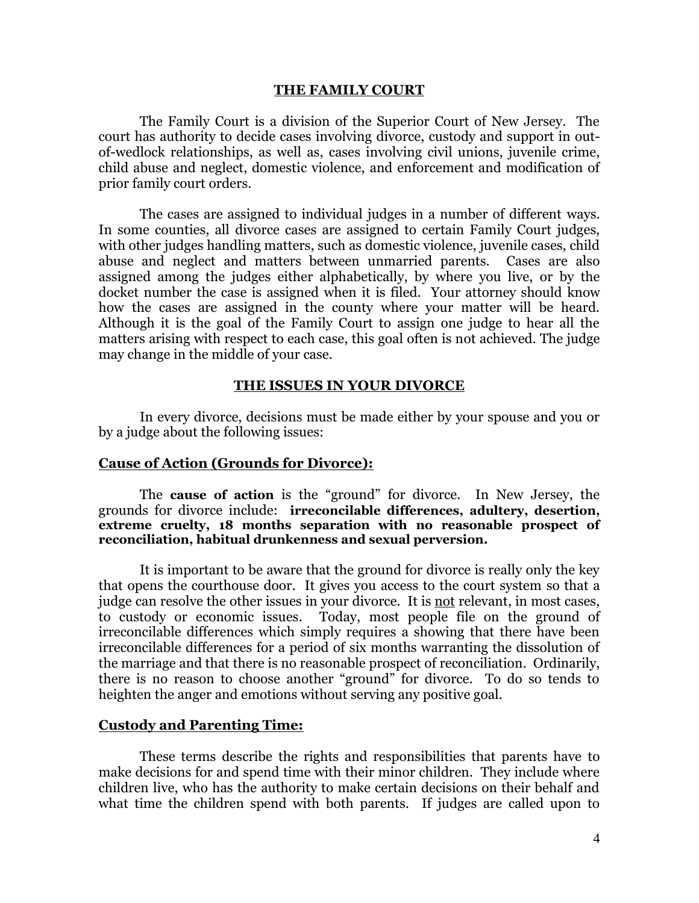## THE FAMILY COURT

The Family Court is a division of the Superior Court of New Jersey. The court has authority to decide cases involving divorce, custody and support in out-of-wedlock relationships, as well as, cases involving civil unions, juvenile crime, child abuse and neglect, domestic violence, and enforcement and modification of prior family court orders.

The cases are assigned to individual judges in a number of different ways. In some counties, all divorce cases are assigned to certain Family Court judges, with other judges handling matters, such as domestic violence, juvenile cases, child abuse and neglect and matters between unmarried parents. Cases are also assigned among the judges either alphabetically, by where you live, or by the docket number the case is assigned when it is filed. Your attorney should know how the cases are assigned in the county where your matter will be heard. Although it is the goal of the Family Court to assign one judge to hear all the matters arising with respect to each case, this goal often is not achieved. The judge may change in the middle of your case.

## THE ISSUES IN YOUR DIVORCE

In every divorce, decisions must be made either by your spouse and you or by a judge about the following issues:

### Cause of Action (Grounds for Divorce):

The **cause of action** is the "ground" for divorce. In New Jersey, the grounds for divorce include: **irreconcilable differences, adultery, desertion, extreme cruelty, 18 months separation with no reasonable prospect of reconciliation, habitual drunkenness and sexual perversion.**

It is important to be aware that the ground for divorce is really only the key that opens the courthouse door. It gives you access to the court system so that a judge can resolve the other issues in your divorce. It is <u>not</u> relevant, in most cases, to custody or economic issues. Today, most people file on the ground of irreconcilable differences which simply requires a showing that there have been irreconcilable differences for a period of six months warranting the dissolution of the marriage and that there is no reasonable prospect of reconciliation. Ordinarily, there is no reason to choose another "ground" for divorce. To do so tends to heighten the anger and emotions without serving any positive goal.

### Custody and Parenting Time:

These terms describe the rights and responsibilities that parents have to make decisions for and spend time with their minor children. They include where children live, who has the authority to make certain decisions on their behalf and what time the children spend with both parents. If judges are called upon to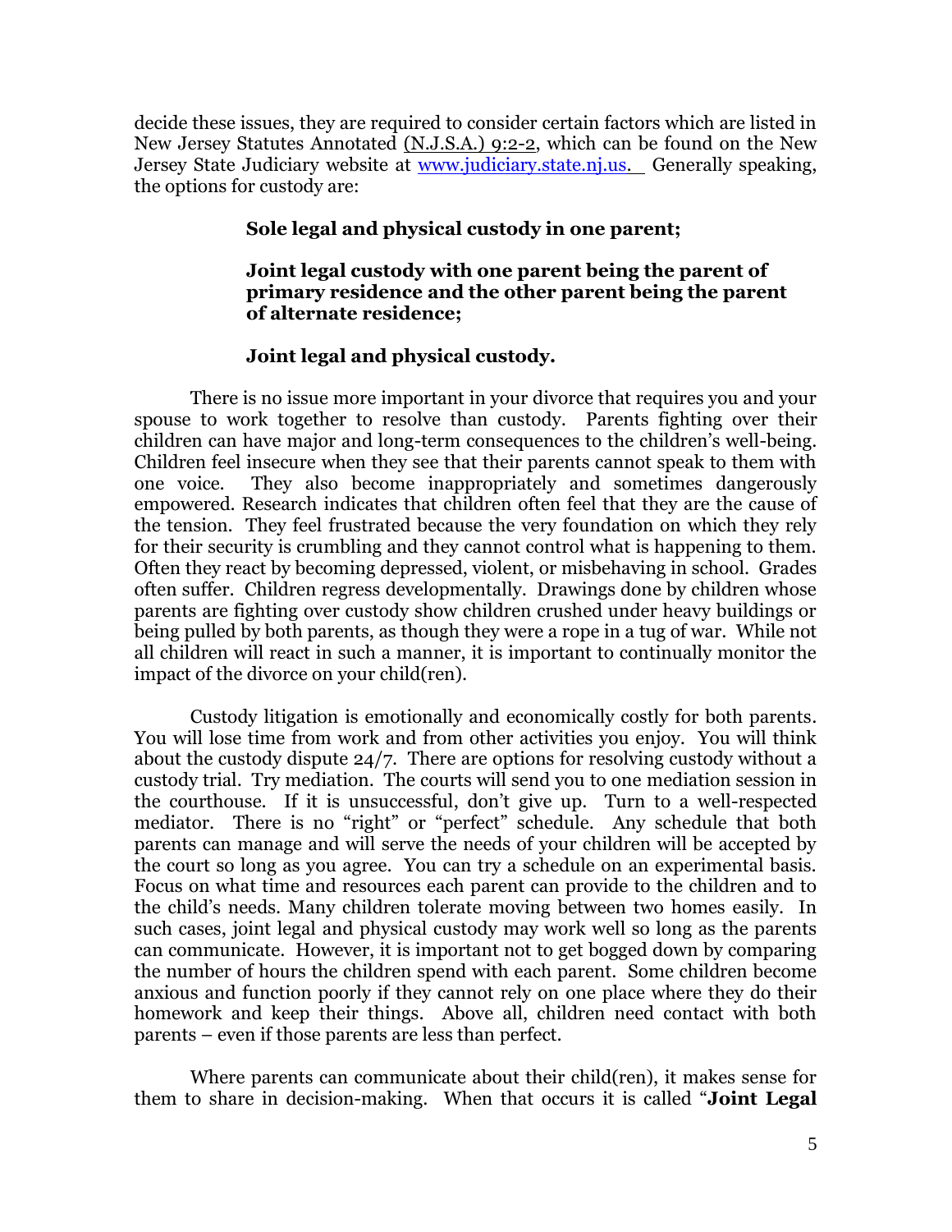decide these issues, they are required to consider certain factors which are listed in New Jersey Statutes Annotated (N.J.S.A.) 9:2-2, which can be found on the New Jersey State Judiciary website at www.judiciary.state.nj.us. Generally speaking, the options for custody are:

> **Sole legal and physical custody in one parent;**
>
> **Joint legal custody with one parent being the parent of primary residence and the other parent being the parent of alternate residence;**
>
> **Joint legal and physical custody.**

There is no issue more important in your divorce that requires you and your spouse to work together to resolve than custody. Parents fighting over their children can have major and long-term consequences to the children's well-being. Children feel insecure when they see that their parents cannot speak to them with one voice. They also become inappropriately and sometimes dangerously empowered. Research indicates that children often feel that they are the cause of the tension. They feel frustrated because the very foundation on which they rely for their security is crumbling and they cannot control what is happening to them. Often they react by becoming depressed, violent, or misbehaving in school. Grades often suffer. Children regress developmentally. Drawings done by children whose parents are fighting over custody show children crushed under heavy buildings or being pulled by both parents, as though they were a rope in a tug of war. While not all children will react in such a manner, it is important to continually monitor the impact of the divorce on your child(ren).

Custody litigation is emotionally and economically costly for both parents. You will lose time from work and from other activities you enjoy. You will think about the custody dispute 24/7. There are options for resolving custody without a custody trial. Try mediation. The courts will send you to one mediation session in the courthouse. If it is unsuccessful, don't give up. Turn to a well-respected mediator. There is no "right" or "perfect" schedule. Any schedule that both parents can manage and will serve the needs of your children will be accepted by the court so long as you agree. You can try a schedule on an experimental basis. Focus on what time and resources each parent can provide to the children and to the child's needs. Many children tolerate moving between two homes easily. In such cases, joint legal and physical custody may work well so long as the parents can communicate. However, it is important not to get bogged down by comparing the number of hours the children spend with each parent. Some children become anxious and function poorly if they cannot rely on one place where they do their homework and keep their things. Above all, children need contact with both parents – even if those parents are less than perfect.

Where parents can communicate about their child(ren), it makes sense for them to share in decision-making. When that occurs it is called "**Joint Legal**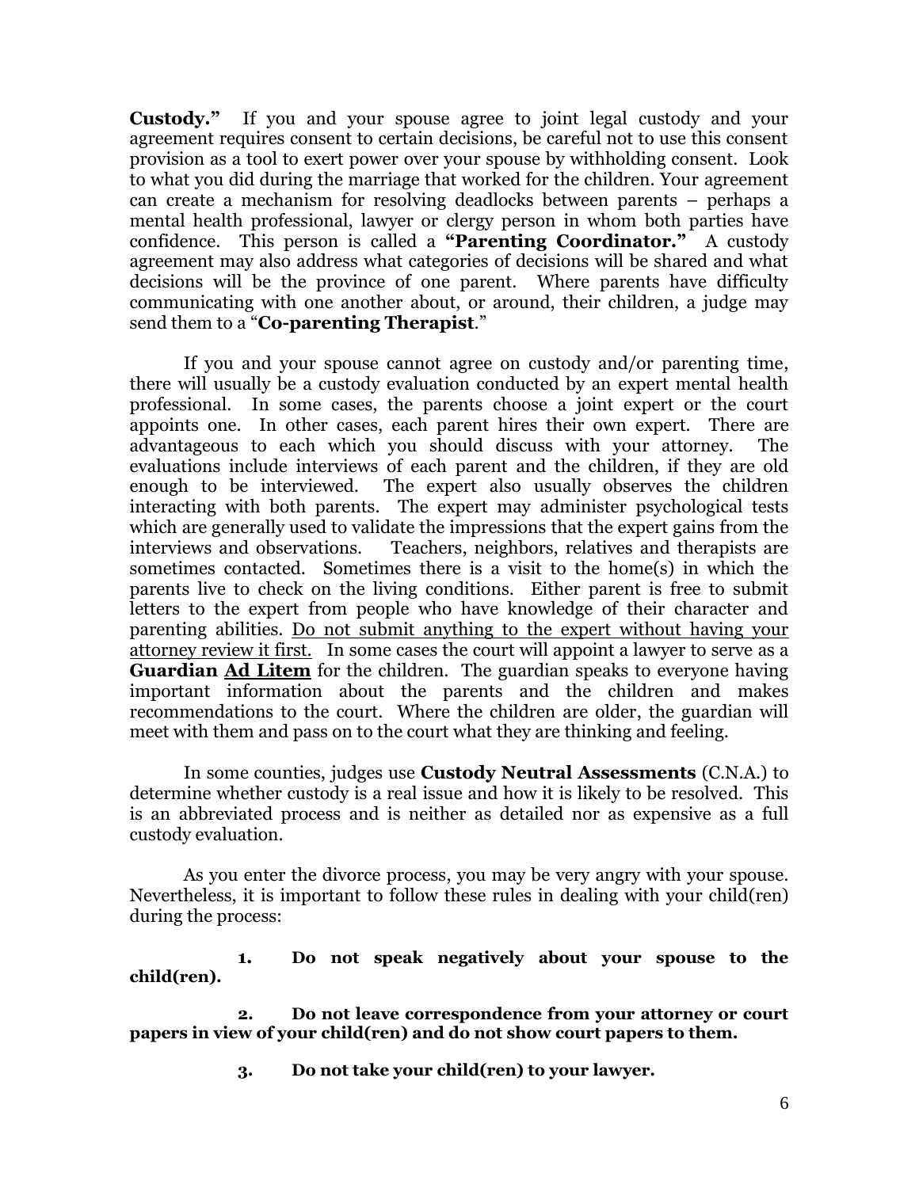**Custody."** If you and your spouse agree to joint legal custody and your agreement requires consent to certain decisions, be careful not to use this consent provision as a tool to exert power over your spouse by withholding consent. Look to what you did during the marriage that worked for the children. Your agreement can create a mechanism for resolving deadlocks between parents – perhaps a mental health professional, lawyer or clergy person in whom both parties have confidence. This person is called a **"Parenting Coordinator."** A custody agreement may also address what categories of decisions will be shared and what decisions will be the province of one parent. Where parents have difficulty communicating with one another about, or around, their children, a judge may send them to a "**Co-parenting Therapist**."

If you and your spouse cannot agree on custody and/or parenting time, there will usually be a custody evaluation conducted by an expert mental health professional. In some cases, the parents choose a joint expert or the court appoints one. In other cases, each parent hires their own expert. There are advantageous to each which you should discuss with your attorney. The evaluations include interviews of each parent and the children, if they are old enough to be interviewed. The expert also usually observes the children interacting with both parents. The expert may administer psychological tests which are generally used to validate the impressions that the expert gains from the interviews and observations. Teachers, neighbors, relatives and therapists are sometimes contacted. Sometimes there is a visit to the home(s) in which the parents live to check on the living conditions. Either parent is free to submit letters to the expert from people who have knowledge of their character and parenting abilities. <u>Do not submit anything to the expert without having your attorney review it first.</u> In some cases the court will appoint a lawyer to serve as a **Guardian <u>Ad Litem</u>** for the children. The guardian speaks to everyone having important information about the parents and the children and makes recommendations to the court. Where the children are older, the guardian will meet with them and pass on to the court what they are thinking and feeling.

In some counties, judges use **Custody Neutral Assessments** (C.N.A.) to determine whether custody is a real issue and how it is likely to be resolved. This is an abbreviated process and is neither as detailed nor as expensive as a full custody evaluation.

As you enter the divorce process, you may be very angry with your spouse. Nevertheless, it is important to follow these rules in dealing with your child(ren) during the process:

1. **Do not speak negatively about your spouse to the child(ren).**

2. **Do not leave correspondence from your attorney or court papers in view of your child(ren) and do not show court papers to them.**

3. **Do not take your child(ren) to your lawyer.**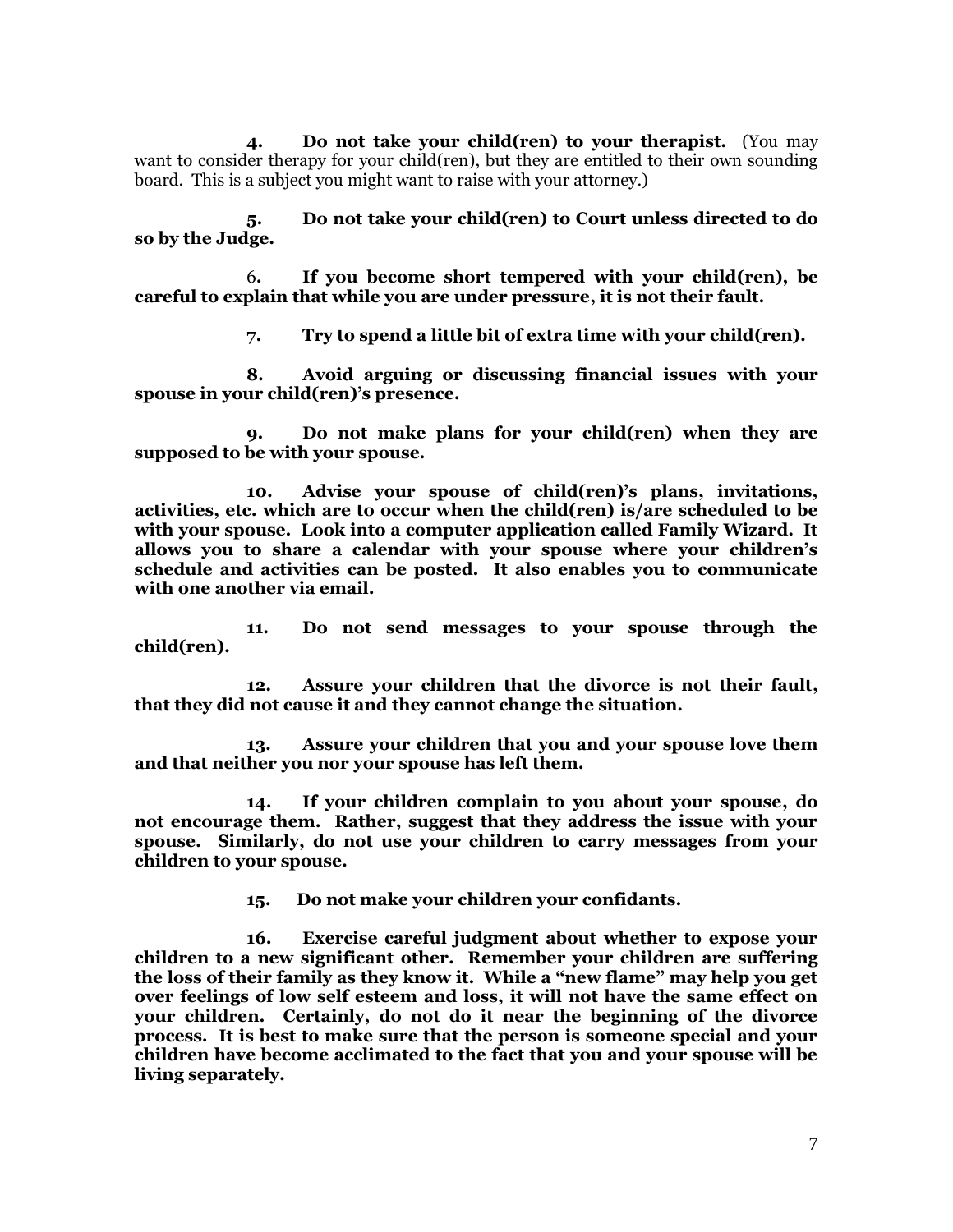**4. Do not take your child(ren) to your therapist.** (You may want to consider therapy for your child(ren), but they are entitled to their own sounding board. This is a subject you might want to raise with your attorney.)

**5. Do not take your child(ren) to Court unless directed to do so by the Judge.**

6. **If you become short tempered with your child(ren), be careful to explain that while you are under pressure, it is not their fault.**

**7. Try to spend a little bit of extra time with your child(ren).**

**8. Avoid arguing or discussing financial issues with your spouse in your child(ren)'s presence.**

**9. Do not make plans for your child(ren) when they are supposed to be with your spouse.**

**10. Advise your spouse of child(ren)'s plans, invitations, activities, etc. which are to occur when the child(ren) is/are scheduled to be with your spouse. Look into a computer application called Family Wizard. It allows you to share a calendar with your spouse where your children's schedule and activities can be posted. It also enables you to communicate with one another via email.**

**11. Do not send messages to your spouse through the child(ren).**

**12. Assure your children that the divorce is not their fault, that they did not cause it and they cannot change the situation.**

**13. Assure your children that you and your spouse love them and that neither you nor your spouse has left them.**

**14. If your children complain to you about your spouse, do not encourage them. Rather, suggest that they address the issue with your spouse. Similarly, do not use your children to carry messages from your children to your spouse.**

**15. Do not make your children your confidants.**

**16. Exercise careful judgment about whether to expose your children to a new significant other. Remember your children are suffering the loss of their family as they know it. While a "new flame" may help you get over feelings of low self esteem and loss, it will not have the same effect on your children. Certainly, do not do it near the beginning of the divorce process. It is best to make sure that the person is someone special and your children have become acclimated to the fact that you and your spouse will be living separately.**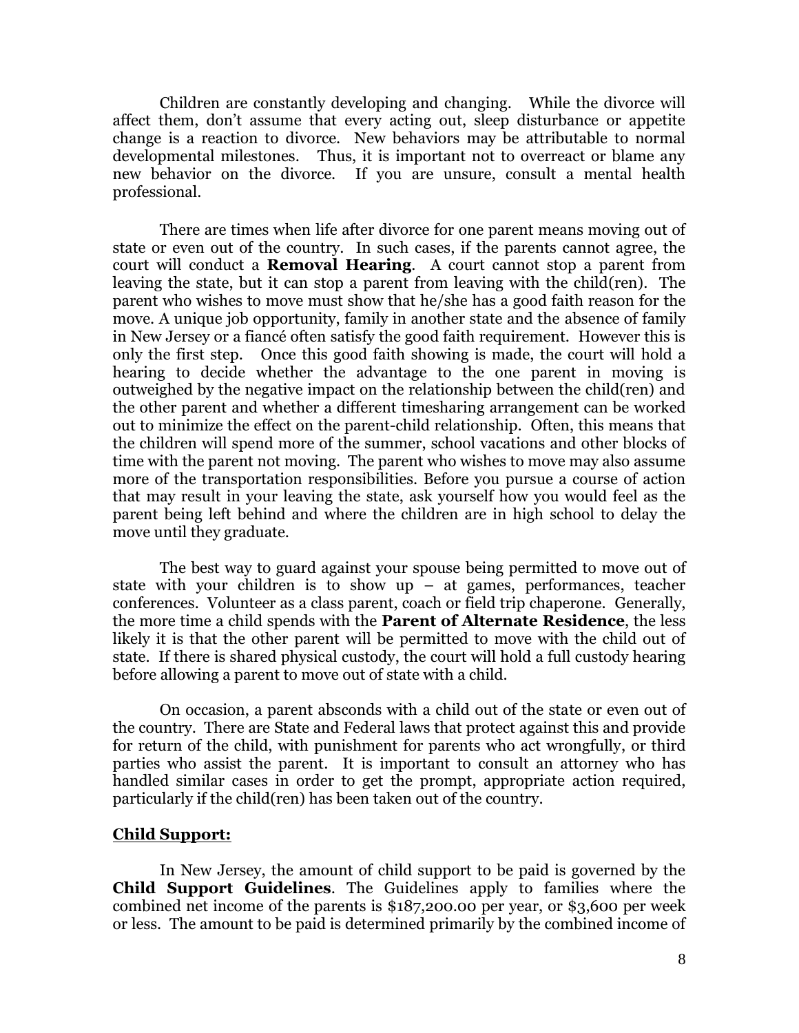Children are constantly developing and changing. While the divorce will affect them, don't assume that every acting out, sleep disturbance or appetite change is a reaction to divorce. New behaviors may be attributable to normal developmental milestones. Thus, it is important not to overreact or blame any new behavior on the divorce. If you are unsure, consult a mental health professional.

There are times when life after divorce for one parent means moving out of state or even out of the country. In such cases, if the parents cannot agree, the court will conduct a **Removal Hearing**. A court cannot stop a parent from leaving the state, but it can stop a parent from leaving with the child(ren). The parent who wishes to move must show that he/she has a good faith reason for the move. A unique job opportunity, family in another state and the absence of family in New Jersey or a fiancé often satisfy the good faith requirement. However this is only the first step. Once this good faith showing is made, the court will hold a hearing to decide whether the advantage to the one parent in moving is outweighed by the negative impact on the relationship between the child(ren) and the other parent and whether a different timesharing arrangement can be worked out to minimize the effect on the parent-child relationship. Often, this means that the children will spend more of the summer, school vacations and other blocks of time with the parent not moving. The parent who wishes to move may also assume more of the transportation responsibilities. Before you pursue a course of action that may result in your leaving the state, ask yourself how you would feel as the parent being left behind and where the children are in high school to delay the move until they graduate.

The best way to guard against your spouse being permitted to move out of state with your children is to show up – at games, performances, teacher conferences. Volunteer as a class parent, coach or field trip chaperone. Generally, the more time a child spends with the **Parent of Alternate Residence**, the less likely it is that the other parent will be permitted to move with the child out of state. If there is shared physical custody, the court will hold a full custody hearing before allowing a parent to move out of state with a child.

On occasion, a parent absconds with a child out of the state or even out of the country. There are State and Federal laws that protect against this and provide for return of the child, with punishment for parents who act wrongfully, or third parties who assist the parent. It is important to consult an attorney who has handled similar cases in order to get the prompt, appropriate action required, particularly if the child(ren) has been taken out of the country.

## Child Support:

In New Jersey, the amount of child support to be paid is governed by the **Child Support Guidelines**. The Guidelines apply to families where the combined net income of the parents is $187,200.00 per year, or $3,600 per week or less. The amount to be paid is determined primarily by the combined income of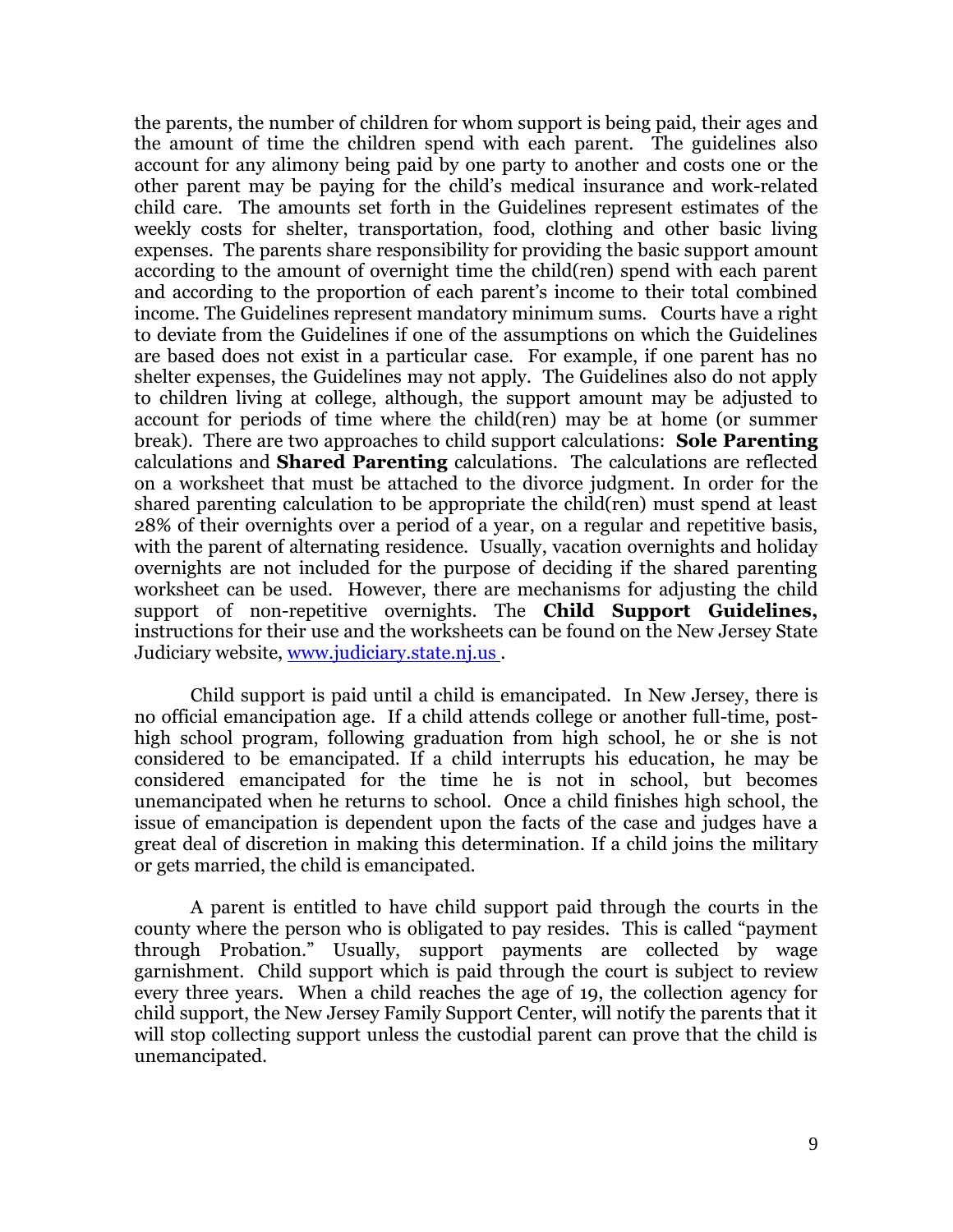the parents, the number of children for whom support is being paid, their ages and the amount of time the children spend with each parent. The guidelines also account for any alimony being paid by one party to another and costs one or the other parent may be paying for the child's medical insurance and work-related child care. The amounts set forth in the Guidelines represent estimates of the weekly costs for shelter, transportation, food, clothing and other basic living expenses. The parents share responsibility for providing the basic support amount according to the amount of overnight time the child(ren) spend with each parent and according to the proportion of each parent's income to their total combined income. The Guidelines represent mandatory minimum sums. Courts have a right to deviate from the Guidelines if one of the assumptions on which the Guidelines are based does not exist in a particular case. For example, if one parent has no shelter expenses, the Guidelines may not apply. The Guidelines also do not apply to children living at college, although, the support amount may be adjusted to account for periods of time where the child(ren) may be at home (or summer break). There are two approaches to child support calculations: **Sole Parenting** calculations and **Shared Parenting** calculations. The calculations are reflected on a worksheet that must be attached to the divorce judgment. In order for the shared parenting calculation to be appropriate the child(ren) must spend at least 28% of their overnights over a period of a year, on a regular and repetitive basis, with the parent of alternating residence. Usually, vacation overnights and holiday overnights are not included for the purpose of deciding if the shared parenting worksheet can be used. However, there are mechanisms for adjusting the child support of non-repetitive overnights. The **Child Support Guidelines,** instructions for their use and the worksheets can be found on the New Jersey State Judiciary website, [www.judiciary.state.nj.us](http://www.judiciary.state.nj.us) .

Child support is paid until a child is emancipated. In New Jersey, there is no official emancipation age. If a child attends college or another full-time, post-high school program, following graduation from high school, he or she is not considered to be emancipated. If a child interrupts his education, he may be considered emancipated for the time he is not in school, but becomes unemancipated when he returns to school. Once a child finishes high school, the issue of emancipation is dependent upon the facts of the case and judges have a great deal of discretion in making this determination. If a child joins the military or gets married, the child is emancipated.

A parent is entitled to have child support paid through the courts in the county where the person who is obligated to pay resides. This is called "payment through Probation." Usually, support payments are collected by wage garnishment. Child support which is paid through the court is subject to review every three years. When a child reaches the age of 19, the collection agency for child support, the New Jersey Family Support Center, will notify the parents that it will stop collecting support unless the custodial parent can prove that the child is unemancipated.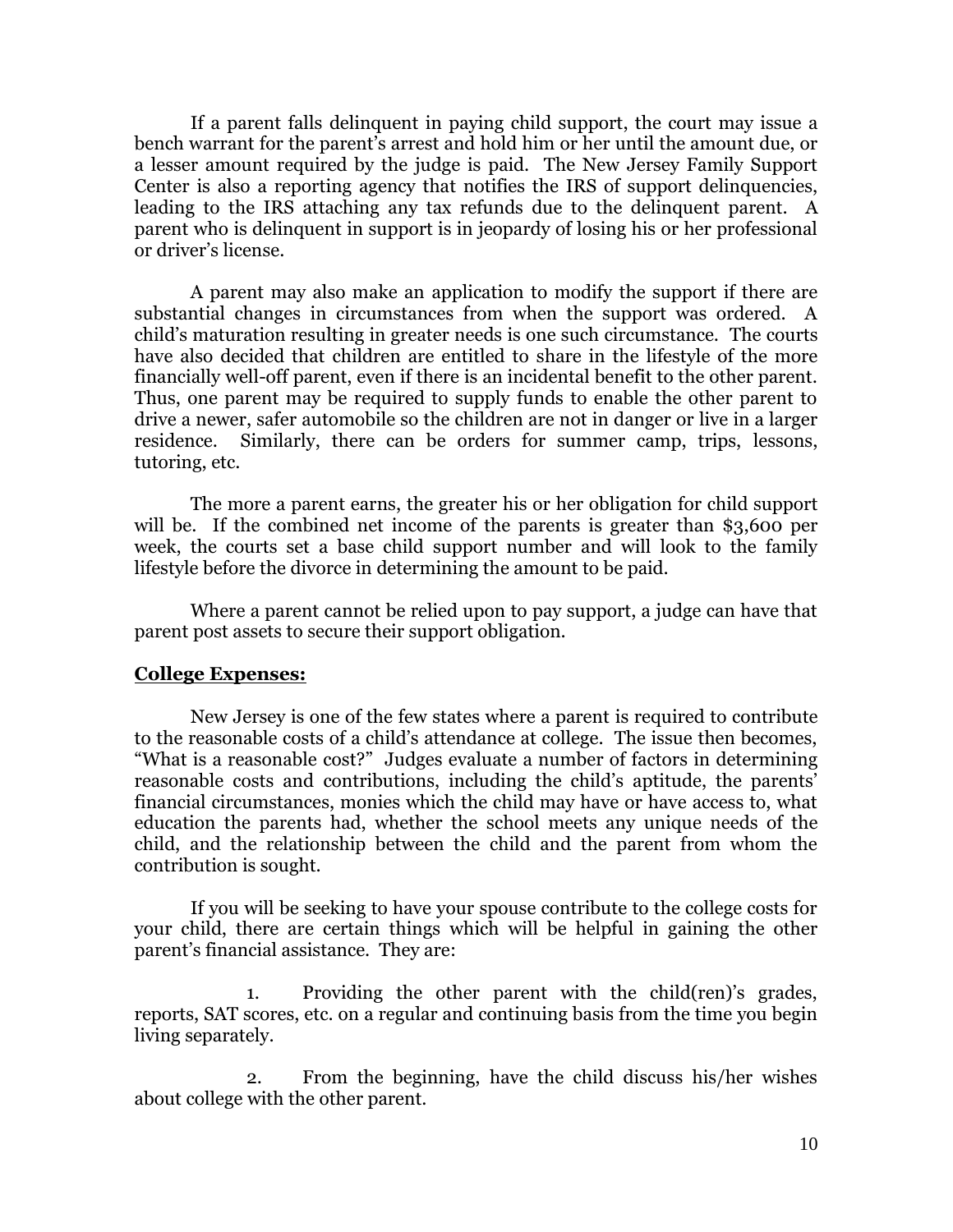If a parent falls delinquent in paying child support, the court may issue a bench warrant for the parent's arrest and hold him or her until the amount due, or a lesser amount required by the judge is paid. The New Jersey Family Support Center is also a reporting agency that notifies the IRS of support delinquencies, leading to the IRS attaching any tax refunds due to the delinquent parent. A parent who is delinquent in support is in jeopardy of losing his or her professional or driver's license.

A parent may also make an application to modify the support if there are substantial changes in circumstances from when the support was ordered. A child's maturation resulting in greater needs is one such circumstance. The courts have also decided that children are entitled to share in the lifestyle of the more financially well-off parent, even if there is an incidental benefit to the other parent. Thus, one parent may be required to supply funds to enable the other parent to drive a newer, safer automobile so the children are not in danger or live in a larger residence. Similarly, there can be orders for summer camp, trips, lessons, tutoring, etc.

The more a parent earns, the greater his or her obligation for child support will be. If the combined net income of the parents is greater than $3,600 per week, the courts set a base child support number and will look to the family lifestyle before the divorce in determining the amount to be paid.

Where a parent cannot be relied upon to pay support, a judge can have that parent post assets to secure their support obligation.

**College Expenses:**

New Jersey is one of the few states where a parent is required to contribute to the reasonable costs of a child's attendance at college. The issue then becomes, "What is a reasonable cost?" Judges evaluate a number of factors in determining reasonable costs and contributions, including the child's aptitude, the parents' financial circumstances, monies which the child may have or have access to, what education the parents had, whether the school meets any unique needs of the child, and the relationship between the child and the parent from whom the contribution is sought.

If you will be seeking to have your spouse contribute to the college costs for your child, there are certain things which will be helpful in gaining the other parent's financial assistance. They are:

1. Providing the other parent with the child(ren)'s grades, reports, SAT scores, etc. on a regular and continuing basis from the time you begin living separately.

2. From the beginning, have the child discuss his/her wishes about college with the other parent.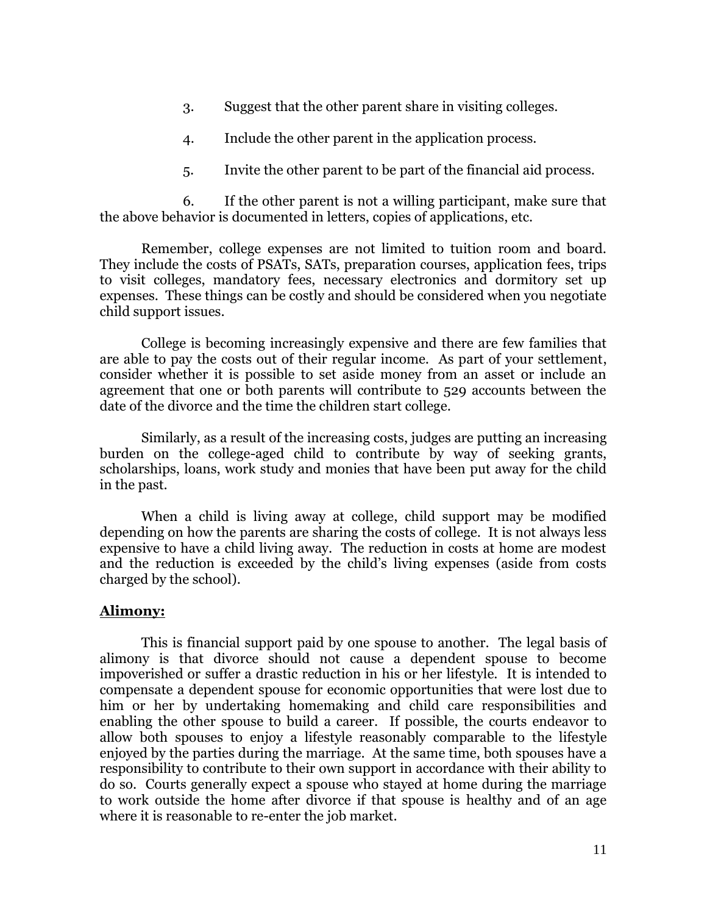3. Suggest that the other parent share in visiting colleges.

4. Include the other parent in the application process.

5. Invite the other parent to be part of the financial aid process.

6. If the other parent is not a willing participant, make sure that the above behavior is documented in letters, copies of applications, etc.

Remember, college expenses are not limited to tuition room and board. They include the costs of PSATs, SATs, preparation courses, application fees, trips to visit colleges, mandatory fees, necessary electronics and dormitory set up expenses. These things can be costly and should be considered when you negotiate child support issues.

College is becoming increasingly expensive and there are few families that are able to pay the costs out of their regular income. As part of your settlement, consider whether it is possible to set aside money from an asset or include an agreement that one or both parents will contribute to 529 accounts between the date of the divorce and the time the children start college.

Similarly, as a result of the increasing costs, judges are putting an increasing burden on the college-aged child to contribute by way of seeking grants, scholarships, loans, work study and monies that have been put away for the child in the past.

When a child is living away at college, child support may be modified depending on how the parents are sharing the costs of college. It is not always less expensive to have a child living away. The reduction in costs at home are modest and the reduction is exceeded by the child's living expenses (aside from costs charged by the school).

## **Alimony:**

This is financial support paid by one spouse to another. The legal basis of alimony is that divorce should not cause a dependent spouse to become impoverished or suffer a drastic reduction in his or her lifestyle. It is intended to compensate a dependent spouse for economic opportunities that were lost due to him or her by undertaking homemaking and child care responsibilities and enabling the other spouse to build a career. If possible, the courts endeavor to allow both spouses to enjoy a lifestyle reasonably comparable to the lifestyle enjoyed by the parties during the marriage. At the same time, both spouses have a responsibility to contribute to their own support in accordance with their ability to do so. Courts generally expect a spouse who stayed at home during the marriage to work outside the home after divorce if that spouse is healthy and of an age where it is reasonable to re-enter the job market.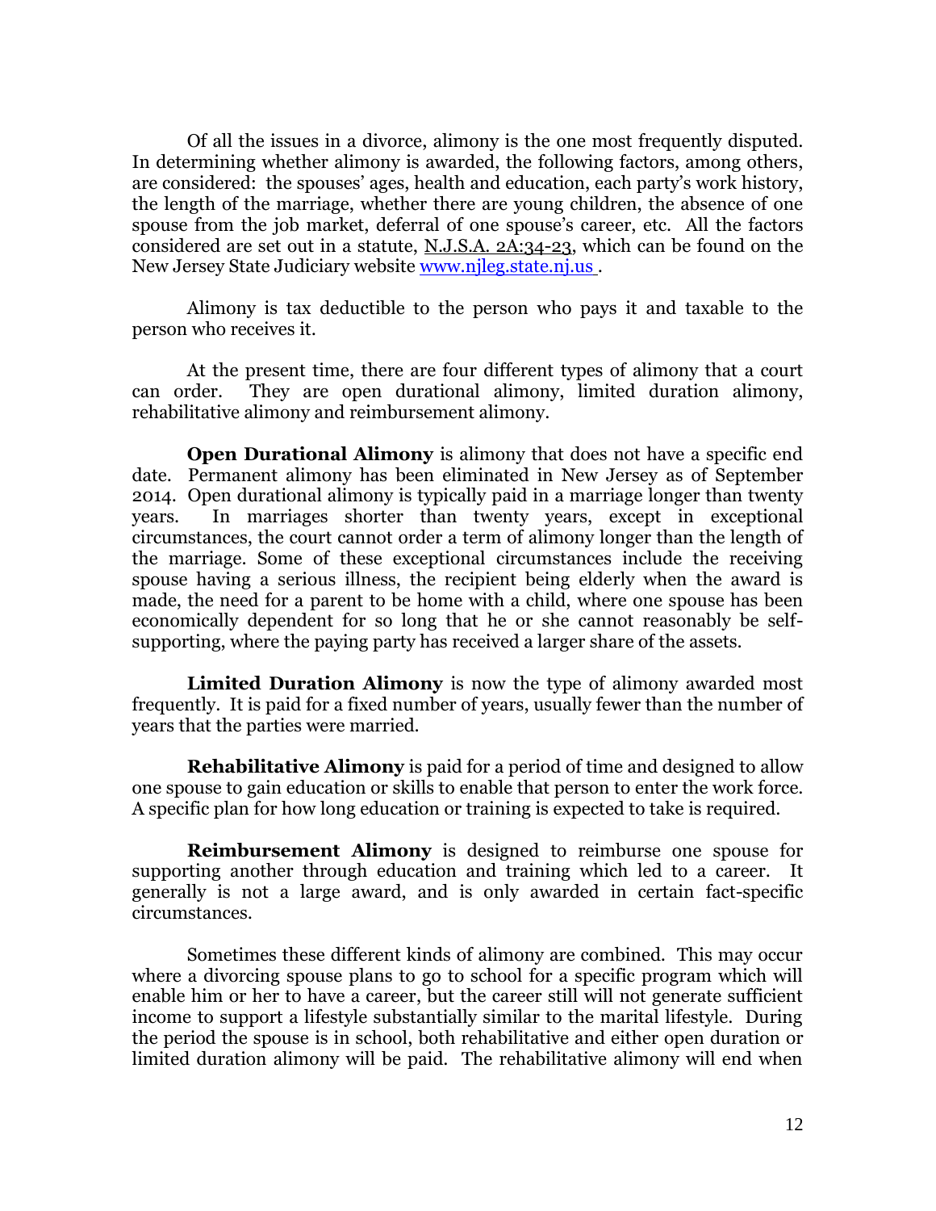Of all the issues in a divorce, alimony is the one most frequently disputed. In determining whether alimony is awarded, the following factors, among others, are considered: the spouses' ages, health and education, each party's work history, the length of the marriage, whether there are young children, the absence of one spouse from the job market, deferral of one spouse's career, etc. All the factors considered are set out in a statute, N.J.S.A. 2A:34-23, which can be found on the New Jersey State Judiciary website [www.njleg.state.nj.us](http://www.njleg.state.nj.us) .

Alimony is tax deductible to the person who pays it and taxable to the person who receives it.

At the present time, there are four different types of alimony that a court can order. They are open durational alimony, limited duration alimony, rehabilitative alimony and reimbursement alimony.

**Open Durational Alimony** is alimony that does not have a specific end date. Permanent alimony has been eliminated in New Jersey as of September 2014. Open durational alimony is typically paid in a marriage longer than twenty years. In marriages shorter than twenty years, except in exceptional circumstances, the court cannot order a term of alimony longer than the length of the marriage. Some of these exceptional circumstances include the receiving spouse having a serious illness, the recipient being elderly when the award is made, the need for a parent to be home with a child, where one spouse has been economically dependent for so long that he or she cannot reasonably be self-supporting, where the paying party has received a larger share of the assets.

**Limited Duration Alimony** is now the type of alimony awarded most frequently. It is paid for a fixed number of years, usually fewer than the number of years that the parties were married.

**Rehabilitative Alimony** is paid for a period of time and designed to allow one spouse to gain education or skills to enable that person to enter the work force. A specific plan for how long education or training is expected to take is required.

**Reimbursement Alimony** is designed to reimburse one spouse for supporting another through education and training which led to a career. It generally is not a large award, and is only awarded in certain fact-specific circumstances.

Sometimes these different kinds of alimony are combined. This may occur where a divorcing spouse plans to go to school for a specific program which will enable him or her to have a career, but the career still will not generate sufficient income to support a lifestyle substantially similar to the marital lifestyle. During the period the spouse is in school, both rehabilitative and either open duration or limited duration alimony will be paid. The rehabilitative alimony will end when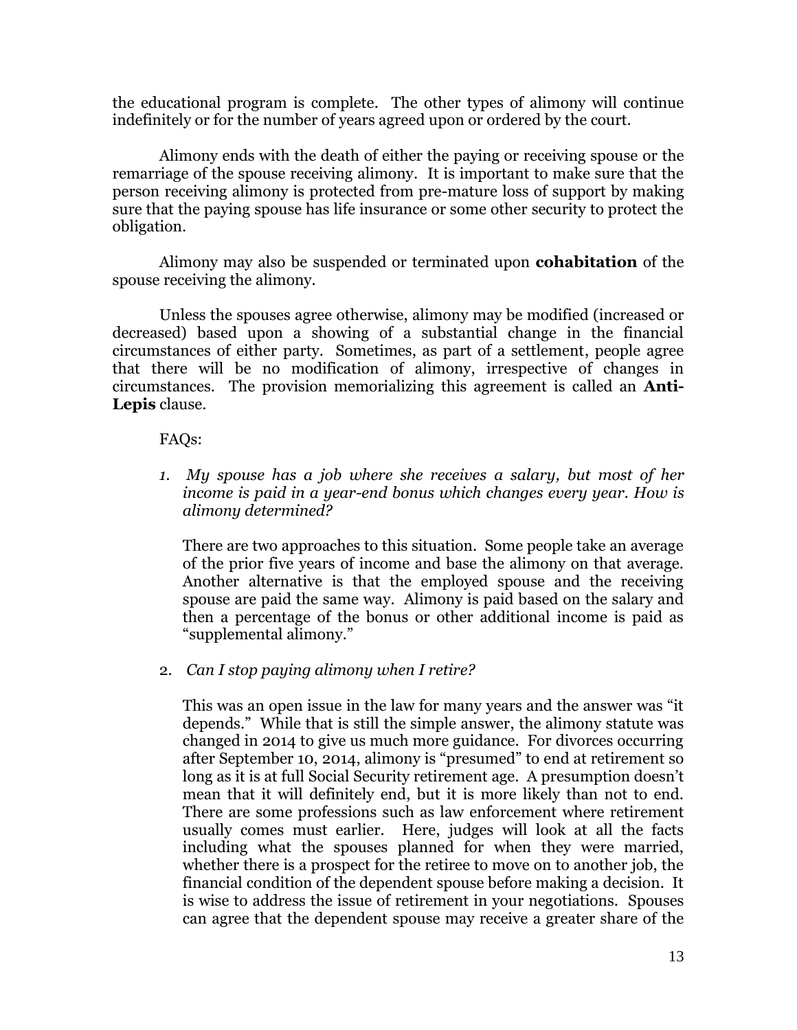the educational program is complete. The other types of alimony will continue indefinitely or for the number of years agreed upon or ordered by the court.

Alimony ends with the death of either the paying or receiving spouse or the remarriage of the spouse receiving alimony. It is important to make sure that the person receiving alimony is protected from pre-mature loss of support by making sure that the paying spouse has life insurance or some other security to protect the obligation.

Alimony may also be suspended or terminated upon **cohabitation** of the spouse receiving the alimony.

Unless the spouses agree otherwise, alimony may be modified (increased or decreased) based upon a showing of a substantial change in the financial circumstances of either party. Sometimes, as part of a settlement, people agree that there will be no modification of alimony, irrespective of changes in circumstances. The provision memorializing this agreement is called an **Anti-Lepis** clause.

FAQs:

1. *My spouse has a job where she receives a salary, but most of her income is paid in a year-end bonus which changes every year. How is alimony determined?*

   There are two approaches to this situation. Some people take an average of the prior five years of income and base the alimony on that average. Another alternative is that the employed spouse and the receiving spouse are paid the same way. Alimony is paid based on the salary and then a percentage of the bonus or other additional income is paid as "supplemental alimony."

2. *Can I stop paying alimony when I retire?*

   This was an open issue in the law for many years and the answer was "it depends." While that is still the simple answer, the alimony statute was changed in 2014 to give us much more guidance. For divorces occurring after September 10, 2014, alimony is "presumed" to end at retirement so long as it is at full Social Security retirement age. A presumption doesn't mean that it will definitely end, but it is more likely than not to end. There are some professions such as law enforcement where retirement usually comes must earlier. Here, judges will look at all the facts including what the spouses planned for when they were married, whether there is a prospect for the retiree to move on to another job, the financial condition of the dependent spouse before making a decision. It is wise to address the issue of retirement in your negotiations. Spouses can agree that the dependent spouse may receive a greater share of the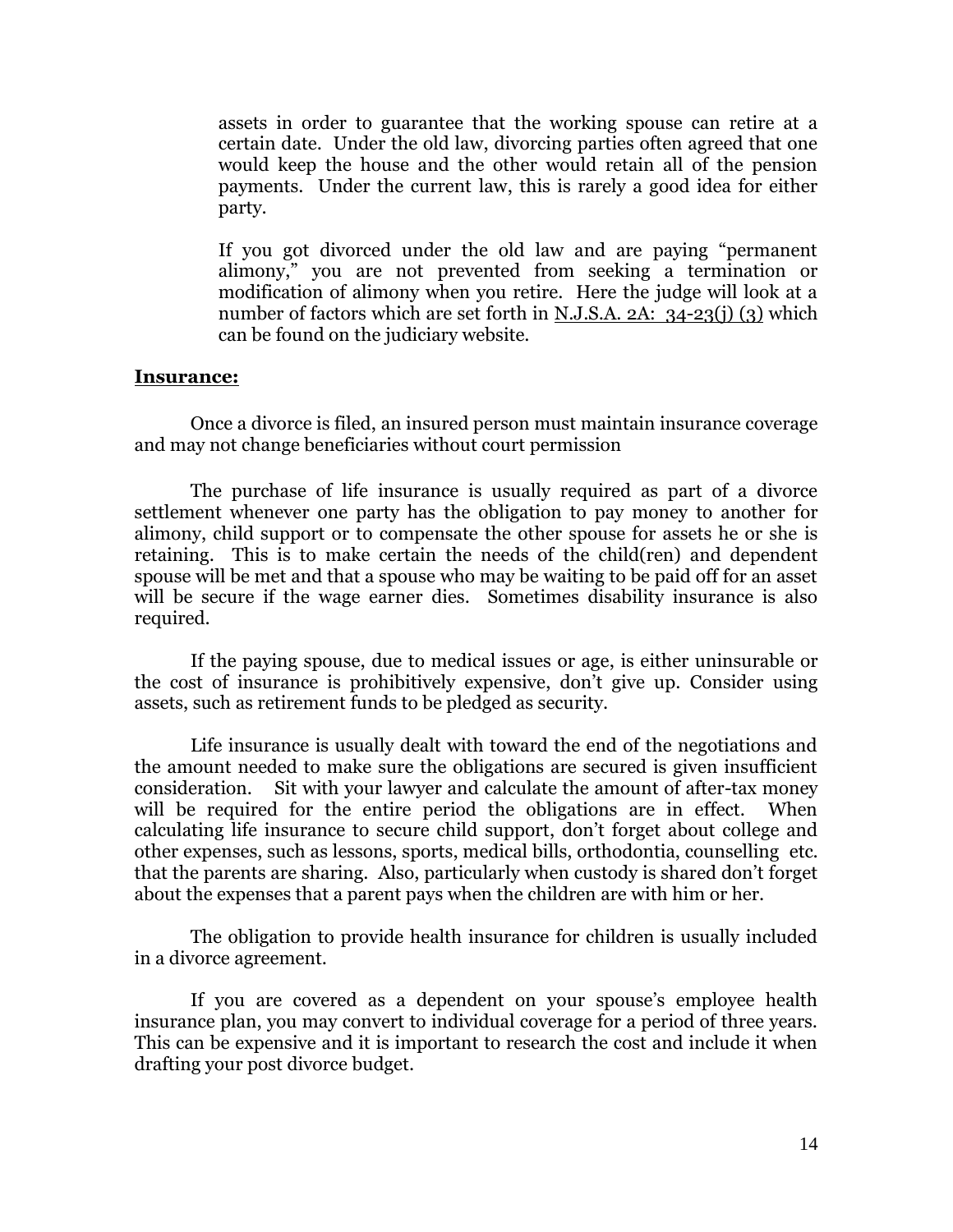assets in order to guarantee that the working spouse can retire at a certain date. Under the old law, divorcing parties often agreed that one would keep the house and the other would retain all of the pension payments. Under the current law, this is rarely a good idea for either party.

If you got divorced under the old law and are paying "permanent alimony," you are not prevented from seeking a termination or modification of alimony when you retire. Here the judge will look at a number of factors which are set forth in N.J.S.A. 2A: 34-23(j) (3) which can be found on the judiciary website.

**Insurance:**

Once a divorce is filed, an insured person must maintain insurance coverage and may not change beneficiaries without court permission

The purchase of life insurance is usually required as part of a divorce settlement whenever one party has the obligation to pay money to another for alimony, child support or to compensate the other spouse for assets he or she is retaining. This is to make certain the needs of the child(ren) and dependent spouse will be met and that a spouse who may be waiting to be paid off for an asset will be secure if the wage earner dies. Sometimes disability insurance is also required.

If the paying spouse, due to medical issues or age, is either uninsurable or the cost of insurance is prohibitively expensive, don't give up. Consider using assets, such as retirement funds to be pledged as security.

Life insurance is usually dealt with toward the end of the negotiations and the amount needed to make sure the obligations are secured is given insufficient consideration. Sit with your lawyer and calculate the amount of after-tax money will be required for the entire period the obligations are in effect. When calculating life insurance to secure child support, don't forget about college and other expenses, such as lessons, sports, medical bills, orthodontia, counselling etc. that the parents are sharing. Also, particularly when custody is shared don't forget about the expenses that a parent pays when the children are with him or her.

The obligation to provide health insurance for children is usually included in a divorce agreement.

If you are covered as a dependent on your spouse's employee health insurance plan, you may convert to individual coverage for a period of three years. This can be expensive and it is important to research the cost and include it when drafting your post divorce budget.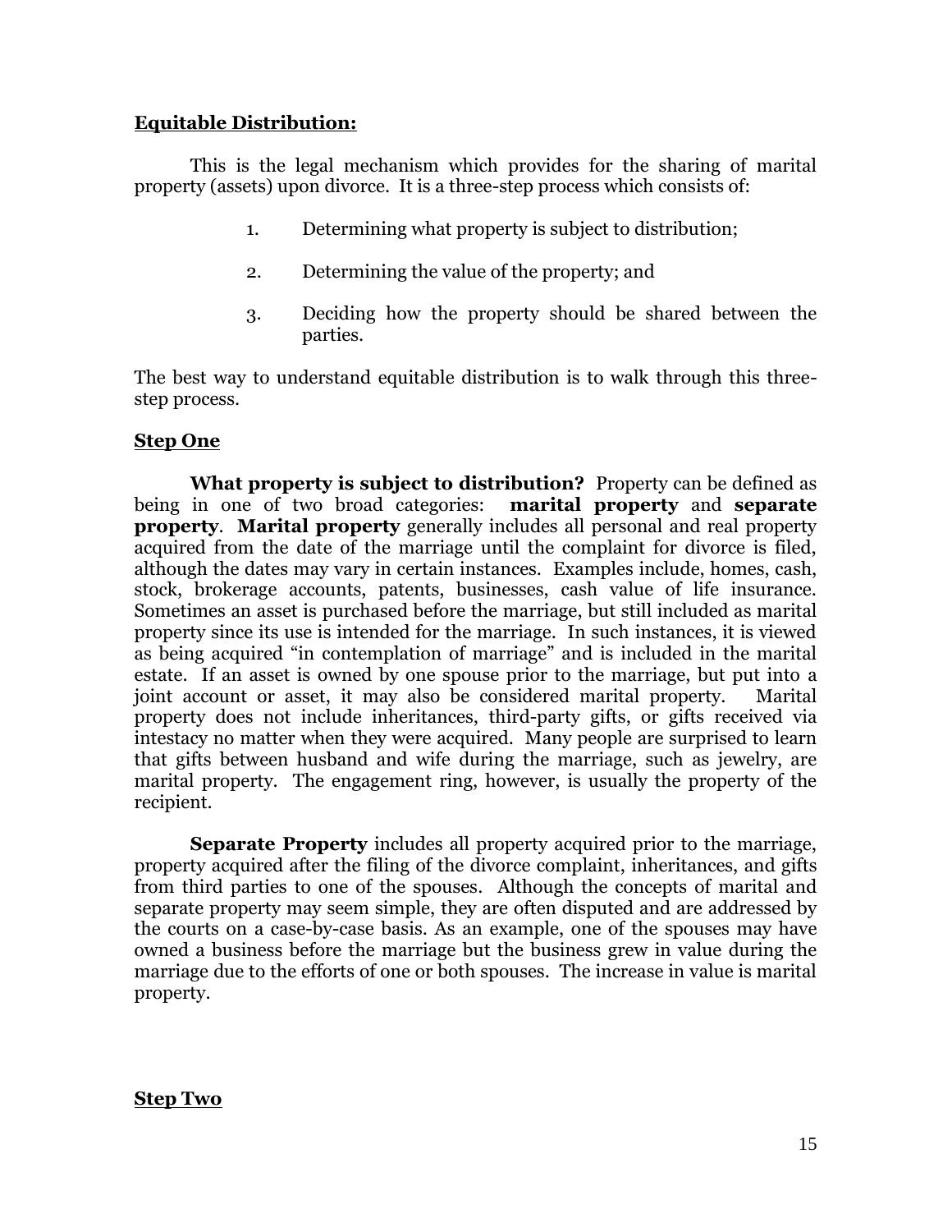**Equitable Distribution:**

This is the legal mechanism which provides for the sharing of marital property (assets) upon divorce. It is a three-step process which consists of:

1. Determining what property is subject to distribution;

2. Determining the value of the property; and

3. Deciding how the property should be shared between the parties.

The best way to understand equitable distribution is to walk through this three-step process.

**Step One**

**What property is subject to distribution?** Property can be defined as being in one of two broad categories: **marital property** and **separate property**. **Marital property** generally includes all personal and real property acquired from the date of the marriage until the complaint for divorce is filed, although the dates may vary in certain instances. Examples include, homes, cash, stock, brokerage accounts, patents, businesses, cash value of life insurance. Sometimes an asset is purchased before the marriage, but still included as marital property since its use is intended for the marriage. In such instances, it is viewed as being acquired "in contemplation of marriage" and is included in the marital estate. If an asset is owned by one spouse prior to the marriage, but put into a joint account or asset, it may also be considered marital property. Marital property does not include inheritances, third-party gifts, or gifts received via intestacy no matter when they were acquired. Many people are surprised to learn that gifts between husband and wife during the marriage, such as jewelry, are marital property. The engagement ring, however, is usually the property of the recipient.

**Separate Property** includes all property acquired prior to the marriage, property acquired after the filing of the divorce complaint, inheritances, and gifts from third parties to one of the spouses. Although the concepts of marital and separate property may seem simple, they are often disputed and are addressed by the courts on a case-by-case basis. As an example, one of the spouses may have owned a business before the marriage but the business grew in value during the marriage due to the efforts of one or both spouses. The increase in value is marital property.

**Step Two**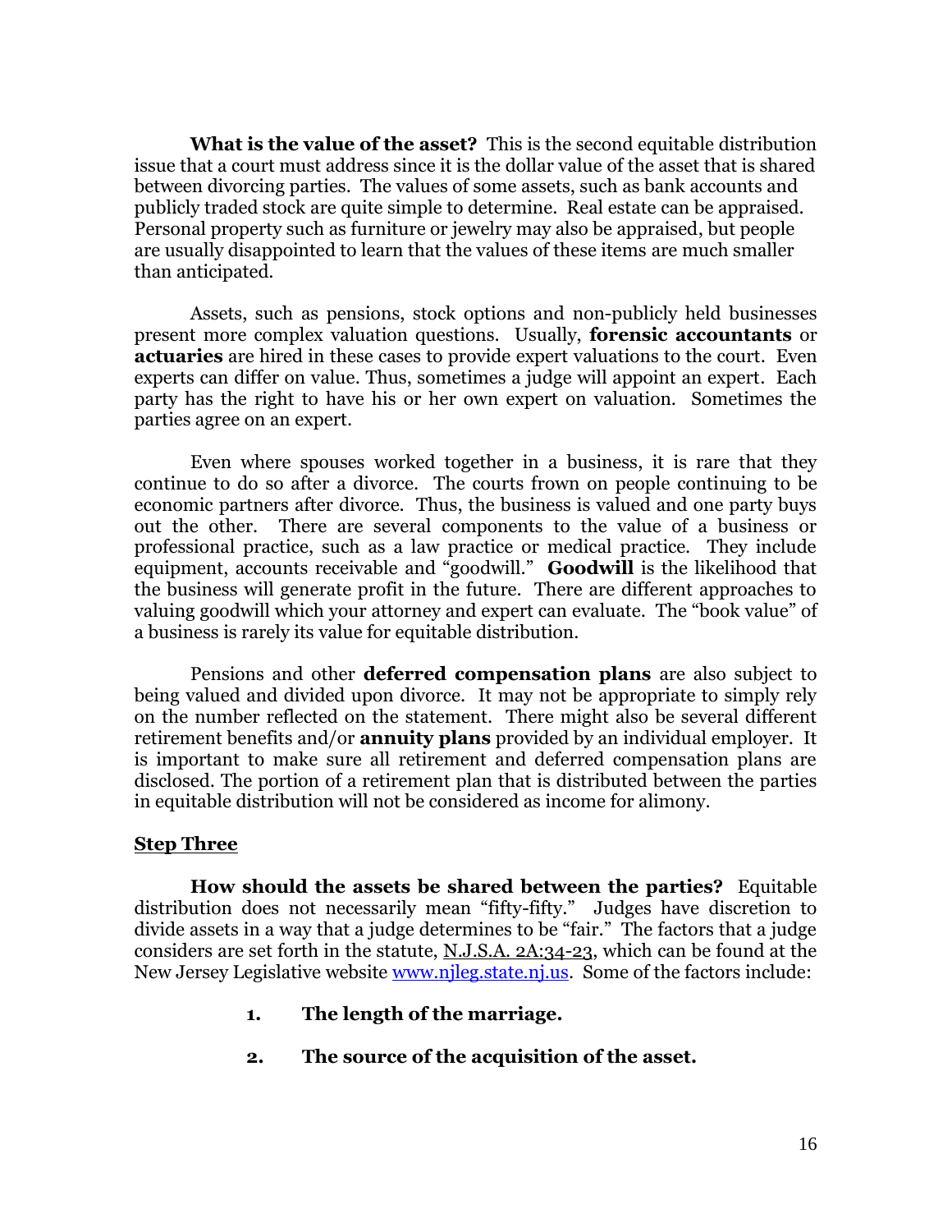**What is the value of the asset?** This is the second equitable distribution issue that a court must address since it is the dollar value of the asset that is shared between divorcing parties. The values of some assets, such as bank accounts and publicly traded stock are quite simple to determine. Real estate can be appraised. Personal property such as furniture or jewelry may also be appraised, but people are usually disappointed to learn that the values of these items are much smaller than anticipated.

Assets, such as pensions, stock options and non-publicly held businesses present more complex valuation questions. Usually, **forensic accountants** or **actuaries** are hired in these cases to provide expert valuations to the court. Even experts can differ on value. Thus, sometimes a judge will appoint an expert. Each party has the right to have his or her own expert on valuation. Sometimes the parties agree on an expert.

Even where spouses worked together in a business, it is rare that they continue to do so after a divorce. The courts frown on people continuing to be economic partners after divorce. Thus, the business is valued and one party buys out the other. There are several components to the value of a business or professional practice, such as a law practice or medical practice. They include equipment, accounts receivable and "goodwill." **Goodwill** is the likelihood that the business will generate profit in the future. There are different approaches to valuing goodwill which your attorney and expert can evaluate. The "book value" of a business is rarely its value for equitable distribution.

Pensions and other **deferred compensation plans** are also subject to being valued and divided upon divorce. It may not be appropriate to simply rely on the number reflected on the statement. There might also be several different retirement benefits and/or **annuity plans** provided by an individual employer. It is important to make sure all retirement and deferred compensation plans are disclosed. The portion of a retirement plan that is distributed between the parties in equitable distribution will not be considered as income for alimony.

## Step Three

**How should the assets be shared between the parties?** Equitable distribution does not necessarily mean "fifty-fifty." Judges have discretion to divide assets in a way that a judge determines to be "fair." The factors that a judge considers are set forth in the statute, N.J.S.A. 2A:34-23, which can be found at the New Jersey Legislative website www.njleg.state.nj.us. Some of the factors include:

1. **The length of the marriage.**

2. **The source of the acquisition of the asset.**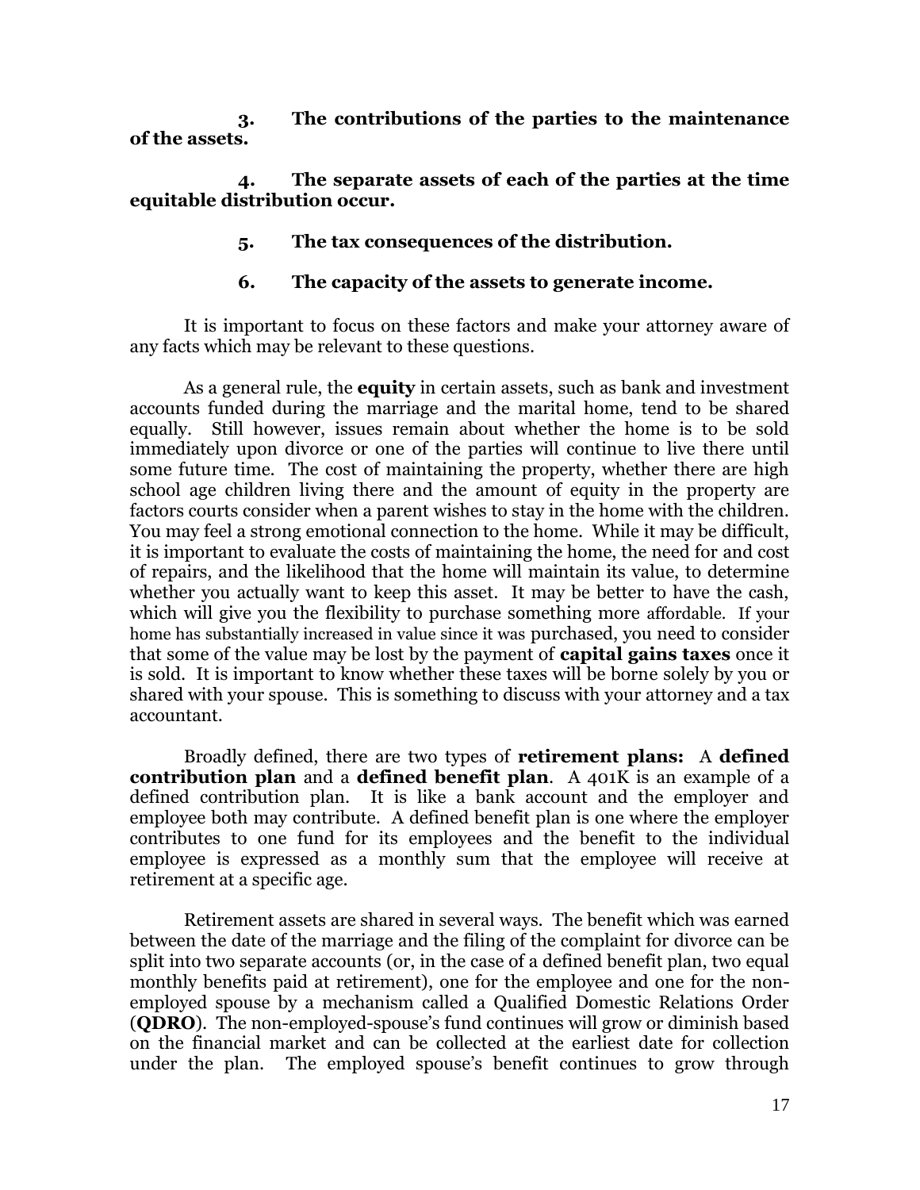**3. The contributions of the parties to the maintenance of the assets.**

**4. The separate assets of each of the parties at the time equitable distribution occur.**

**5. The tax consequences of the distribution.**

**6. The capacity of the assets to generate income.**

It is important to focus on these factors and make your attorney aware of any facts which may be relevant to these questions.

As a general rule, the **equity** in certain assets, such as bank and investment accounts funded during the marriage and the marital home, tend to be shared equally. Still however, issues remain about whether the home is to be sold immediately upon divorce or one of the parties will continue to live there until some future time. The cost of maintaining the property, whether there are high school age children living there and the amount of equity in the property are factors courts consider when a parent wishes to stay in the home with the children. You may feel a strong emotional connection to the home. While it may be difficult, it is important to evaluate the costs of maintaining the home, the need for and cost of repairs, and the likelihood that the home will maintain its value, to determine whether you actually want to keep this asset. It may be better to have the cash, which will give you the flexibility to purchase something more affordable. If your home has substantially increased in value since it was purchased, you need to consider that some of the value may be lost by the payment of **capital gains taxes** once it is sold. It is important to know whether these taxes will be borne solely by you or shared with your spouse. This is something to discuss with your attorney and a tax accountant.

Broadly defined, there are two types of **retirement plans:** A **defined contribution plan** and a **defined benefit plan**. A 401K is an example of a defined contribution plan. It is like a bank account and the employer and employee both may contribute. A defined benefit plan is one where the employer contributes to one fund for its employees and the benefit to the individual employee is expressed as a monthly sum that the employee will receive at retirement at a specific age.

Retirement assets are shared in several ways. The benefit which was earned between the date of the marriage and the filing of the complaint for divorce can be split into two separate accounts (or, in the case of a defined benefit plan, two equal monthly benefits paid at retirement), one for the employee and one for the non-employed spouse by a mechanism called a Qualified Domestic Relations Order (**QDRO**). The non-employed-spouse's fund continues will grow or diminish based on the financial market and can be collected at the earliest date for collection under the plan. The employed spouse's benefit continues to grow through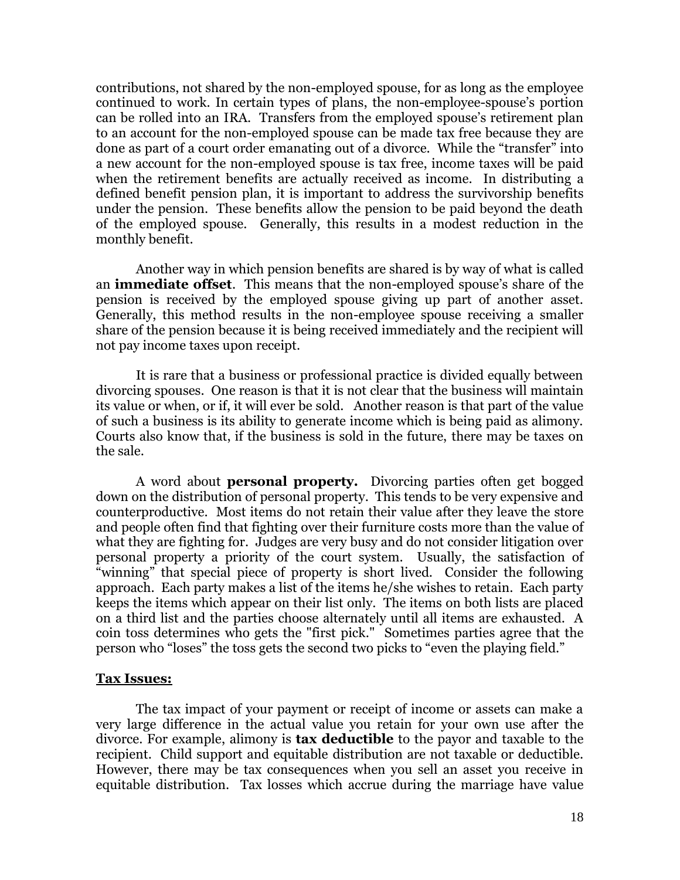contributions, not shared by the non-employed spouse, for as long as the employee continued to work. In certain types of plans, the non-employee-spouse's portion can be rolled into an IRA. Transfers from the employed spouse's retirement plan to an account for the non-employed spouse can be made tax free because they are done as part of a court order emanating out of a divorce. While the "transfer" into a new account for the non-employed spouse is tax free, income taxes will be paid when the retirement benefits are actually received as income. In distributing a defined benefit pension plan, it is important to address the survivorship benefits under the pension. These benefits allow the pension to be paid beyond the death of the employed spouse. Generally, this results in a modest reduction in the monthly benefit.

Another way in which pension benefits are shared is by way of what is called an **immediate offset**. This means that the non-employed spouse's share of the pension is received by the employed spouse giving up part of another asset. Generally, this method results in the non-employee spouse receiving a smaller share of the pension because it is being received immediately and the recipient will not pay income taxes upon receipt.

It is rare that a business or professional practice is divided equally between divorcing spouses. One reason is that it is not clear that the business will maintain its value or when, or if, it will ever be sold. Another reason is that part of the value of such a business is its ability to generate income which is being paid as alimony. Courts also know that, if the business is sold in the future, there may be taxes on the sale.

A word about **personal property.** Divorcing parties often get bogged down on the distribution of personal property. This tends to be very expensive and counterproductive. Most items do not retain their value after they leave the store and people often find that fighting over their furniture costs more than the value of what they are fighting for. Judges are very busy and do not consider litigation over personal property a priority of the court system. Usually, the satisfaction of "winning" that special piece of property is short lived. Consider the following approach. Each party makes a list of the items he/she wishes to retain. Each party keeps the items which appear on their list only. The items on both lists are placed on a third list and the parties choose alternately until all items are exhausted. A coin toss determines who gets the "first pick." Sometimes parties agree that the person who "loses" the toss gets the second two picks to "even the playing field."

## Tax Issues:

The tax impact of your payment or receipt of income or assets can make a very large difference in the actual value you retain for your own use after the divorce. For example, alimony is **tax deductible** to the payor and taxable to the recipient. Child support and equitable distribution are not taxable or deductible. However, there may be tax consequences when you sell an asset you receive in equitable distribution. Tax losses which accrue during the marriage have value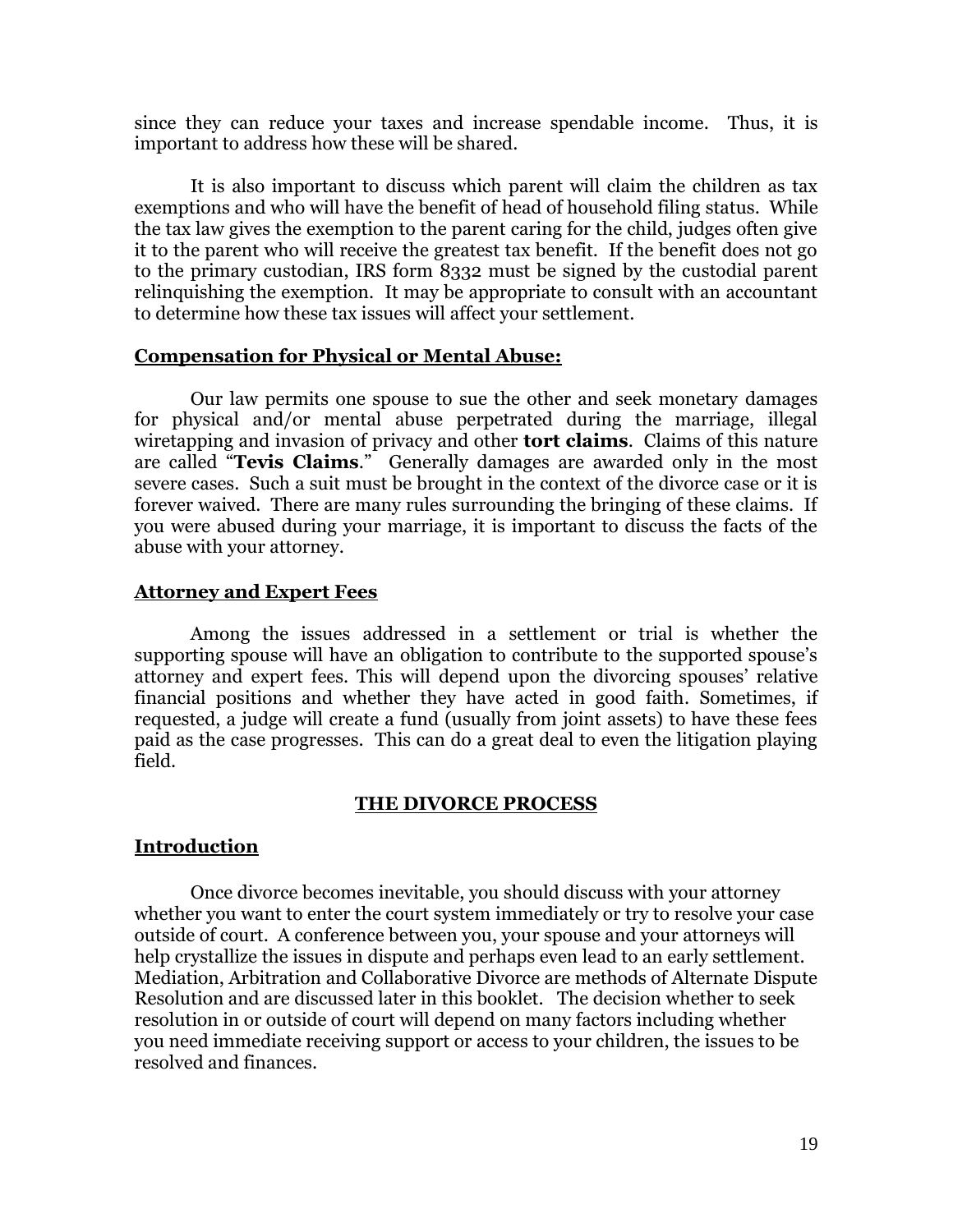since they can reduce your taxes and increase spendable income. Thus, it is important to address how these will be shared.

It is also important to discuss which parent will claim the children as tax exemptions and who will have the benefit of head of household filing status. While the tax law gives the exemption to the parent caring for the child, judges often give it to the parent who will receive the greatest tax benefit. If the benefit does not go to the primary custodian, IRS form 8332 must be signed by the custodial parent relinquishing the exemption. It may be appropriate to consult with an accountant to determine how these tax issues will affect your settlement.

## Compensation for Physical or Mental Abuse:

Our law permits one spouse to sue the other and seek monetary damages for physical and/or mental abuse perpetrated during the marriage, illegal wiretapping and invasion of privacy and other **tort claims**. Claims of this nature are called "**Tevis Claims**." Generally damages are awarded only in the most severe cases. Such a suit must be brought in the context of the divorce case or it is forever waived. There are many rules surrounding the bringing of these claims. If you were abused during your marriage, it is important to discuss the facts of the abuse with your attorney.

## Attorney and Expert Fees

Among the issues addressed in a settlement or trial is whether the supporting spouse will have an obligation to contribute to the supported spouse's attorney and expert fees. This will depend upon the divorcing spouses' relative financial positions and whether they have acted in good faith. Sometimes, if requested, a judge will create a fund (usually from joint assets) to have these fees paid as the case progresses. This can do a great deal to even the litigation playing field.

# THE DIVORCE PROCESS

## Introduction

Once divorce becomes inevitable, you should discuss with your attorney whether you want to enter the court system immediately or try to resolve your case outside of court. A conference between you, your spouse and your attorneys will help crystallize the issues in dispute and perhaps even lead to an early settlement. Mediation, Arbitration and Collaborative Divorce are methods of Alternate Dispute Resolution and are discussed later in this booklet. The decision whether to seek resolution in or outside of court will depend on many factors including whether you need immediate receiving support or access to your children, the issues to be resolved and finances.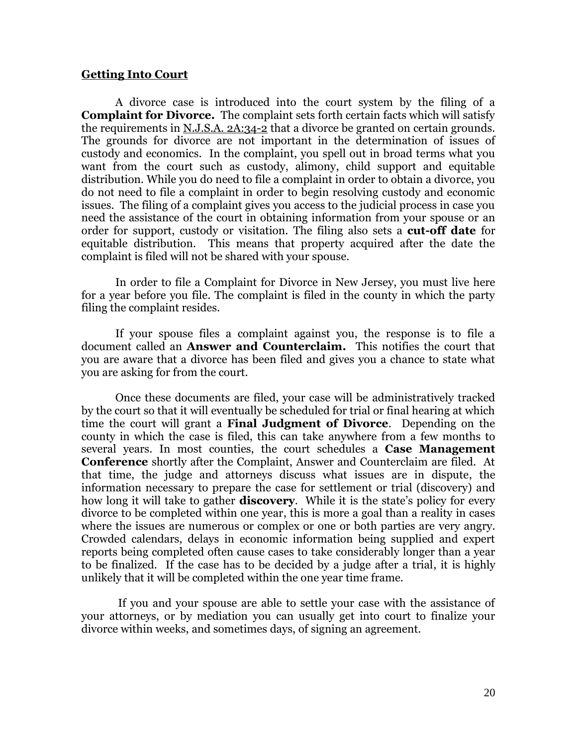## <u>Getting Into Court</u>

A divorce case is introduced into the court system by the filing of a **Complaint for Divorce.** The complaint sets forth certain facts which will satisfy the requirements in <u>N.J.S.A. 2A:34-2</u> that a divorce be granted on certain grounds. The grounds for divorce are not important in the determination of issues of custody and economics. In the complaint, you spell out in broad terms what you want from the court such as custody, alimony, child support and equitable distribution. While you do need to file a complaint in order to obtain a divorce, you do not need to file a complaint in order to begin resolving custody and economic issues. The filing of a complaint gives you access to the judicial process in case you need the assistance of the court in obtaining information from your spouse or an order for support, custody or visitation. The filing also sets a **cut-off date** for equitable distribution. This means that property acquired after the date the complaint is filed will not be shared with your spouse.

In order to file a Complaint for Divorce in New Jersey, you must live here for a year before you file. The complaint is filed in the county in which the party filing the complaint resides.

If your spouse files a complaint against you, the response is to file a document called an **Answer and Counterclaim.** This notifies the court that you are aware that a divorce has been filed and gives you a chance to state what you are asking for from the court.

Once these documents are filed, your case will be administratively tracked by the court so that it will eventually be scheduled for trial or final hearing at which time the court will grant a **Final Judgment of Divorce**. Depending on the county in which the case is filed, this can take anywhere from a few months to several years. In most counties, the court schedules a **Case Management Conference** shortly after the Complaint, Answer and Counterclaim are filed. At that time, the judge and attorneys discuss what issues are in dispute, the information necessary to prepare the case for settlement or trial (discovery) and how long it will take to gather **discovery**. While it is the state's policy for every divorce to be completed within one year, this is more a goal than a reality in cases where the issues are numerous or complex or one or both parties are very angry. Crowded calendars, delays in economic information being supplied and expert reports being completed often cause cases to take considerably longer than a year to be finalized. If the case has to be decided by a judge after a trial, it is highly unlikely that it will be completed within the one year time frame.

If you and your spouse are able to settle your case with the assistance of your attorneys, or by mediation you can usually get into court to finalize your divorce within weeks, and sometimes days, of signing an agreement.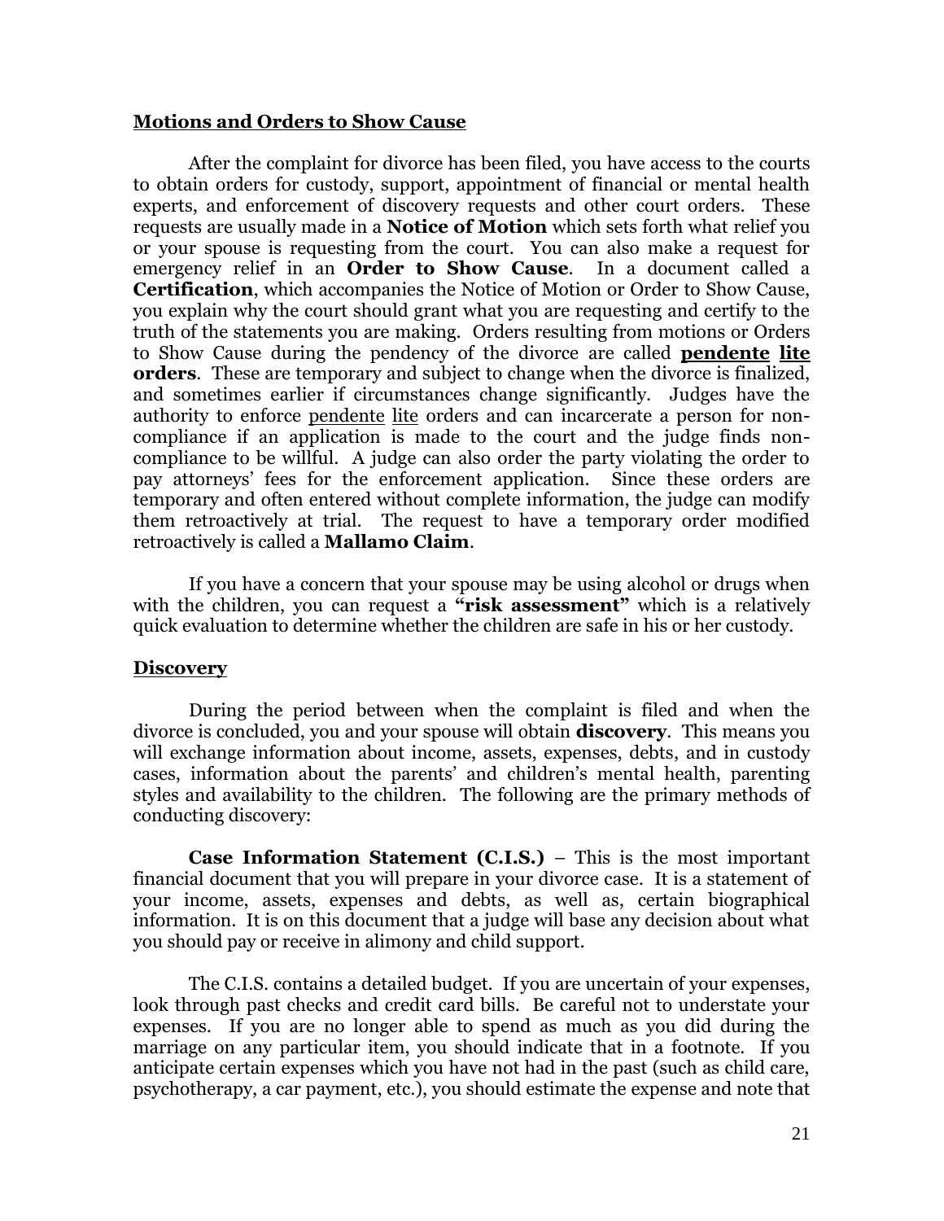## Motions and Orders to Show Cause

After the complaint for divorce has been filed, you have access to the courts to obtain orders for custody, support, appointment of financial or mental health experts, and enforcement of discovery requests and other court orders. These requests are usually made in a **Notice of Motion** which sets forth what relief you or your spouse is requesting from the court. You can also make a request for emergency relief in an **Order to Show Cause**. In a document called a **Certification**, which accompanies the Notice of Motion or Order to Show Cause, you explain why the court should grant what you are requesting and certify to the truth of the statements you are making. Orders resulting from motions or Orders to Show Cause during the pendency of the divorce are called **pendente lite orders**. These are temporary and subject to change when the divorce is finalized, and sometimes earlier if circumstances change significantly. Judges have the authority to enforce pendente lite orders and can incarcerate a person for non-compliance if an application is made to the court and the judge finds non-compliance to be willful. A judge can also order the party violating the order to pay attorneys' fees for the enforcement application. Since these orders are temporary and often entered without complete information, the judge can modify them retroactively at trial. The request to have a temporary order modified retroactively is called a **Mallamo Claim**.

If you have a concern that your spouse may be using alcohol or drugs when with the children, you can request a **"risk assessment"** which is a relatively quick evaluation to determine whether the children are safe in his or her custody.

## Discovery

During the period between when the complaint is filed and when the divorce is concluded, you and your spouse will obtain **discovery**. This means you will exchange information about income, assets, expenses, debts, and in custody cases, information about the parents' and children's mental health, parenting styles and availability to the children. The following are the primary methods of conducting discovery:

**Case Information Statement (C.I.S.)** – This is the most important financial document that you will prepare in your divorce case. It is a statement of your income, assets, expenses and debts, as well as, certain biographical information. It is on this document that a judge will base any decision about what you should pay or receive in alimony and child support.

The C.I.S. contains a detailed budget. If you are uncertain of your expenses, look through past checks and credit card bills. Be careful not to understate your expenses. If you are no longer able to spend as much as you did during the marriage on any particular item, you should indicate that in a footnote. If you anticipate certain expenses which you have not had in the past (such as child care, psychotherapy, a car payment, etc.), you should estimate the expense and note that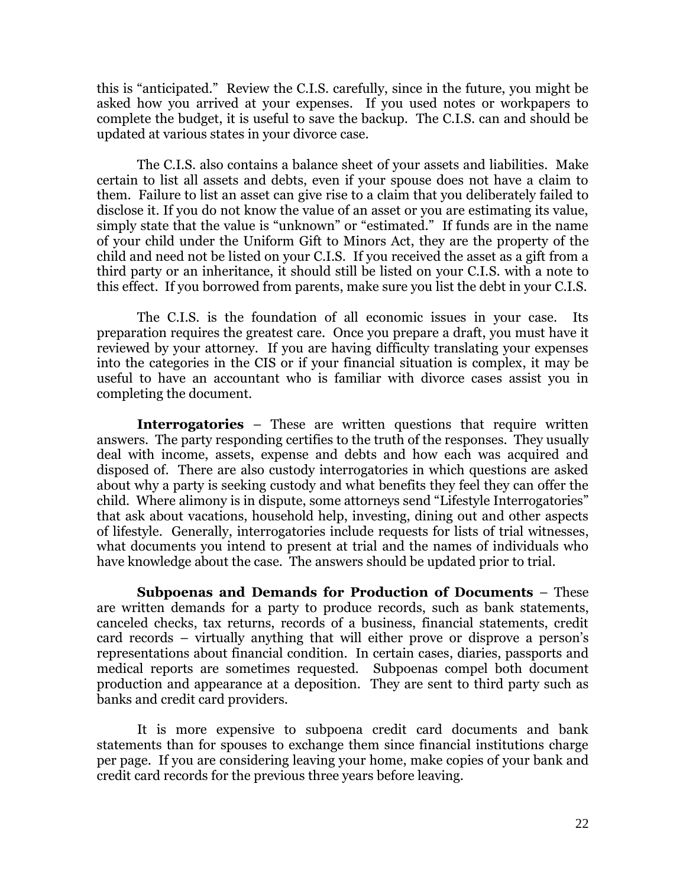this is "anticipated." Review the C.I.S. carefully, since in the future, you might be asked how you arrived at your expenses. If you used notes or workpapers to complete the budget, it is useful to save the backup. The C.I.S. can and should be updated at various states in your divorce case.

The C.I.S. also contains a balance sheet of your assets and liabilities. Make certain to list all assets and debts, even if your spouse does not have a claim to them. Failure to list an asset can give rise to a claim that you deliberately failed to disclose it. If you do not know the value of an asset or you are estimating its value, simply state that the value is "unknown" or "estimated." If funds are in the name of your child under the Uniform Gift to Minors Act, they are the property of the child and need not be listed on your C.I.S. If you received the asset as a gift from a third party or an inheritance, it should still be listed on your C.I.S. with a note to this effect. If you borrowed from parents, make sure you list the debt in your C.I.S.

The C.I.S. is the foundation of all economic issues in your case. Its preparation requires the greatest care. Once you prepare a draft, you must have it reviewed by your attorney. If you are having difficulty translating your expenses into the categories in the CIS or if your financial situation is complex, it may be useful to have an accountant who is familiar with divorce cases assist you in completing the document.

**Interrogatories** – These are written questions that require written answers. The party responding certifies to the truth of the responses. They usually deal with income, assets, expense and debts and how each was acquired and disposed of. There are also custody interrogatories in which questions are asked about why a party is seeking custody and what benefits they feel they can offer the child. Where alimony is in dispute, some attorneys send "Lifestyle Interrogatories" that ask about vacations, household help, investing, dining out and other aspects of lifestyle. Generally, interrogatories include requests for lists of trial witnesses, what documents you intend to present at trial and the names of individuals who have knowledge about the case. The answers should be updated prior to trial.

**Subpoenas and Demands for Production of Documents** – These are written demands for a party to produce records, such as bank statements, canceled checks, tax returns, records of a business, financial statements, credit card records – virtually anything that will either prove or disprove a person's representations about financial condition. In certain cases, diaries, passports and medical reports are sometimes requested. Subpoenas compel both document production and appearance at a deposition. They are sent to third party such as banks and credit card providers.

It is more expensive to subpoena credit card documents and bank statements than for spouses to exchange them since financial institutions charge per page. If you are considering leaving your home, make copies of your bank and credit card records for the previous three years before leaving.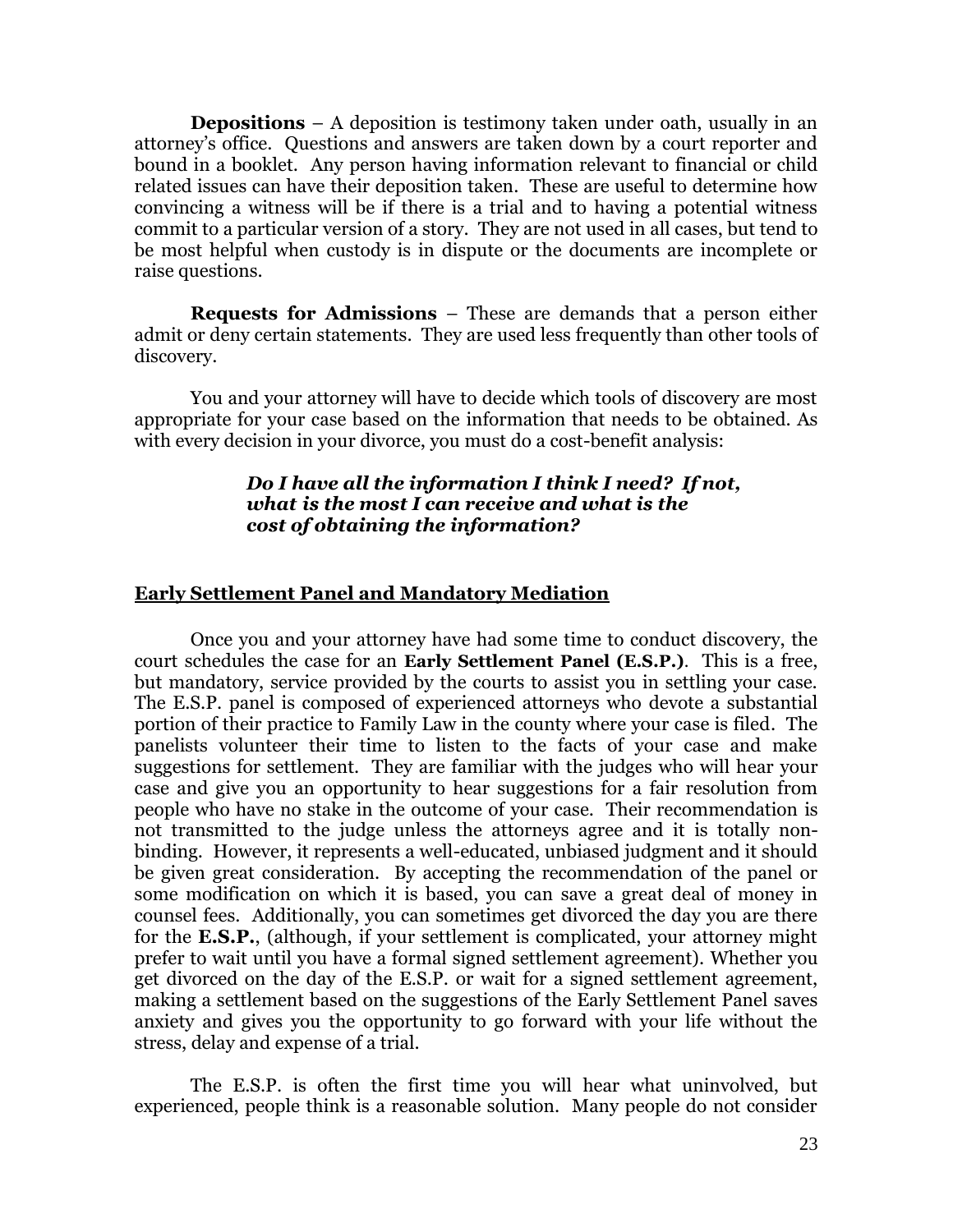**Depositions** – A deposition is testimony taken under oath, usually in an attorney's office. Questions and answers are taken down by a court reporter and bound in a booklet. Any person having information relevant to financial or child related issues can have their deposition taken. These are useful to determine how convincing a witness will be if there is a trial and to having a potential witness commit to a particular version of a story. They are not used in all cases, but tend to be most helpful when custody is in dispute or the documents are incomplete or raise questions.

**Requests for Admissions** – These are demands that a person either admit or deny certain statements. They are used less frequently than other tools of discovery.

You and your attorney will have to decide which tools of discovery are most appropriate for your case based on the information that needs to be obtained. As with every decision in your divorce, you must do a cost-benefit analysis:

> ***Do I have all the information I think I need? If not, what is the most I can receive and what is the cost of obtaining the information?***

## Early Settlement Panel and Mandatory Mediation

Once you and your attorney have had some time to conduct discovery, the court schedules the case for an **Early Settlement Panel (E.S.P.)**. This is a free, but mandatory, service provided by the courts to assist you in settling your case. The E.S.P. panel is composed of experienced attorneys who devote a substantial portion of their practice to Family Law in the county where your case is filed. The panelists volunteer their time to listen to the facts of your case and make suggestions for settlement. They are familiar with the judges who will hear your case and give you an opportunity to hear suggestions for a fair resolution from people who have no stake in the outcome of your case. Their recommendation is not transmitted to the judge unless the attorneys agree and it is totally non-binding. However, it represents a well-educated, unbiased judgment and it should be given great consideration. By accepting the recommendation of the panel or some modification on which it is based, you can save a great deal of money in counsel fees. Additionally, you can sometimes get divorced the day you are there for the **E.S.P.**, (although, if your settlement is complicated, your attorney might prefer to wait until you have a formal signed settlement agreement). Whether you get divorced on the day of the E.S.P. or wait for a signed settlement agreement, making a settlement based on the suggestions of the Early Settlement Panel saves anxiety and gives you the opportunity to go forward with your life without the stress, delay and expense of a trial.

The E.S.P. is often the first time you will hear what uninvolved, but experienced, people think is a reasonable solution. Many people do not consider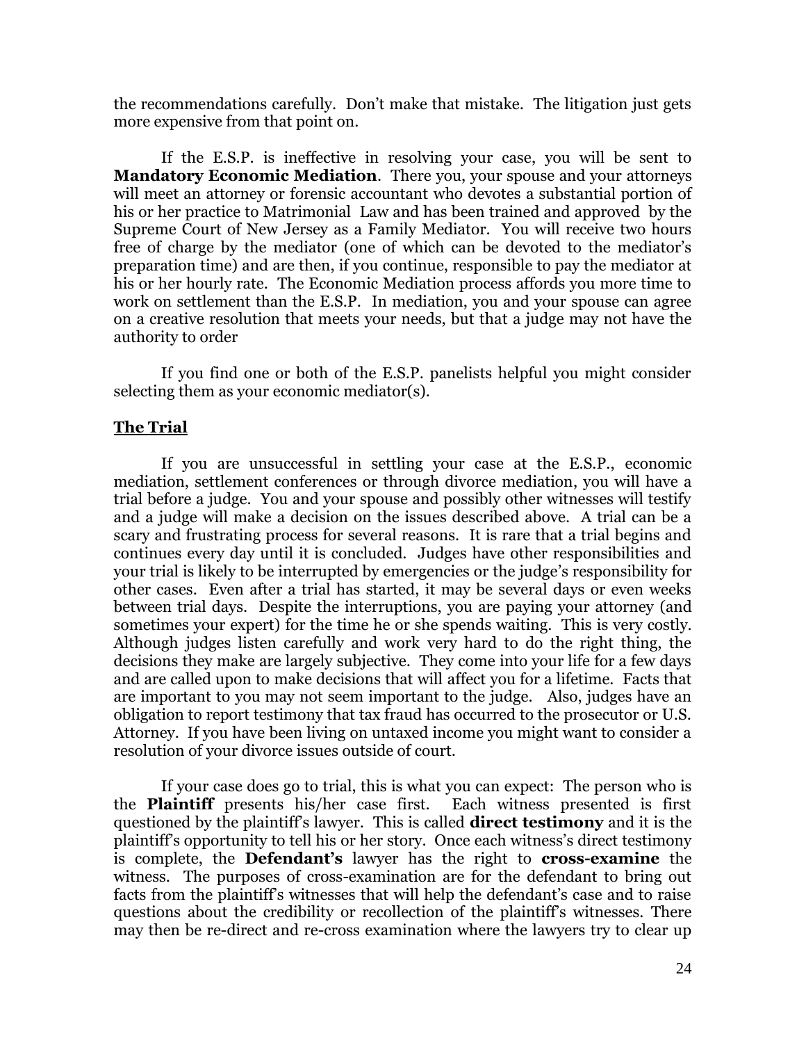the recommendations carefully. Don't make that mistake. The litigation just gets more expensive from that point on.

If the E.S.P. is ineffective in resolving your case, you will be sent to **Mandatory Economic Mediation**. There you, your spouse and your attorneys will meet an attorney or forensic accountant who devotes a substantial portion of his or her practice to Matrimonial Law and has been trained and approved by the Supreme Court of New Jersey as a Family Mediator. You will receive two hours free of charge by the mediator (one of which can be devoted to the mediator's preparation time) and are then, if you continue, responsible to pay the mediator at his or her hourly rate. The Economic Mediation process affords you more time to work on settlement than the E.S.P. In mediation, you and your spouse can agree on a creative resolution that meets your needs, but that a judge may not have the authority to order

If you find one or both of the E.S.P. panelists helpful you might consider selecting them as your economic mediator(s).

## The Trial

If you are unsuccessful in settling your case at the E.S.P., economic mediation, settlement conferences or through divorce mediation, you will have a trial before a judge. You and your spouse and possibly other witnesses will testify and a judge will make a decision on the issues described above. A trial can be a scary and frustrating process for several reasons. It is rare that a trial begins and continues every day until it is concluded. Judges have other responsibilities and your trial is likely to be interrupted by emergencies or the judge's responsibility for other cases. Even after a trial has started, it may be several days or even weeks between trial days. Despite the interruptions, you are paying your attorney (and sometimes your expert) for the time he or she spends waiting. This is very costly. Although judges listen carefully and work very hard to do the right thing, the decisions they make are largely subjective. They come into your life for a few days and are called upon to make decisions that will affect you for a lifetime. Facts that are important to you may not seem important to the judge. Also, judges have an obligation to report testimony that tax fraud has occurred to the prosecutor or U.S. Attorney. If you have been living on untaxed income you might want to consider a resolution of your divorce issues outside of court.

If your case does go to trial, this is what you can expect: The person who is the **Plaintiff** presents his/her case first. Each witness presented is first questioned by the plaintiff's lawyer. This is called **direct testimony** and it is the plaintiff's opportunity to tell his or her story. Once each witness's direct testimony is complete, the **Defendant's** lawyer has the right to **cross-examine** the witness. The purposes of cross-examination are for the defendant to bring out facts from the plaintiff's witnesses that will help the defendant's case and to raise questions about the credibility or recollection of the plaintiff's witnesses. There may then be re-direct and re-cross examination where the lawyers try to clear up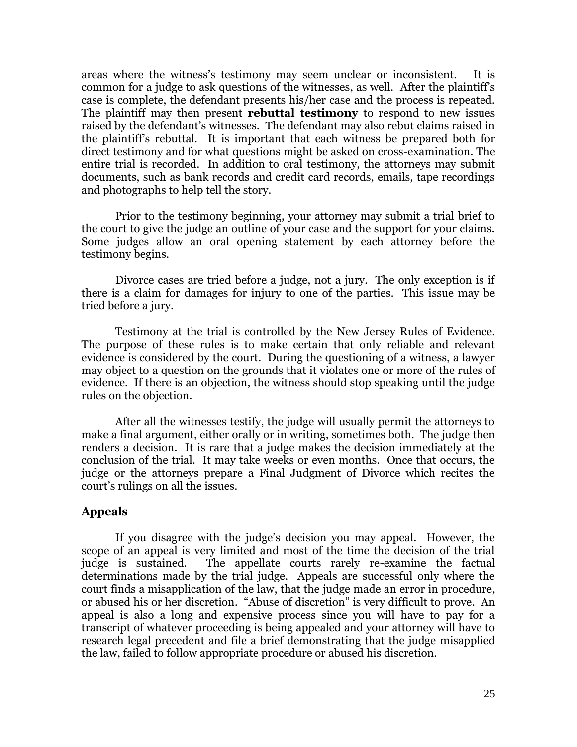areas where the witness's testimony may seem unclear or inconsistent. It is common for a judge to ask questions of the witnesses, as well. After the plaintiff's case is complete, the defendant presents his/her case and the process is repeated. The plaintiff may then present **rebuttal testimony** to respond to new issues raised by the defendant's witnesses. The defendant may also rebut claims raised in the plaintiff's rebuttal. It is important that each witness be prepared both for direct testimony and for what questions might be asked on cross-examination. The entire trial is recorded. In addition to oral testimony, the attorneys may submit documents, such as bank records and credit card records, emails, tape recordings and photographs to help tell the story.

Prior to the testimony beginning, your attorney may submit a trial brief to the court to give the judge an outline of your case and the support for your claims. Some judges allow an oral opening statement by each attorney before the testimony begins.

Divorce cases are tried before a judge, not a jury. The only exception is if there is a claim for damages for injury to one of the parties. This issue may be tried before a jury.

Testimony at the trial is controlled by the New Jersey Rules of Evidence. The purpose of these rules is to make certain that only reliable and relevant evidence is considered by the court. During the questioning of a witness, a lawyer may object to a question on the grounds that it violates one or more of the rules of evidence. If there is an objection, the witness should stop speaking until the judge rules on the objection.

After all the witnesses testify, the judge will usually permit the attorneys to make a final argument, either orally or in writing, sometimes both. The judge then renders a decision. It is rare that a judge makes the decision immediately at the conclusion of the trial. It may take weeks or even months. Once that occurs, the judge or the attorneys prepare a Final Judgment of Divorce which recites the court's rulings on all the issues.

## Appeals

If you disagree with the judge's decision you may appeal. However, the scope of an appeal is very limited and most of the time the decision of the trial judge is sustained. The appellate courts rarely re-examine the factual determinations made by the trial judge. Appeals are successful only where the court finds a misapplication of the law, that the judge made an error in procedure, or abused his or her discretion. "Abuse of discretion" is very difficult to prove. An appeal is also a long and expensive process since you will have to pay for a transcript of whatever proceeding is being appealed and your attorney will have to research legal precedent and file a brief demonstrating that the judge misapplied the law, failed to follow appropriate procedure or abused his discretion.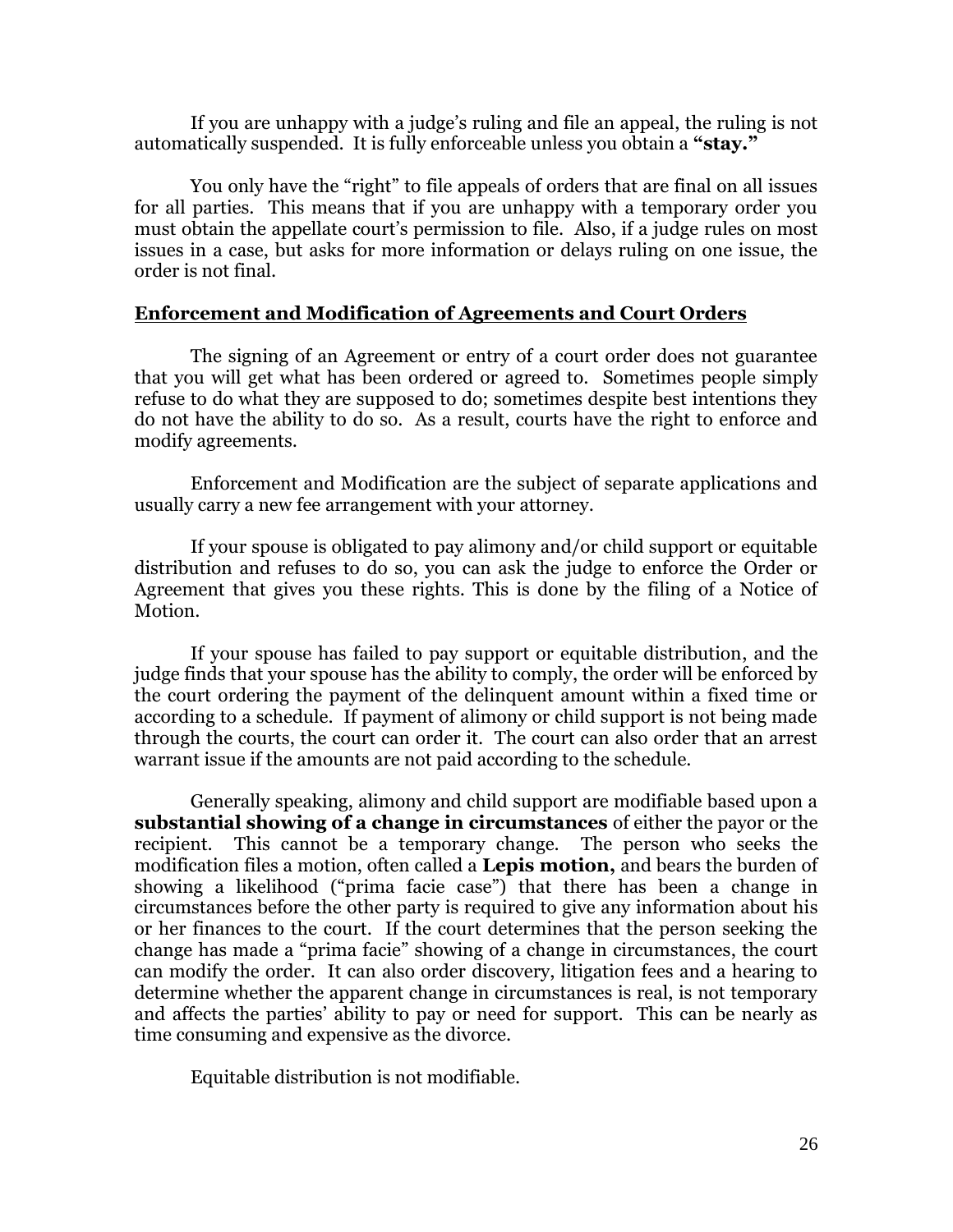If you are unhappy with a judge's ruling and file an appeal, the ruling is not automatically suspended. It is fully enforceable unless you obtain a **"stay."**

You only have the "right" to file appeals of orders that are final on all issues for all parties. This means that if you are unhappy with a temporary order you must obtain the appellate court's permission to file. Also, if a judge rules on most issues in a case, but asks for more information or delays ruling on one issue, the order is not final.

## <u>Enforcement and Modification of Agreements and Court Orders</u>

The signing of an Agreement or entry of a court order does not guarantee that you will get what has been ordered or agreed to. Sometimes people simply refuse to do what they are supposed to do; sometimes despite best intentions they do not have the ability to do so. As a result, courts have the right to enforce and modify agreements.

Enforcement and Modification are the subject of separate applications and usually carry a new fee arrangement with your attorney.

If your spouse is obligated to pay alimony and/or child support or equitable distribution and refuses to do so, you can ask the judge to enforce the Order or Agreement that gives you these rights. This is done by the filing of a Notice of Motion.

If your spouse has failed to pay support or equitable distribution, and the judge finds that your spouse has the ability to comply, the order will be enforced by the court ordering the payment of the delinquent amount within a fixed time or according to a schedule. If payment of alimony or child support is not being made through the courts, the court can order it. The court can also order that an arrest warrant issue if the amounts are not paid according to the schedule.

Generally speaking, alimony and child support are modifiable based upon a **substantial showing of a change in circumstances** of either the payor or the recipient. This cannot be a temporary change. The person who seeks the modification files a motion, often called a **Lepis motion,** and bears the burden of showing a likelihood ("prima facie case") that there has been a change in circumstances before the other party is required to give any information about his or her finances to the court. If the court determines that the person seeking the change has made a "prima facie" showing of a change in circumstances, the court can modify the order. It can also order discovery, litigation fees and a hearing to determine whether the apparent change in circumstances is real, is not temporary and affects the parties' ability to pay or need for support. This can be nearly as time consuming and expensive as the divorce.

Equitable distribution is not modifiable.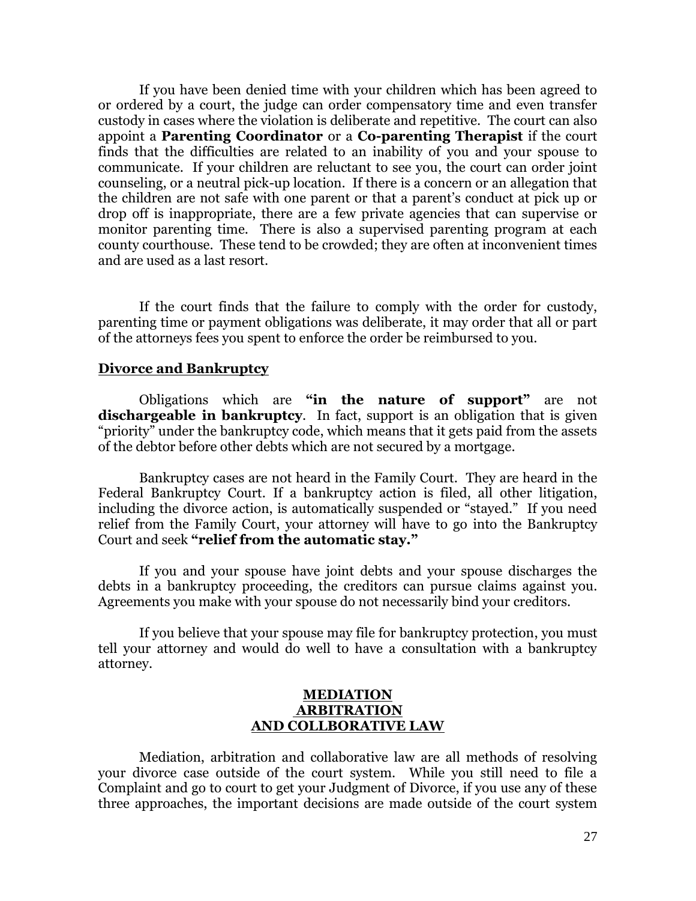If you have been denied time with your children which has been agreed to or ordered by a court, the judge can order compensatory time and even transfer custody in cases where the violation is deliberate and repetitive. The court can also appoint a **Parenting Coordinator** or a **Co-parenting Therapist** if the court finds that the difficulties are related to an inability of you and your spouse to communicate. If your children are reluctant to see you, the court can order joint counseling, or a neutral pick-up location. If there is a concern or an allegation that the children are not safe with one parent or that a parent's conduct at pick up or drop off is inappropriate, there are a few private agencies that can supervise or monitor parenting time. There is also a supervised parenting program at each county courthouse. These tend to be crowded; they are often at inconvenient times and are used as a last resort.

If the court finds that the failure to comply with the order for custody, parenting time or payment obligations was deliberate, it may order that all or part of the attorneys fees you spent to enforce the order be reimbursed to you.

## Divorce and Bankruptcy

Obligations which are **"in the nature of support"** are not **dischargeable in bankruptcy**. In fact, support is an obligation that is given "priority" under the bankruptcy code, which means that it gets paid from the assets of the debtor before other debts which are not secured by a mortgage.

Bankruptcy cases are not heard in the Family Court. They are heard in the Federal Bankruptcy Court. If a bankruptcy action is filed, all other litigation, including the divorce action, is automatically suspended or "stayed." If you need relief from the Family Court, your attorney will have to go into the Bankruptcy Court and seek **"relief from the automatic stay."**

If you and your spouse have joint debts and your spouse discharges the debts in a bankruptcy proceeding, the creditors can pursue claims against you. Agreements you make with your spouse do not necessarily bind your creditors.

If you believe that your spouse may file for bankruptcy protection, you must tell your attorney and would do well to have a consultation with a bankruptcy attorney.

# MEDIATION ARBITRATION AND COLLBORATIVE LAW

Mediation, arbitration and collaborative law are all methods of resolving your divorce case outside of the court system. While you still need to file a Complaint and go to court to get your Judgment of Divorce, if you use any of these three approaches, the important decisions are made outside of the court system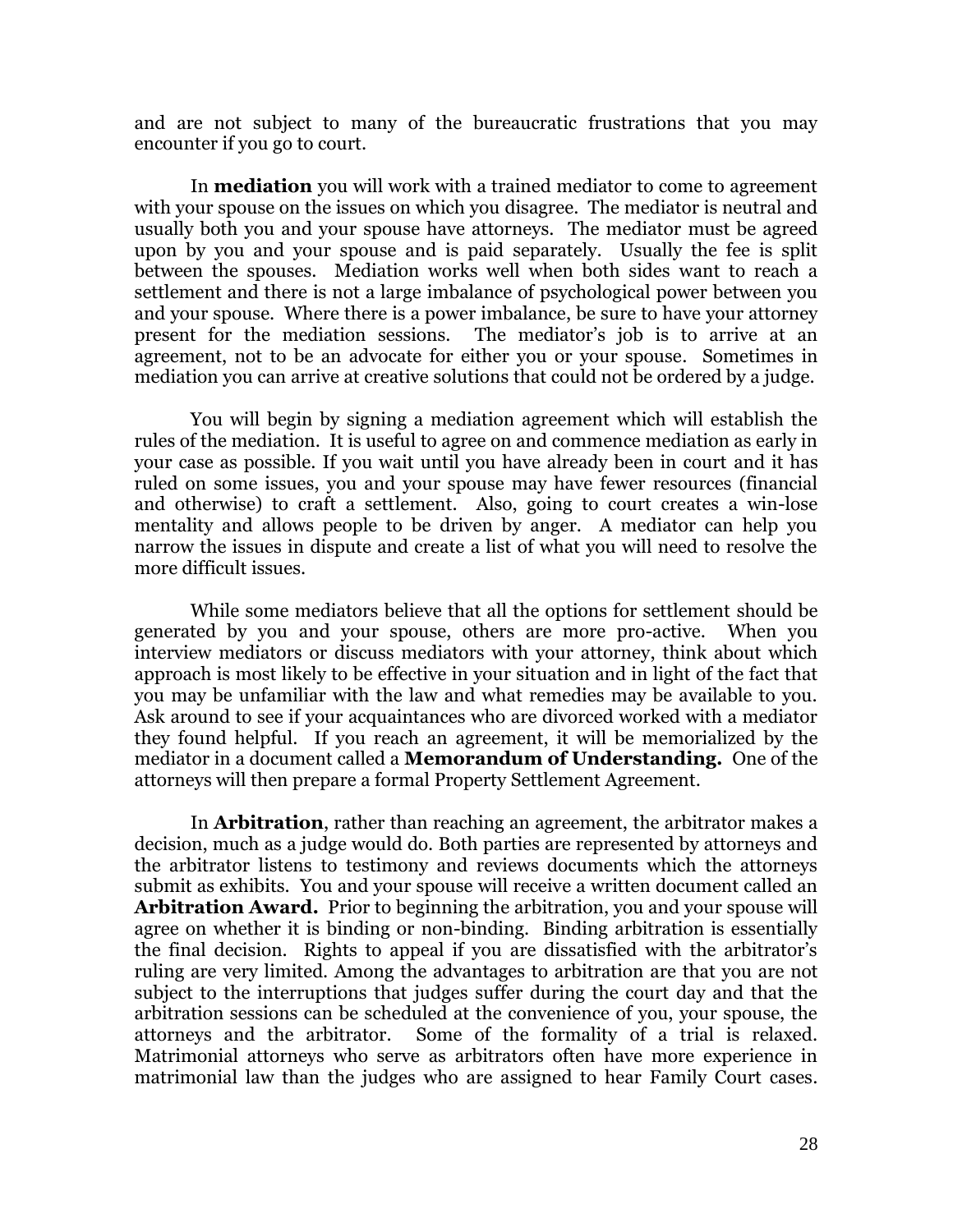and are not subject to many of the bureaucratic frustrations that you may encounter if you go to court.

In **mediation** you will work with a trained mediator to come to agreement with your spouse on the issues on which you disagree. The mediator is neutral and usually both you and your spouse have attorneys. The mediator must be agreed upon by you and your spouse and is paid separately. Usually the fee is split between the spouses. Mediation works well when both sides want to reach a settlement and there is not a large imbalance of psychological power between you and your spouse. Where there is a power imbalance, be sure to have your attorney present for the mediation sessions. The mediator's job is to arrive at an agreement, not to be an advocate for either you or your spouse. Sometimes in mediation you can arrive at creative solutions that could not be ordered by a judge.

You will begin by signing a mediation agreement which will establish the rules of the mediation. It is useful to agree on and commence mediation as early in your case as possible. If you wait until you have already been in court and it has ruled on some issues, you and your spouse may have fewer resources (financial and otherwise) to craft a settlement. Also, going to court creates a win-lose mentality and allows people to be driven by anger. A mediator can help you narrow the issues in dispute and create a list of what you will need to resolve the more difficult issues.

While some mediators believe that all the options for settlement should be generated by you and your spouse, others are more pro-active. When you interview mediators or discuss mediators with your attorney, think about which approach is most likely to be effective in your situation and in light of the fact that you may be unfamiliar with the law and what remedies may be available to you. Ask around to see if your acquaintances who are divorced worked with a mediator they found helpful. If you reach an agreement, it will be memorialized by the mediator in a document called a **Memorandum of Understanding.** One of the attorneys will then prepare a formal Property Settlement Agreement.

In **Arbitration**, rather than reaching an agreement, the arbitrator makes a decision, much as a judge would do. Both parties are represented by attorneys and the arbitrator listens to testimony and reviews documents which the attorneys submit as exhibits. You and your spouse will receive a written document called an **Arbitration Award.** Prior to beginning the arbitration, you and your spouse will agree on whether it is binding or non-binding. Binding arbitration is essentially the final decision. Rights to appeal if you are dissatisfied with the arbitrator's ruling are very limited. Among the advantages to arbitration are that you are not subject to the interruptions that judges suffer during the court day and that the arbitration sessions can be scheduled at the convenience of you, your spouse, the attorneys and the arbitrator. Some of the formality of a trial is relaxed. Matrimonial attorneys who serve as arbitrators often have more experience in matrimonial law than the judges who are assigned to hear Family Court cases.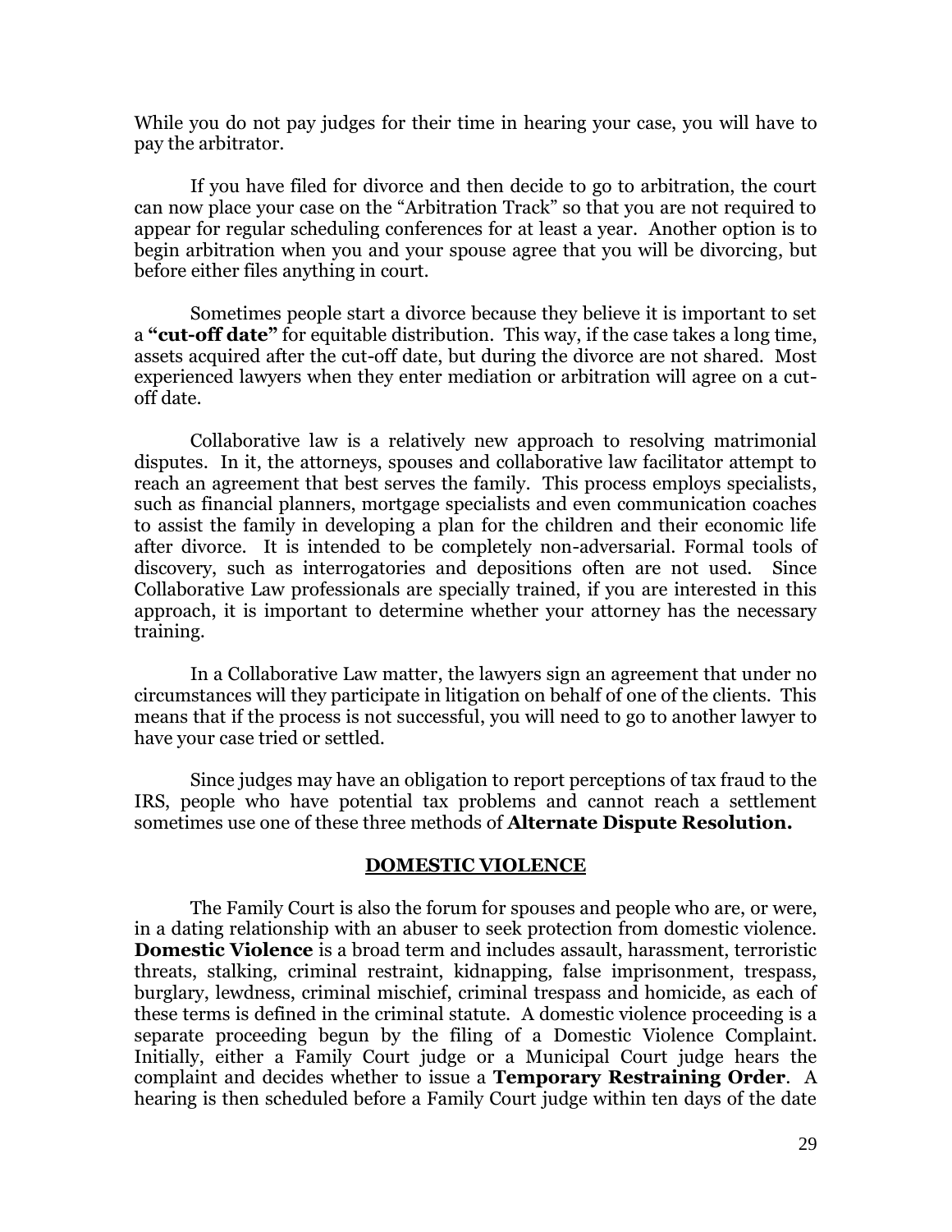While you do not pay judges for their time in hearing your case, you will have to pay the arbitrator.

If you have filed for divorce and then decide to go to arbitration, the court can now place your case on the “Arbitration Track” so that you are not required to appear for regular scheduling conferences for at least a year. Another option is to begin arbitration when you and your spouse agree that you will be divorcing, but before either files anything in court.

Sometimes people start a divorce because they believe it is important to set a **“cut-off date”** for equitable distribution. This way, if the case takes a long time, assets acquired after the cut-off date, but during the divorce are not shared. Most experienced lawyers when they enter mediation or arbitration will agree on a cut-off date.

Collaborative law is a relatively new approach to resolving matrimonial disputes. In it, the attorneys, spouses and collaborative law facilitator attempt to reach an agreement that best serves the family. This process employs specialists, such as financial planners, mortgage specialists and even communication coaches to assist the family in developing a plan for the children and their economic life after divorce. It is intended to be completely non-adversarial. Formal tools of discovery, such as interrogatories and depositions often are not used. Since Collaborative Law professionals are specially trained, if you are interested in this approach, it is important to determine whether your attorney has the necessary training.

In a Collaborative Law matter, the lawyers sign an agreement that under no circumstances will they participate in litigation on behalf of one of the clients. This means that if the process is not successful, you will need to go to another lawyer to have your case tried or settled.

Since judges may have an obligation to report perceptions of tax fraud to the IRS, people who have potential tax problems and cannot reach a settlement sometimes use one of these three methods of **Alternate Dispute Resolution.**

## DOMESTIC VIOLENCE

The Family Court is also the forum for spouses and people who are, or were, in a dating relationship with an abuser to seek protection from domestic violence. **Domestic Violence** is a broad term and includes assault, harassment, terroristic threats, stalking, criminal restraint, kidnapping, false imprisonment, trespass, burglary, lewdness, criminal mischief, criminal trespass and homicide, as each of these terms is defined in the criminal statute. A domestic violence proceeding is a separate proceeding begun by the filing of a Domestic Violence Complaint. Initially, either a Family Court judge or a Municipal Court judge hears the complaint and decides whether to issue a **Temporary Restraining Order**. A hearing is then scheduled before a Family Court judge within ten days of the date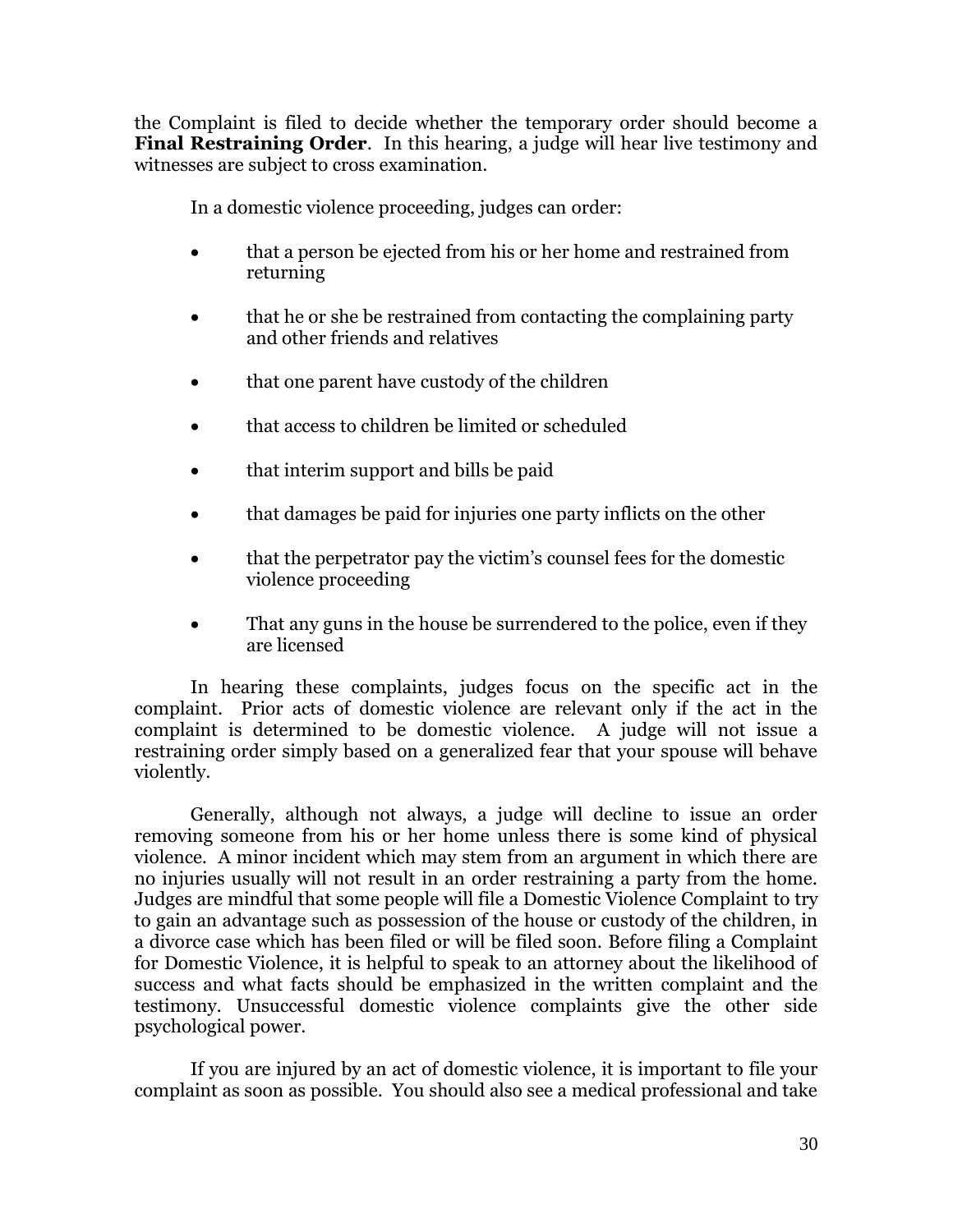the Complaint is filed to decide whether the temporary order should become a **Final Restraining Order**. In this hearing, a judge will hear live testimony and witnesses are subject to cross examination.

In a domestic violence proceeding, judges can order:

- that a person be ejected from his or her home and restrained from returning
- that he or she be restrained from contacting the complaining party and other friends and relatives
- that one parent have custody of the children
- that access to children be limited or scheduled
- that interim support and bills be paid
- that damages be paid for injuries one party inflicts on the other
- that the perpetrator pay the victim's counsel fees for the domestic violence proceeding
- That any guns in the house be surrendered to the police, even if they are licensed

In hearing these complaints, judges focus on the specific act in the complaint. Prior acts of domestic violence are relevant only if the act in the complaint is determined to be domestic violence. A judge will not issue a restraining order simply based on a generalized fear that your spouse will behave violently.

Generally, although not always, a judge will decline to issue an order removing someone from his or her home unless there is some kind of physical violence. A minor incident which may stem from an argument in which there are no injuries usually will not result in an order restraining a party from the home. Judges are mindful that some people will file a Domestic Violence Complaint to try to gain an advantage such as possession of the house or custody of the children, in a divorce case which has been filed or will be filed soon. Before filing a Complaint for Domestic Violence, it is helpful to speak to an attorney about the likelihood of success and what facts should be emphasized in the written complaint and the testimony. Unsuccessful domestic violence complaints give the other side psychological power.

If you are injured by an act of domestic violence, it is important to file your complaint as soon as possible. You should also see a medical professional and take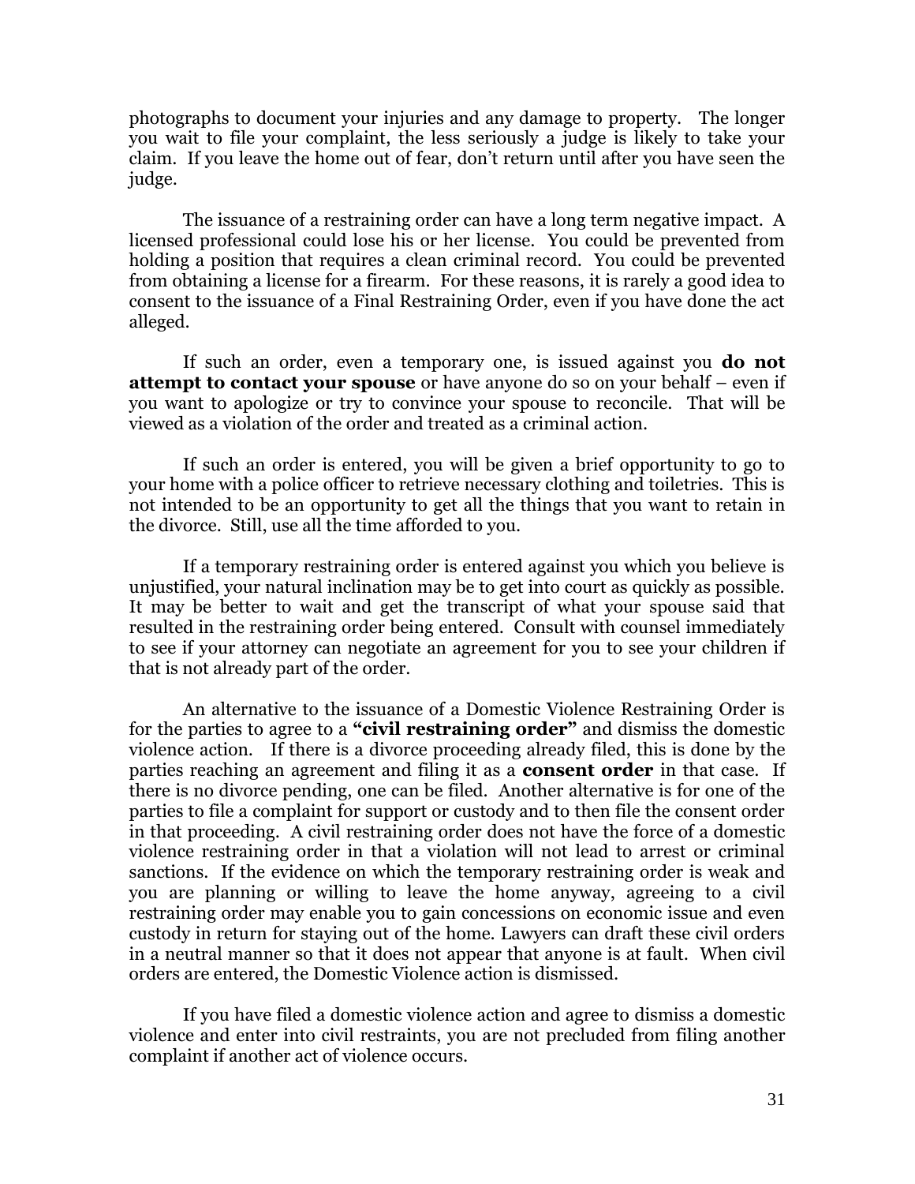photographs to document your injuries and any damage to property. The longer you wait to file your complaint, the less seriously a judge is likely to take your claim. If you leave the home out of fear, don't return until after you have seen the judge.

The issuance of a restraining order can have a long term negative impact. A licensed professional could lose his or her license. You could be prevented from holding a position that requires a clean criminal record. You could be prevented from obtaining a license for a firearm. For these reasons, it is rarely a good idea to consent to the issuance of a Final Restraining Order, even if you have done the act alleged.

If such an order, even a temporary one, is issued against you **do not attempt to contact your spouse** or have anyone do so on your behalf – even if you want to apologize or try to convince your spouse to reconcile. That will be viewed as a violation of the order and treated as a criminal action.

If such an order is entered, you will be given a brief opportunity to go to your home with a police officer to retrieve necessary clothing and toiletries. This is not intended to be an opportunity to get all the things that you want to retain in the divorce. Still, use all the time afforded to you.

If a temporary restraining order is entered against you which you believe is unjustified, your natural inclination may be to get into court as quickly as possible. It may be better to wait and get the transcript of what your spouse said that resulted in the restraining order being entered. Consult with counsel immediately to see if your attorney can negotiate an agreement for you to see your children if that is not already part of the order.

An alternative to the issuance of a Domestic Violence Restraining Order is for the parties to agree to a **"civil restraining order"** and dismiss the domestic violence action. If there is a divorce proceeding already filed, this is done by the parties reaching an agreement and filing it as a **consent order** in that case. If there is no divorce pending, one can be filed. Another alternative is for one of the parties to file a complaint for support or custody and to then file the consent order in that proceeding. A civil restraining order does not have the force of a domestic violence restraining order in that a violation will not lead to arrest or criminal sanctions. If the evidence on which the temporary restraining order is weak and you are planning or willing to leave the home anyway, agreeing to a civil restraining order may enable you to gain concessions on economic issue and even custody in return for staying out of the home. Lawyers can draft these civil orders in a neutral manner so that it does not appear that anyone is at fault. When civil orders are entered, the Domestic Violence action is dismissed.

If you have filed a domestic violence action and agree to dismiss a domestic violence and enter into civil restraints, you are not precluded from filing another complaint if another act of violence occurs.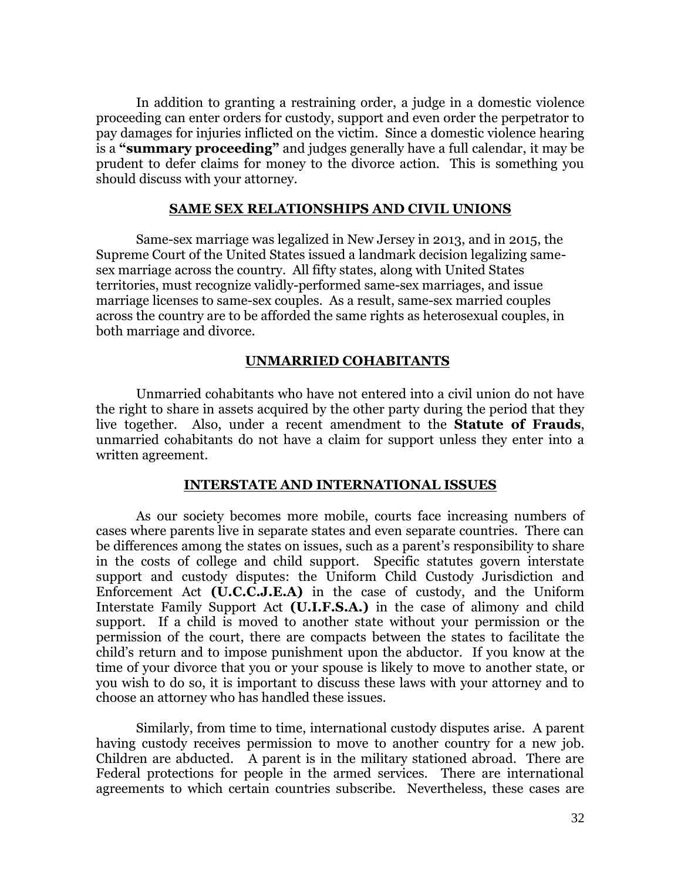In addition to granting a restraining order, a judge in a domestic violence proceeding can enter orders for custody, support and even order the perpetrator to pay damages for injuries inflicted on the victim. Since a domestic violence hearing is a **"summary proceeding"** and judges generally have a full calendar, it may be prudent to defer claims for money to the divorce action. This is something you should discuss with your attorney.

## SAME SEX RELATIONSHIPS AND CIVIL UNIONS

Same-sex marriage was legalized in New Jersey in 2013, and in 2015, the Supreme Court of the United States issued a landmark decision legalizing same-sex marriage across the country. All fifty states, along with United States territories, must recognize validly-performed same-sex marriages, and issue marriage licenses to same-sex couples. As a result, same-sex married couples across the country are to be afforded the same rights as heterosexual couples, in both marriage and divorce.

## UNMARRIED COHABITANTS

Unmarried cohabitants who have not entered into a civil union do not have the right to share in assets acquired by the other party during the period that they live together. Also, under a recent amendment to the **Statute of Frauds**, unmarried cohabitants do not have a claim for support unless they enter into a written agreement.

## INTERSTATE AND INTERNATIONAL ISSUES

As our society becomes more mobile, courts face increasing numbers of cases where parents live in separate states and even separate countries. There can be differences among the states on issues, such as a parent's responsibility to share in the costs of college and child support. Specific statutes govern interstate support and custody disputes: the Uniform Child Custody Jurisdiction and Enforcement Act **(U.C.C.J.E.A)** in the case of custody, and the Uniform Interstate Family Support Act **(U.I.F.S.A.)** in the case of alimony and child support. If a child is moved to another state without your permission or the permission of the court, there are compacts between the states to facilitate the child's return and to impose punishment upon the abductor. If you know at the time of your divorce that you or your spouse is likely to move to another state, or you wish to do so, it is important to discuss these laws with your attorney and to choose an attorney who has handled these issues.

Similarly, from time to time, international custody disputes arise. A parent having custody receives permission to move to another country for a new job. Children are abducted. A parent is in the military stationed abroad. There are Federal protections for people in the armed services. There are international agreements to which certain countries subscribe. Nevertheless, these cases are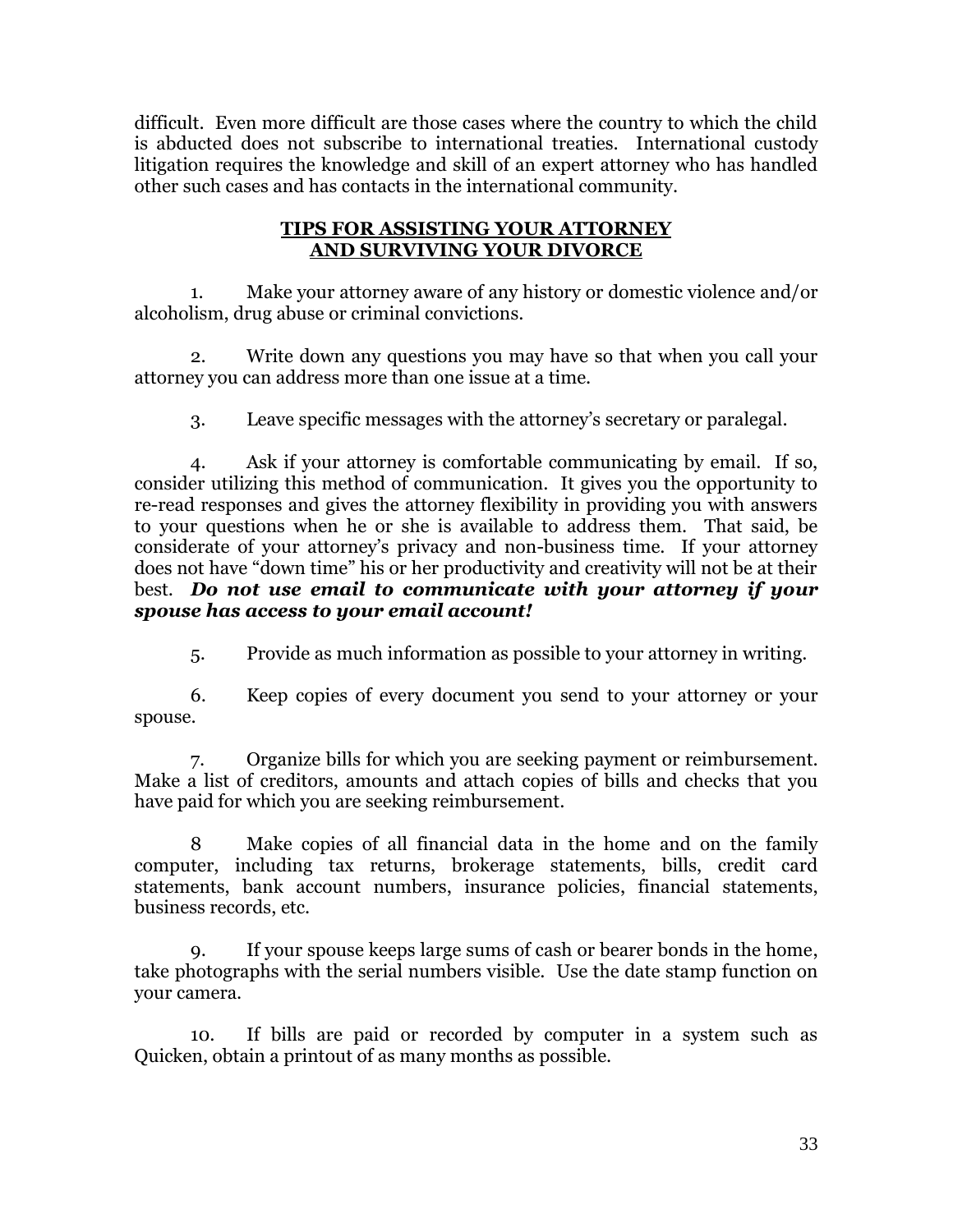difficult. Even more difficult are those cases where the country to which the child is abducted does not subscribe to international treaties. International custody litigation requires the knowledge and skill of an expert attorney who has handled other such cases and has contacts in the international community.

## TIPS FOR ASSISTING YOUR ATTORNEY AND SURVIVING YOUR DIVORCE

1. Make your attorney aware of any history or domestic violence and/or alcoholism, drug abuse or criminal convictions.

2. Write down any questions you may have so that when you call your attorney you can address more than one issue at a time.

3. Leave specific messages with the attorney's secretary or paralegal.

4. Ask if your attorney is comfortable communicating by email. If so, consider utilizing this method of communication. It gives you the opportunity to re-read responses and gives the attorney flexibility in providing you with answers to your questions when he or she is available to address them. That said, be considerate of your attorney's privacy and non-business time. If your attorney does not have "down time" his or her productivity and creativity will not be at their best. ***Do not use email to communicate with your attorney if your spouse has access to your email account!***

5. Provide as much information as possible to your attorney in writing.

6. Keep copies of every document you send to your attorney or your spouse.

7. Organize bills for which you are seeking payment or reimbursement. Make a list of creditors, amounts and attach copies of bills and checks that you have paid for which you are seeking reimbursement.

8 Make copies of all financial data in the home and on the family computer, including tax returns, brokerage statements, bills, credit card statements, bank account numbers, insurance policies, financial statements, business records, etc.

9. If your spouse keeps large sums of cash or bearer bonds in the home, take photographs with the serial numbers visible. Use the date stamp function on your camera.

10. If bills are paid or recorded by computer in a system such as Quicken, obtain a printout of as many months as possible.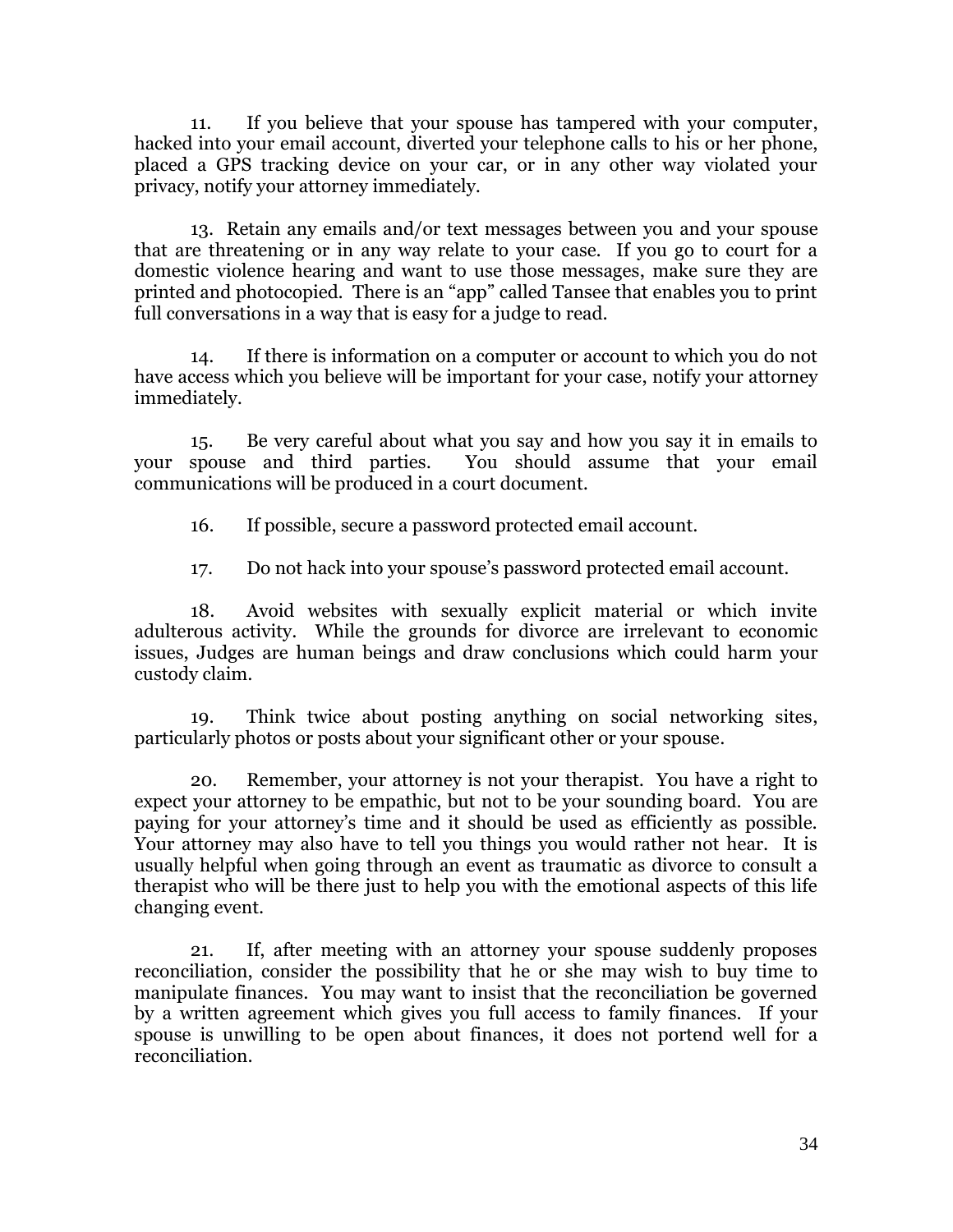11. If you believe that your spouse has tampered with your computer, hacked into your email account, diverted your telephone calls to his or her phone, placed a GPS tracking device on your car, or in any other way violated your privacy, notify your attorney immediately.

13. Retain any emails and/or text messages between you and your spouse that are threatening or in any way relate to your case. If you go to court for a domestic violence hearing and want to use those messages, make sure they are printed and photocopied. There is an "app" called Tansee that enables you to print full conversations in a way that is easy for a judge to read.

14. If there is information on a computer or account to which you do not have access which you believe will be important for your case, notify your attorney immediately.

15. Be very careful about what you say and how you say it in emails to your spouse and third parties. You should assume that your email communications will be produced in a court document.

16. If possible, secure a password protected email account.

17. Do not hack into your spouse's password protected email account.

18. Avoid websites with sexually explicit material or which invite adulterous activity. While the grounds for divorce are irrelevant to economic issues, Judges are human beings and draw conclusions which could harm your custody claim.

19. Think twice about posting anything on social networking sites, particularly photos or posts about your significant other or your spouse.

20. Remember, your attorney is not your therapist. You have a right to expect your attorney to be empathic, but not to be your sounding board. You are paying for your attorney's time and it should be used as efficiently as possible. Your attorney may also have to tell you things you would rather not hear. It is usually helpful when going through an event as traumatic as divorce to consult a therapist who will be there just to help you with the emotional aspects of this life changing event.

21. If, after meeting with an attorney your spouse suddenly proposes reconciliation, consider the possibility that he or she may wish to buy time to manipulate finances. You may want to insist that the reconciliation be governed by a written agreement which gives you full access to family finances. If your spouse is unwilling to be open about finances, it does not portend well for a reconciliation.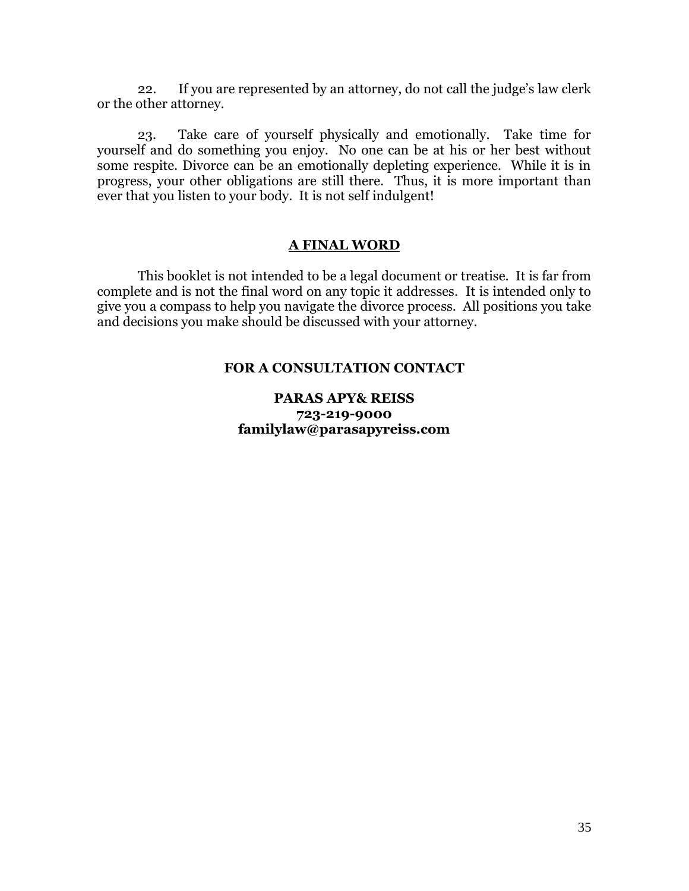22. If you are represented by an attorney, do not call the judge's law clerk or the other attorney.

23. Take care of yourself physically and emotionally. Take time for yourself and do something you enjoy. No one can be at his or her best without some respite. Divorce can be an emotionally depleting experience. While it is in progress, your other obligations are still there. Thus, it is more important than ever that you listen to your body. It is not self indulgent!

## A FINAL WORD

This booklet is not intended to be a legal document or treatise. It is far from complete and is not the final word on any topic it addresses. It is intended only to give you a compass to help you navigate the divorce process. All positions you take and decisions you make should be discussed with your attorney.

**FOR A CONSULTATION CONTACT**

**PARAS APY& REISS**
**723-219-9000**
**familylaw@parasapyreiss.com**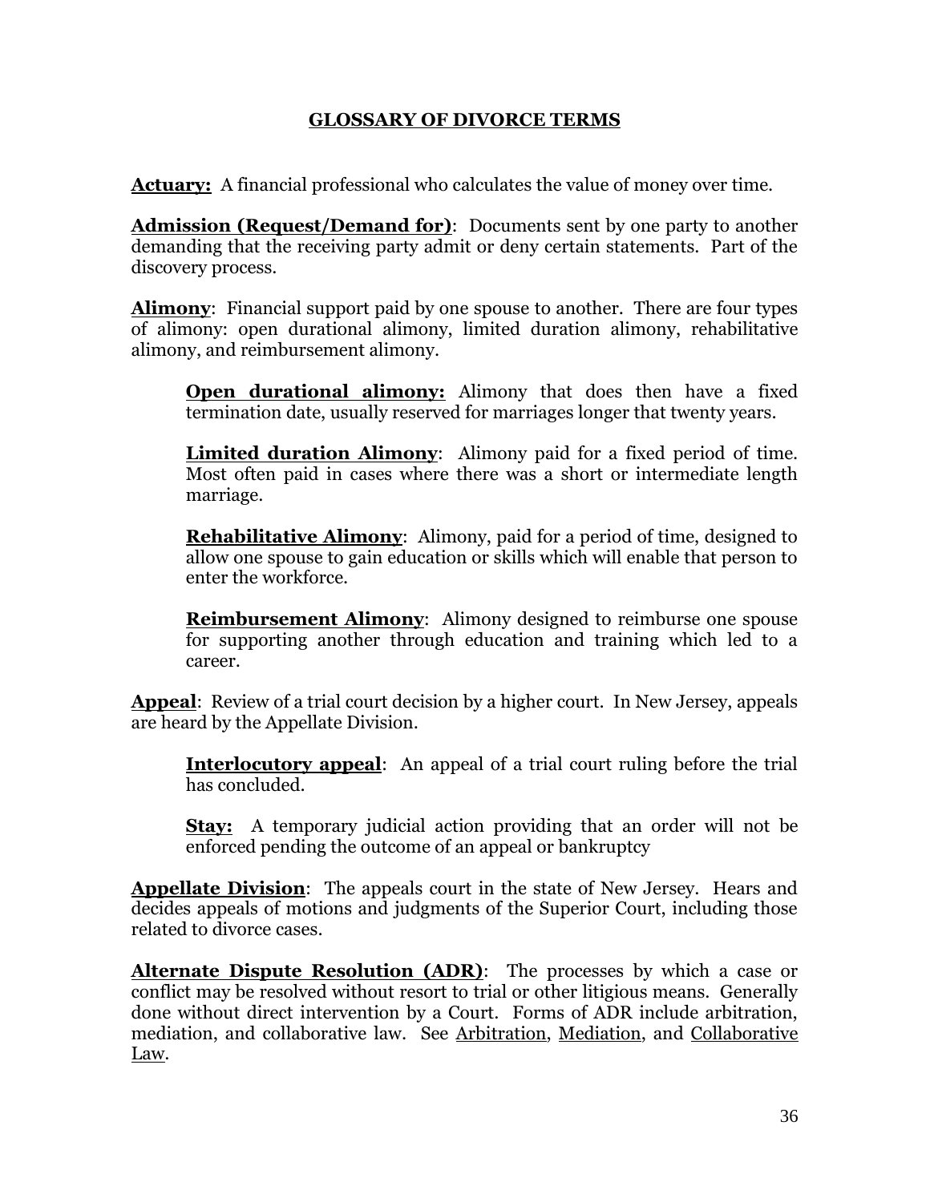## GLOSSARY OF DIVORCE TERMS

**Actuary:** A financial professional who calculates the value of money over time.

**Admission (Request/Demand for)**: Documents sent by one party to another demanding that the receiving party admit or deny certain statements. Part of the discovery process.

**Alimony**: Financial support paid by one spouse to another. There are four types of alimony: open durational alimony, limited duration alimony, rehabilitative alimony, and reimbursement alimony.

> **Open durational alimony:** Alimony that does then have a fixed termination date, usually reserved for marriages longer that twenty years.
>
> **Limited duration Alimony**: Alimony paid for a fixed period of time. Most often paid in cases where there was a short or intermediate length marriage.
>
> **Rehabilitative Alimony**: Alimony, paid for a period of time, designed to allow one spouse to gain education or skills which will enable that person to enter the workforce.
>
> **Reimbursement Alimony**: Alimony designed to reimburse one spouse for supporting another through education and training which led to a career.

**Appeal**: Review of a trial court decision by a higher court. In New Jersey, appeals are heard by the Appellate Division.

> **Interlocutory appeal**: An appeal of a trial court ruling before the trial has concluded.
>
> **Stay:** A temporary judicial action providing that an order will not be enforced pending the outcome of an appeal or bankruptcy

**Appellate Division**: The appeals court in the state of New Jersey. Hears and decides appeals of motions and judgments of the Superior Court, including those related to divorce cases.

**Alternate Dispute Resolution (ADR)**: The processes by which a case or conflict may be resolved without resort to trial or other litigious means. Generally done without direct intervention by a Court. Forms of ADR include arbitration, mediation, and collaborative law. See Arbitration, Mediation, and Collaborative Law.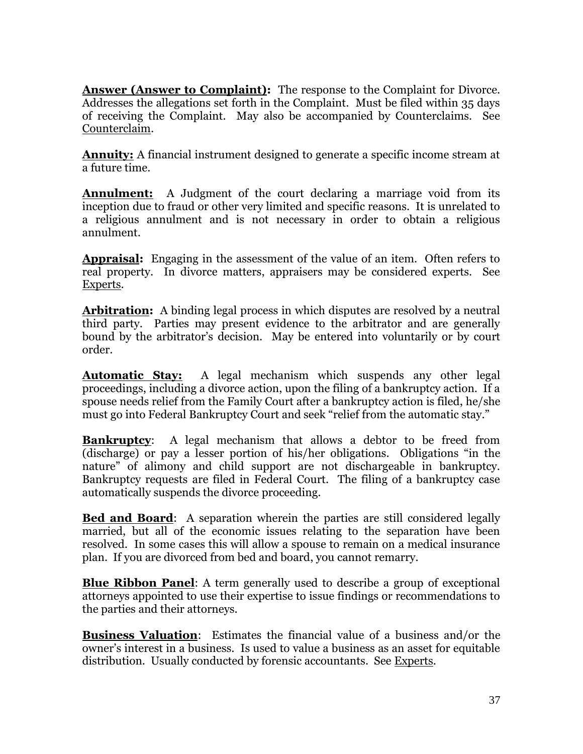**Answer (Answer to Complaint):** The response to the Complaint for Divorce. Addresses the allegations set forth in the Complaint. Must be filed within 35 days of receiving the Complaint. May also be accompanied by Counterclaims. See Counterclaim.

**Annuity:** A financial instrument designed to generate a specific income stream at a future time.

**Annulment:** A Judgment of the court declaring a marriage void from its inception due to fraud or other very limited and specific reasons. It is unrelated to a religious annulment and is not necessary in order to obtain a religious annulment.

**Appraisal:** Engaging in the assessment of the value of an item. Often refers to real property. In divorce matters, appraisers may be considered experts. See Experts.

**Arbitration:** A binding legal process in which disputes are resolved by a neutral third party. Parties may present evidence to the arbitrator and are generally bound by the arbitrator's decision. May be entered into voluntarily or by court order.

**Automatic Stay:** A legal mechanism which suspends any other legal proceedings, including a divorce action, upon the filing of a bankruptcy action. If a spouse needs relief from the Family Court after a bankruptcy action is filed, he/she must go into Federal Bankruptcy Court and seek "relief from the automatic stay."

**Bankruptcy**: A legal mechanism that allows a debtor to be freed from (discharge) or pay a lesser portion of his/her obligations. Obligations "in the nature" of alimony and child support are not dischargeable in bankruptcy. Bankruptcy requests are filed in Federal Court. The filing of a bankruptcy case automatically suspends the divorce proceeding.

**Bed and Board**: A separation wherein the parties are still considered legally married, but all of the economic issues relating to the separation have been resolved. In some cases this will allow a spouse to remain on a medical insurance plan. If you are divorced from bed and board, you cannot remarry.

**Blue Ribbon Panel**: A term generally used to describe a group of exceptional attorneys appointed to use their expertise to issue findings or recommendations to the parties and their attorneys.

**Business Valuation**: Estimates the financial value of a business and/or the owner's interest in a business. Is used to value a business as an asset for equitable distribution. Usually conducted by forensic accountants. See Experts.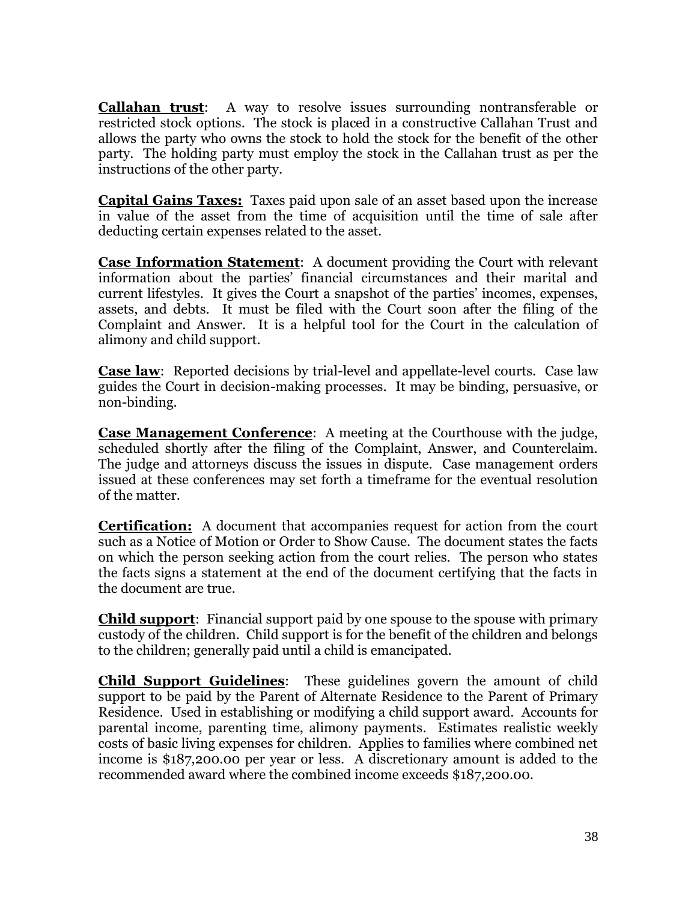**Callahan trust**: A way to resolve issues surrounding nontransferable or restricted stock options. The stock is placed in a constructive Callahan Trust and allows the party who owns the stock to hold the stock for the benefit of the other party. The holding party must employ the stock in the Callahan trust as per the instructions of the other party.

**Capital Gains Taxes:** Taxes paid upon sale of an asset based upon the increase in value of the asset from the time of acquisition until the time of sale after deducting certain expenses related to the asset.

**Case Information Statement**: A document providing the Court with relevant information about the parties' financial circumstances and their marital and current lifestyles. It gives the Court a snapshot of the parties' incomes, expenses, assets, and debts. It must be filed with the Court soon after the filing of the Complaint and Answer. It is a helpful tool for the Court in the calculation of alimony and child support.

**Case law**: Reported decisions by trial-level and appellate-level courts. Case law guides the Court in decision-making processes. It may be binding, persuasive, or non-binding.

**Case Management Conference**: A meeting at the Courthouse with the judge, scheduled shortly after the filing of the Complaint, Answer, and Counterclaim. The judge and attorneys discuss the issues in dispute. Case management orders issued at these conferences may set forth a timeframe for the eventual resolution of the matter.

**Certification:** A document that accompanies request for action from the court such as a Notice of Motion or Order to Show Cause. The document states the facts on which the person seeking action from the court relies. The person who states the facts signs a statement at the end of the document certifying that the facts in the document are true.

**Child support**: Financial support paid by one spouse to the spouse with primary custody of the children. Child support is for the benefit of the children and belongs to the children; generally paid until a child is emancipated.

**Child Support Guidelines**: These guidelines govern the amount of child support to be paid by the Parent of Alternate Residence to the Parent of Primary Residence. Used in establishing or modifying a child support award. Accounts for parental income, parenting time, alimony payments. Estimates realistic weekly costs of basic living expenses for children. Applies to families where combined net income is $187,200.00 per year or less. A discretionary amount is added to the recommended award where the combined income exceeds $187,200.00.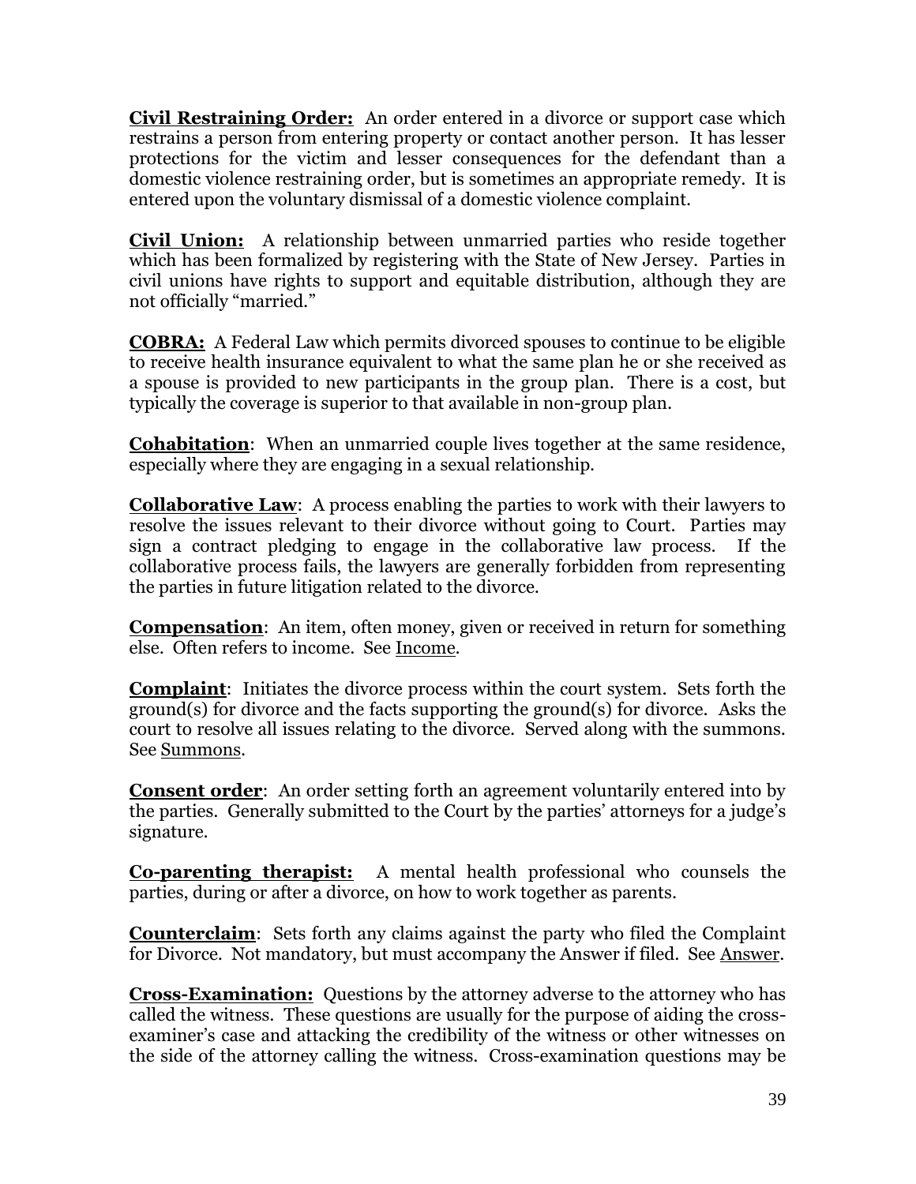**Civil Restraining Order:** An order entered in a divorce or support case which restrains a person from entering property or contact another person. It has lesser protections for the victim and lesser consequences for the defendant than a domestic violence restraining order, but is sometimes an appropriate remedy. It is entered upon the voluntary dismissal of a domestic violence complaint.

**Civil Union:** A relationship between unmarried parties who reside together which has been formalized by registering with the State of New Jersey. Parties in civil unions have rights to support and equitable distribution, although they are not officially "married."

**COBRA:** A Federal Law which permits divorced spouses to continue to be eligible to receive health insurance equivalent to what the same plan he or she received as a spouse is provided to new participants in the group plan. There is a cost, but typically the coverage is superior to that available in non-group plan.

**Cohabitation**: When an unmarried couple lives together at the same residence, especially where they are engaging in a sexual relationship.

**Collaborative Law**: A process enabling the parties to work with their lawyers to resolve the issues relevant to their divorce without going to Court. Parties may sign a contract pledging to engage in the collaborative law process. If the collaborative process fails, the lawyers are generally forbidden from representing the parties in future litigation related to the divorce.

**Compensation**: An item, often money, given or received in return for something else. Often refers to income. See Income.

**Complaint**: Initiates the divorce process within the court system. Sets forth the ground(s) for divorce and the facts supporting the ground(s) for divorce. Asks the court to resolve all issues relating to the divorce. Served along with the summons. See Summons.

**Consent order**: An order setting forth an agreement voluntarily entered into by the parties. Generally submitted to the Court by the parties' attorneys for a judge's signature.

**Co-parenting therapist:** A mental health professional who counsels the parties, during or after a divorce, on how to work together as parents.

**Counterclaim**: Sets forth any claims against the party who filed the Complaint for Divorce. Not mandatory, but must accompany the Answer if filed. See Answer.

**Cross-Examination:** Questions by the attorney adverse to the attorney who has called the witness. These questions are usually for the purpose of aiding the cross-examiner's case and attacking the credibility of the witness or other witnesses on the side of the attorney calling the witness. Cross-examination questions may be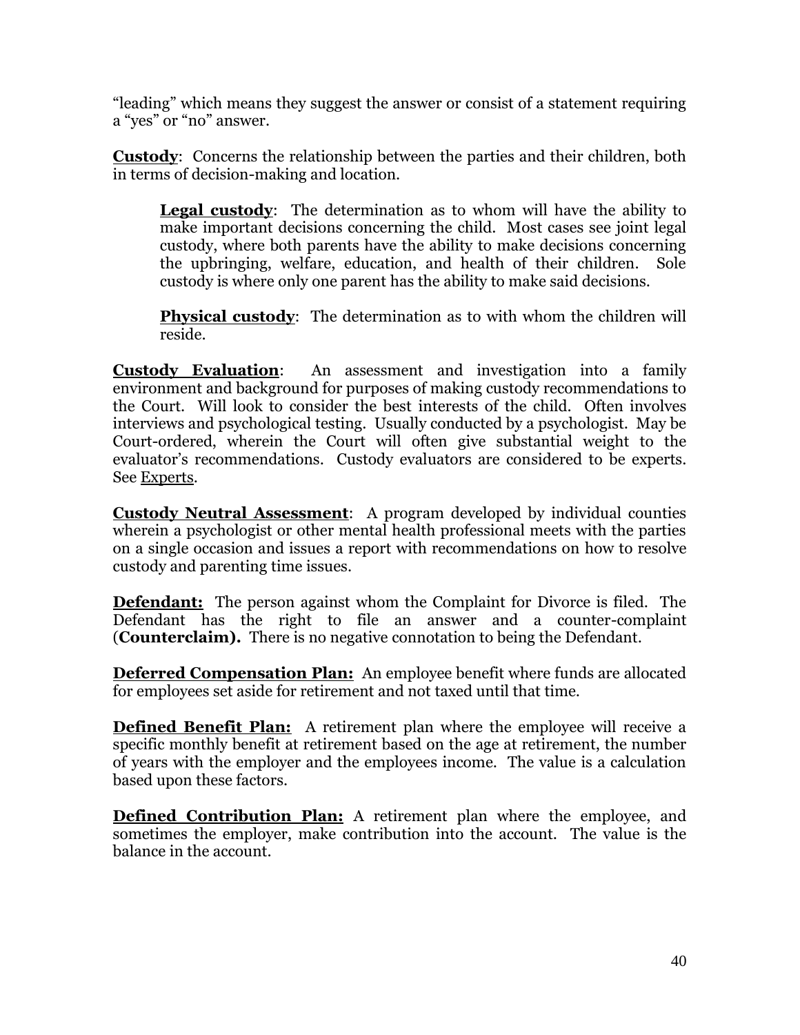"leading" which means they suggest the answer or consist of a statement requiring a "yes" or "no" answer.

**Custody**: Concerns the relationship between the parties and their children, both in terms of decision-making and location.

> **Legal custody**: The determination as to whom will have the ability to make important decisions concerning the child. Most cases see joint legal custody, where both parents have the ability to make decisions concerning the upbringing, welfare, education, and health of their children. Sole custody is where only one parent has the ability to make said decisions.
>
> **Physical custody**: The determination as to with whom the children will reside.

**Custody Evaluation**: An assessment and investigation into a family environment and background for purposes of making custody recommendations to the Court. Will look to consider the best interests of the child. Often involves interviews and psychological testing. Usually conducted by a psychologist. May be Court-ordered, wherein the Court will often give substantial weight to the evaluator's recommendations. Custody evaluators are considered to be experts. See Experts.

**Custody Neutral Assessment**: A program developed by individual counties wherein a psychologist or other mental health professional meets with the parties on a single occasion and issues a report with recommendations on how to resolve custody and parenting time issues.

**Defendant:** The person against whom the Complaint for Divorce is filed. The Defendant has the right to file an answer and a counter-complaint (**Counterclaim).** There is no negative connotation to being the Defendant.

**Deferred Compensation Plan:** An employee benefit where funds are allocated for employees set aside for retirement and not taxed until that time.

**Defined Benefit Plan:** A retirement plan where the employee will receive a specific monthly benefit at retirement based on the age at retirement, the number of years with the employer and the employees income. The value is a calculation based upon these factors.

**Defined Contribution Plan:** A retirement plan where the employee, and sometimes the employer, make contribution into the account. The value is the balance in the account.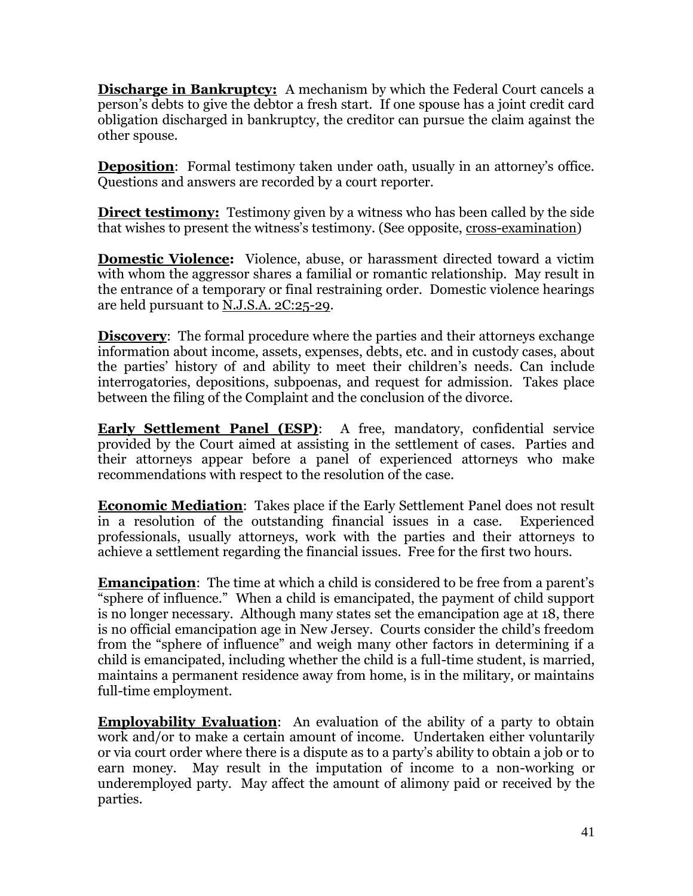**Discharge in Bankruptcy:** A mechanism by which the Federal Court cancels a person's debts to give the debtor a fresh start. If one spouse has a joint credit card obligation discharged in bankruptcy, the creditor can pursue the claim against the other spouse.

**Deposition**: Formal testimony taken under oath, usually in an attorney's office. Questions and answers are recorded by a court reporter.

**Direct testimony:** Testimony given by a witness who has been called by the side that wishes to present the witness's testimony. (See opposite, cross-examination)

**Domestic Violence:** Violence, abuse, or harassment directed toward a victim with whom the aggressor shares a familial or romantic relationship. May result in the entrance of a temporary or final restraining order. Domestic violence hearings are held pursuant to N.J.S.A. 2C:25-29.

**Discovery**: The formal procedure where the parties and their attorneys exchange information about income, assets, expenses, debts, etc. and in custody cases, about the parties' history of and ability to meet their children's needs. Can include interrogatories, depositions, subpoenas, and request for admission. Takes place between the filing of the Complaint and the conclusion of the divorce.

**Early Settlement Panel (ESP)**: A free, mandatory, confidential service provided by the Court aimed at assisting in the settlement of cases. Parties and their attorneys appear before a panel of experienced attorneys who make recommendations with respect to the resolution of the case.

**Economic Mediation**: Takes place if the Early Settlement Panel does not result in a resolution of the outstanding financial issues in a case. Experienced professionals, usually attorneys, work with the parties and their attorneys to achieve a settlement regarding the financial issues. Free for the first two hours.

**Emancipation**: The time at which a child is considered to be free from a parent's "sphere of influence." When a child is emancipated, the payment of child support is no longer necessary. Although many states set the emancipation age at 18, there is no official emancipation age in New Jersey. Courts consider the child's freedom from the "sphere of influence" and weigh many other factors in determining if a child is emancipated, including whether the child is a full-time student, is married, maintains a permanent residence away from home, is in the military, or maintains full-time employment.

**Employability Evaluation**: An evaluation of the ability of a party to obtain work and/or to make a certain amount of income. Undertaken either voluntarily or via court order where there is a dispute as to a party's ability to obtain a job or to earn money. May result in the imputation of income to a non-working or underemployed party. May affect the amount of alimony paid or received by the parties.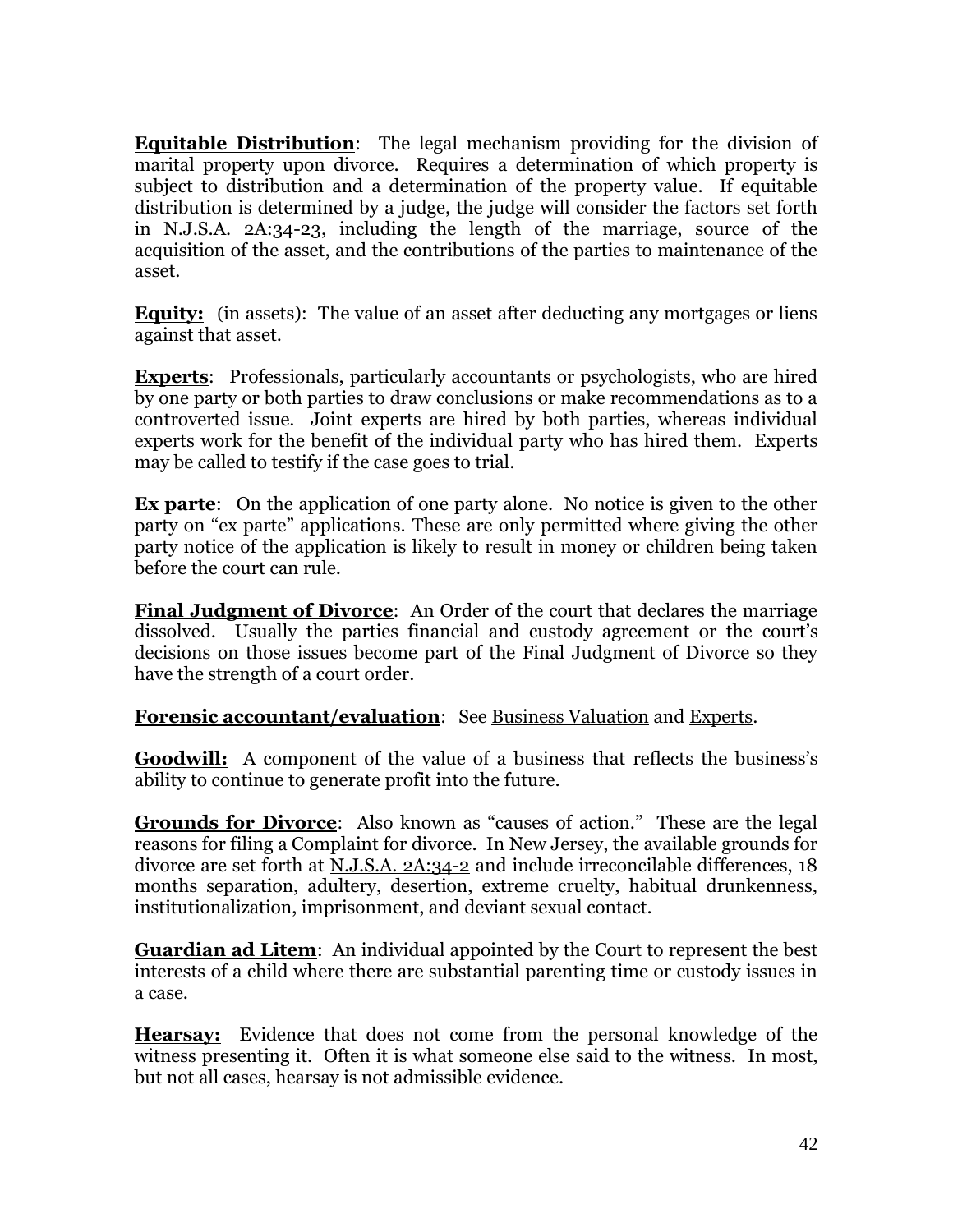**Equitable Distribution**: The legal mechanism providing for the division of marital property upon divorce. Requires a determination of which property is subject to distribution and a determination of the property value. If equitable distribution is determined by a judge, the judge will consider the factors set forth in N.J.S.A. 2A:34-23, including the length of the marriage, source of the acquisition of the asset, and the contributions of the parties to maintenance of the asset.

**Equity:** (in assets): The value of an asset after deducting any mortgages or liens against that asset.

**Experts**: Professionals, particularly accountants or psychologists, who are hired by one party or both parties to draw conclusions or make recommendations as to a controverted issue. Joint experts are hired by both parties, whereas individual experts work for the benefit of the individual party who has hired them. Experts may be called to testify if the case goes to trial.

**Ex parte**: On the application of one party alone. No notice is given to the other party on "ex parte" applications. These are only permitted where giving the other party notice of the application is likely to result in money or children being taken before the court can rule.

**Final Judgment of Divorce**: An Order of the court that declares the marriage dissolved. Usually the parties financial and custody agreement or the court's decisions on those issues become part of the Final Judgment of Divorce so they have the strength of a court order.

**Forensic accountant/evaluation**: See Business Valuation and Experts.

**Goodwill:** A component of the value of a business that reflects the business's ability to continue to generate profit into the future.

**Grounds for Divorce**: Also known as "causes of action." These are the legal reasons for filing a Complaint for divorce. In New Jersey, the available grounds for divorce are set forth at N.J.S.A. 2A:34-2 and include irreconcilable differences, 18 months separation, adultery, desertion, extreme cruelty, habitual drunkenness, institutionalization, imprisonment, and deviant sexual contact.

**Guardian ad Litem**: An individual appointed by the Court to represent the best interests of a child where there are substantial parenting time or custody issues in a case.

**Hearsay:** Evidence that does not come from the personal knowledge of the witness presenting it. Often it is what someone else said to the witness. In most, but not all cases, hearsay is not admissible evidence.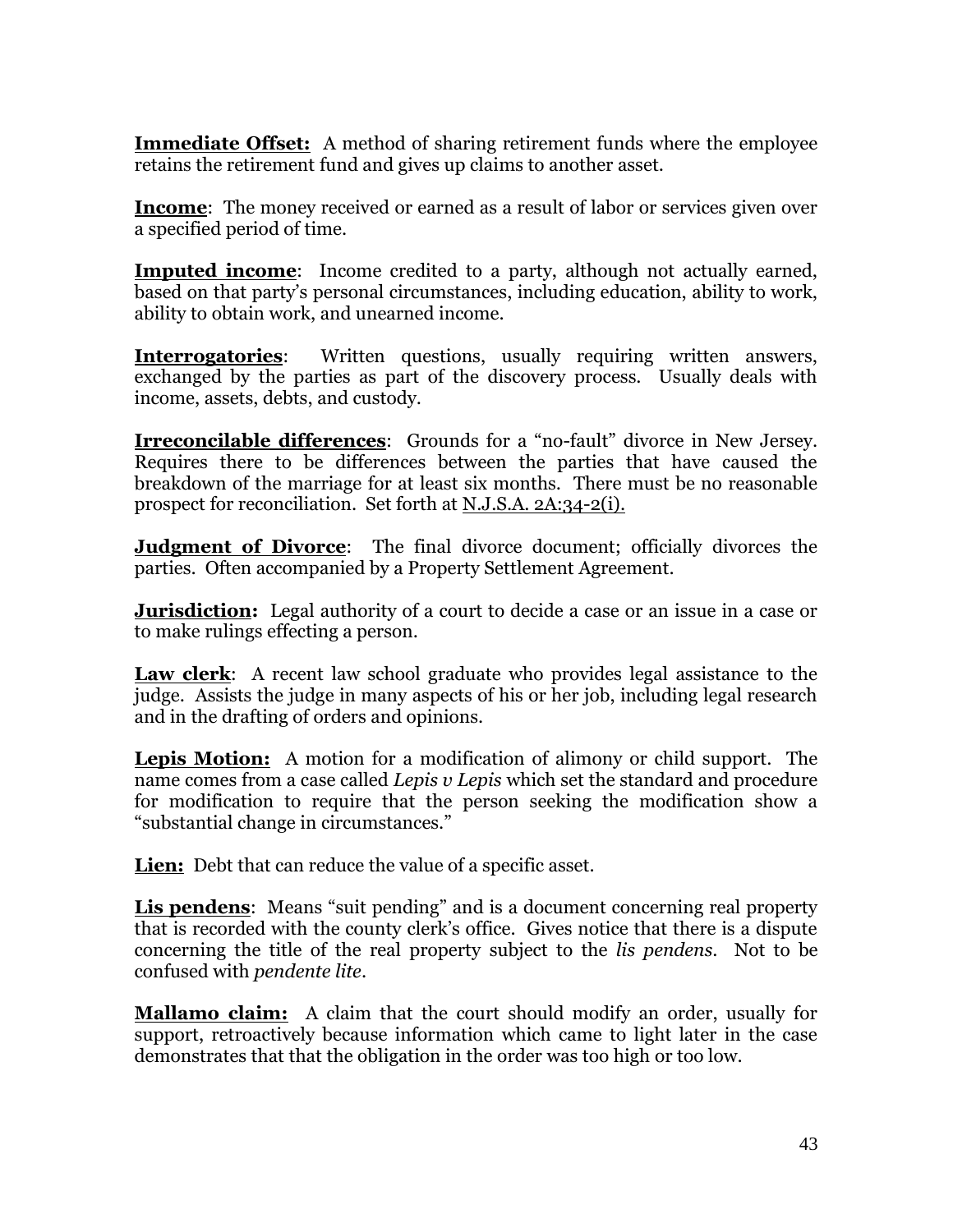**Immediate Offset:** A method of sharing retirement funds where the employee retains the retirement fund and gives up claims to another asset.

**Income**: The money received or earned as a result of labor or services given over a specified period of time.

**Imputed income**: Income credited to a party, although not actually earned, based on that party's personal circumstances, including education, ability to work, ability to obtain work, and unearned income.

**Interrogatories**: Written questions, usually requiring written answers, exchanged by the parties as part of the discovery process. Usually deals with income, assets, debts, and custody.

**Irreconcilable differences**: Grounds for a "no-fault" divorce in New Jersey. Requires there to be differences between the parties that have caused the breakdown of the marriage for at least six months. There must be no reasonable prospect for reconciliation. Set forth at N.J.S.A. 2A:34-2(i).

**Judgment of Divorce**: The final divorce document; officially divorces the parties. Often accompanied by a Property Settlement Agreement.

**Jurisdiction:** Legal authority of a court to decide a case or an issue in a case or to make rulings effecting a person.

**Law clerk**: A recent law school graduate who provides legal assistance to the judge. Assists the judge in many aspects of his or her job, including legal research and in the drafting of orders and opinions.

**Lepis Motion:** A motion for a modification of alimony or child support. The name comes from a case called *Lepis v Lepis* which set the standard and procedure for modification to require that the person seeking the modification show a "substantial change in circumstances."

**Lien:** Debt that can reduce the value of a specific asset.

**Lis pendens**: Means "suit pending" and is a document concerning real property that is recorded with the county clerk's office. Gives notice that there is a dispute concerning the title of the real property subject to the *lis pendens*. Not to be confused with *pendente lite*.

**Mallamo claim:** A claim that the court should modify an order, usually for support, retroactively because information which came to light later in the case demonstrates that that the obligation in the order was too high or too low.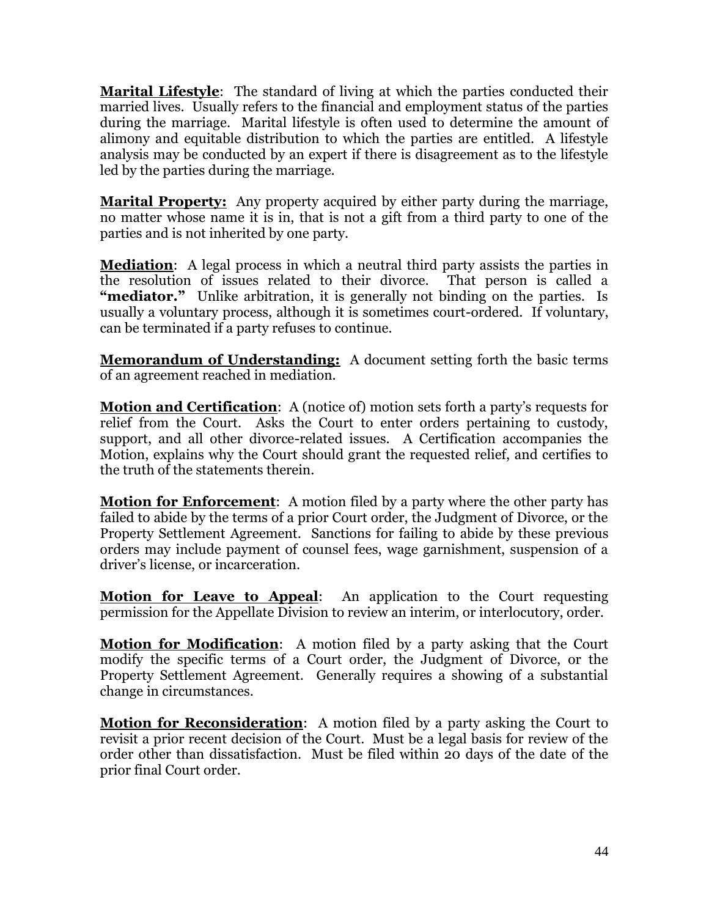**Marital Lifestyle**: The standard of living at which the parties conducted their married lives. Usually refers to the financial and employment status of the parties during the marriage. Marital lifestyle is often used to determine the amount of alimony and equitable distribution to which the parties are entitled. A lifestyle analysis may be conducted by an expert if there is disagreement as to the lifestyle led by the parties during the marriage.

**Marital Property:** Any property acquired by either party during the marriage, no matter whose name it is in, that is not a gift from a third party to one of the parties and is not inherited by one party.

**Mediation**: A legal process in which a neutral third party assists the parties in the resolution of issues related to their divorce. That person is called a **"mediator."** Unlike arbitration, it is generally not binding on the parties. Is usually a voluntary process, although it is sometimes court-ordered. If voluntary, can be terminated if a party refuses to continue.

**Memorandum of Understanding:** A document setting forth the basic terms of an agreement reached in mediation.

**Motion and Certification**: A (notice of) motion sets forth a party's requests for relief from the Court. Asks the Court to enter orders pertaining to custody, support, and all other divorce-related issues. A Certification accompanies the Motion, explains why the Court should grant the requested relief, and certifies to the truth of the statements therein.

**Motion for Enforcement**: A motion filed by a party where the other party has failed to abide by the terms of a prior Court order, the Judgment of Divorce, or the Property Settlement Agreement. Sanctions for failing to abide by these previous orders may include payment of counsel fees, wage garnishment, suspension of a driver's license, or incarceration.

**Motion for Leave to Appeal**: An application to the Court requesting permission for the Appellate Division to review an interim, or interlocutory, order.

**Motion for Modification**: A motion filed by a party asking that the Court modify the specific terms of a Court order, the Judgment of Divorce, or the Property Settlement Agreement. Generally requires a showing of a substantial change in circumstances.

**Motion for Reconsideration**: A motion filed by a party asking the Court to revisit a prior recent decision of the Court. Must be a legal basis for review of the order other than dissatisfaction. Must be filed within 20 days of the date of the prior final Court order.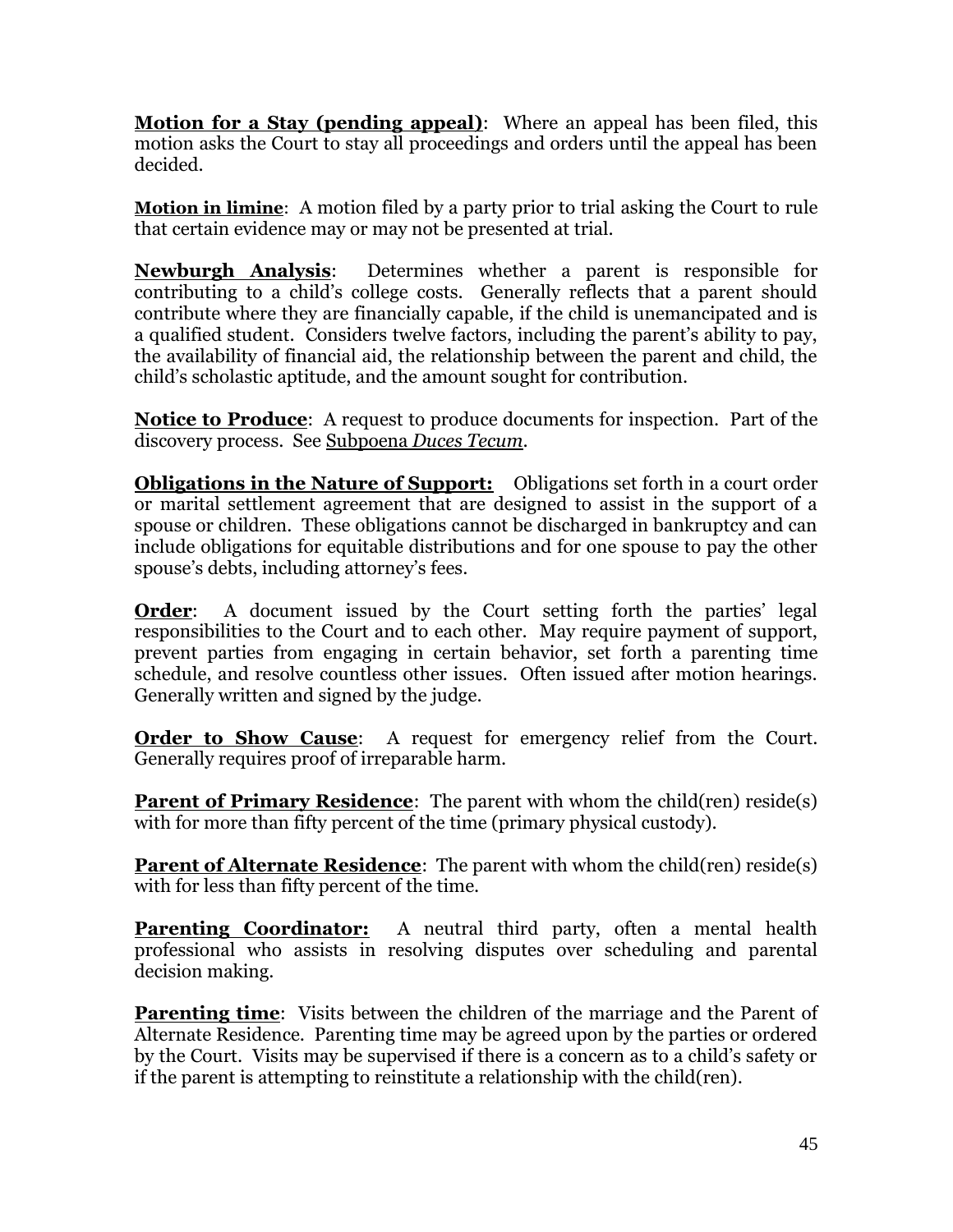**Motion for a Stay (pending appeal)**: Where an appeal has been filed, this motion asks the Court to stay all proceedings and orders until the appeal has been decided.

**Motion in limine**: A motion filed by a party prior to trial asking the Court to rule that certain evidence may or may not be presented at trial.

**Newburgh Analysis**: Determines whether a parent is responsible for contributing to a child's college costs. Generally reflects that a parent should contribute where they are financially capable, if the child is unemancipated and is a qualified student. Considers twelve factors, including the parent's ability to pay, the availability of financial aid, the relationship between the parent and child, the child's scholastic aptitude, and the amount sought for contribution.

**Notice to Produce**: A request to produce documents for inspection. Part of the discovery process. See Subpoena *Duces Tecum*.

**Obligations in the Nature of Support:** Obligations set forth in a court order or marital settlement agreement that are designed to assist in the support of a spouse or children. These obligations cannot be discharged in bankruptcy and can include obligations for equitable distributions and for one spouse to pay the other spouse's debts, including attorney's fees.

**Order**: A document issued by the Court setting forth the parties' legal responsibilities to the Court and to each other. May require payment of support, prevent parties from engaging in certain behavior, set forth a parenting time schedule, and resolve countless other issues. Often issued after motion hearings. Generally written and signed by the judge.

**Order to Show Cause**: A request for emergency relief from the Court. Generally requires proof of irreparable harm.

**Parent of Primary Residence**: The parent with whom the child(ren) reside(s) with for more than fifty percent of the time (primary physical custody).

**Parent of Alternate Residence**: The parent with whom the child(ren) reside(s) with for less than fifty percent of the time.

**Parenting Coordinator:** A neutral third party, often a mental health professional who assists in resolving disputes over scheduling and parental decision making.

**Parenting time**: Visits between the children of the marriage and the Parent of Alternate Residence. Parenting time may be agreed upon by the parties or ordered by the Court. Visits may be supervised if there is a concern as to a child's safety or if the parent is attempting to reinstitute a relationship with the child(ren).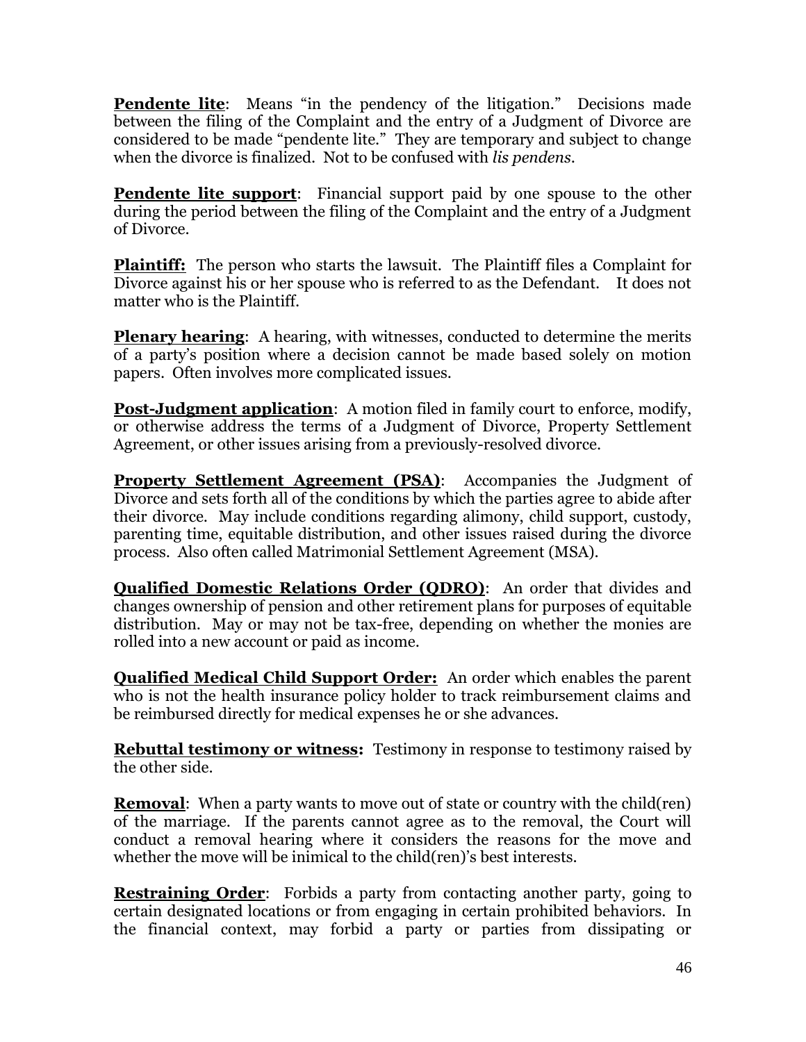**Pendente lite**: Means "in the pendency of the litigation." Decisions made between the filing of the Complaint and the entry of a Judgment of Divorce are considered to be made "pendente lite." They are temporary and subject to change when the divorce is finalized. Not to be confused with *lis pendens*.

**Pendente lite support**: Financial support paid by one spouse to the other during the period between the filing of the Complaint and the entry of a Judgment of Divorce.

**Plaintiff:** The person who starts the lawsuit. The Plaintiff files a Complaint for Divorce against his or her spouse who is referred to as the Defendant. It does not matter who is the Plaintiff.

**Plenary hearing**: A hearing, with witnesses, conducted to determine the merits of a party's position where a decision cannot be made based solely on motion papers. Often involves more complicated issues.

**Post-Judgment application**: A motion filed in family court to enforce, modify, or otherwise address the terms of a Judgment of Divorce, Property Settlement Agreement, or other issues arising from a previously-resolved divorce.

**Property Settlement Agreement (PSA)**: Accompanies the Judgment of Divorce and sets forth all of the conditions by which the parties agree to abide after their divorce. May include conditions regarding alimony, child support, custody, parenting time, equitable distribution, and other issues raised during the divorce process. Also often called Matrimonial Settlement Agreement (MSA).

**Qualified Domestic Relations Order (QDRO)**: An order that divides and changes ownership of pension and other retirement plans for purposes of equitable distribution. May or may not be tax-free, depending on whether the monies are rolled into a new account or paid as income.

**Qualified Medical Child Support Order:** An order which enables the parent who is not the health insurance policy holder to track reimbursement claims and be reimbursed directly for medical expenses he or she advances.

**Rebuttal testimony or witness:** Testimony in response to testimony raised by the other side.

**Removal**: When a party wants to move out of state or country with the child(ren) of the marriage. If the parents cannot agree as to the removal, the Court will conduct a removal hearing where it considers the reasons for the move and whether the move will be inimical to the child(ren)'s best interests.

**Restraining Order**: Forbids a party from contacting another party, going to certain designated locations or from engaging in certain prohibited behaviors. In the financial context, may forbid a party or parties from dissipating or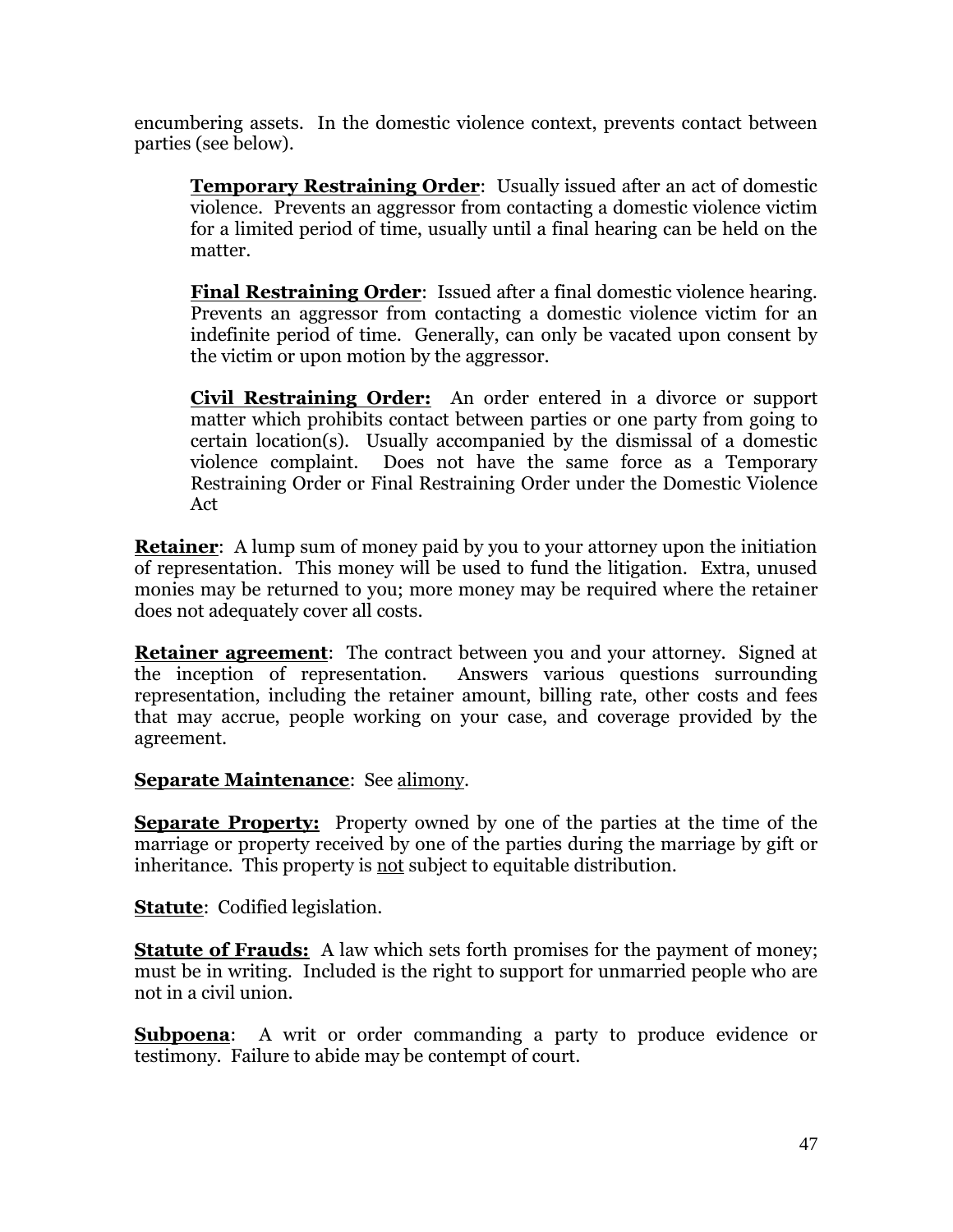encumbering assets. In the domestic violence context, prevents contact between parties (see below).

> **<u>Temporary Restraining Order</u>**: Usually issued after an act of domestic violence. Prevents an aggressor from contacting a domestic violence victim for a limited period of time, usually until a final hearing can be held on the matter.
>
> **<u>Final Restraining Order</u>**: Issued after a final domestic violence hearing. Prevents an aggressor from contacting a domestic violence victim for an indefinite period of time. Generally, can only be vacated upon consent by the victim or upon motion by the aggressor.
>
> **<u>Civil Restraining Order:</u>** An order entered in a divorce or support matter which prohibits contact between parties or one party from going to certain location(s). Usually accompanied by the dismissal of a domestic violence complaint. Does not have the same force as a Temporary Restraining Order or Final Restraining Order under the Domestic Violence Act

**<u>Retainer</u>**: A lump sum of money paid by you to your attorney upon the initiation of representation. This money will be used to fund the litigation. Extra, unused monies may be returned to you; more money may be required where the retainer does not adequately cover all costs.

**<u>Retainer agreement</u>**: The contract between you and your attorney. Signed at the inception of representation. Answers various questions surrounding representation, including the retainer amount, billing rate, other costs and fees that may accrue, people working on your case, and coverage provided by the agreement.

**<u>Separate Maintenance</u>**: See <u>alimony</u>.

**<u>Separate Property:</u>** Property owned by one of the parties at the time of the marriage or property received by one of the parties during the marriage by gift or inheritance. This property is <u>not</u> subject to equitable distribution.

**<u>Statute</u>**: Codified legislation.

**<u>Statute of Frauds:</u>** A law which sets forth promises for the payment of money; must be in writing. Included is the right to support for unmarried people who are not in a civil union.

**<u>Subpoena</u>**: A writ or order commanding a party to produce evidence or testimony. Failure to abide may be contempt of court.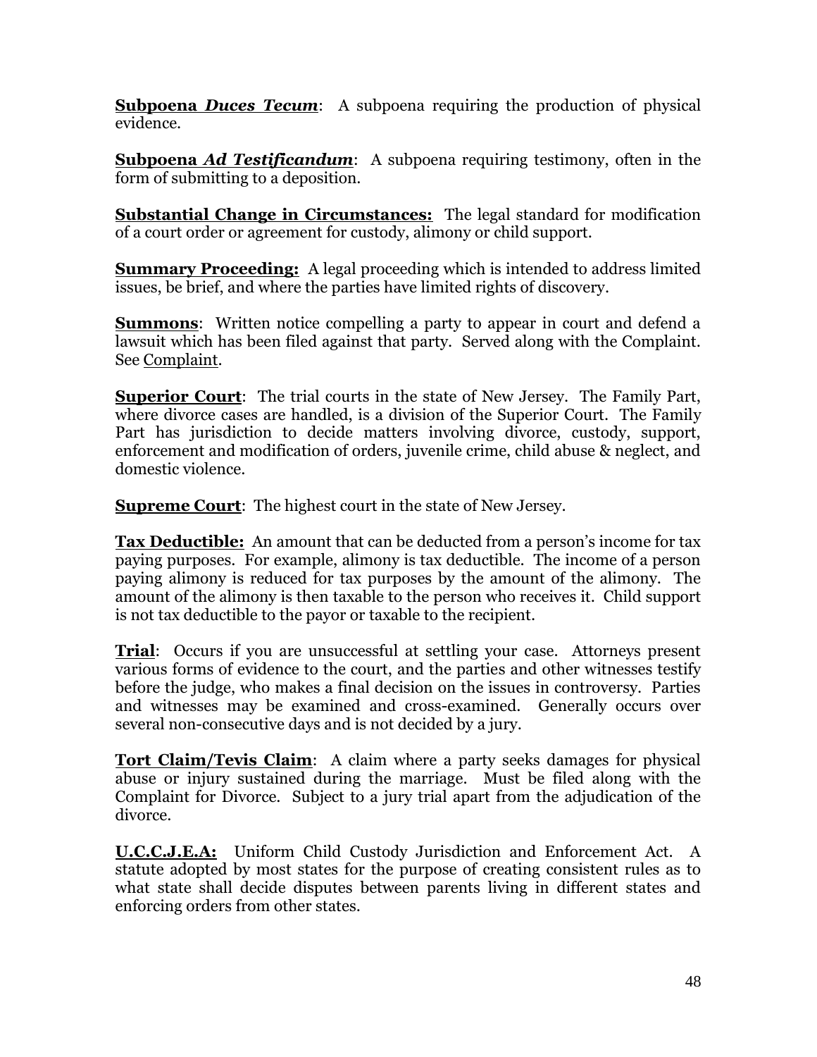**<u>Subpoena *Duces Tecum*</u>**: A subpoena requiring the production of physical evidence.

**<u>Subpoena *Ad Testificandum*</u>**: A subpoena requiring testimony, often in the form of submitting to a deposition.

**<u>Substantial Change in Circumstances:</u>** The legal standard for modification of a court order or agreement for custody, alimony or child support.

**<u>Summary Proceeding:</u>** A legal proceeding which is intended to address limited issues, be brief, and where the parties have limited rights of discovery.

**<u>Summons</u>**: Written notice compelling a party to appear in court and defend a lawsuit which has been filed against that party. Served along with the Complaint. See <u>Complaint</u>.

**<u>Superior Court</u>**: The trial courts in the state of New Jersey. The Family Part, where divorce cases are handled, is a division of the Superior Court. The Family Part has jurisdiction to decide matters involving divorce, custody, support, enforcement and modification of orders, juvenile crime, child abuse & neglect, and domestic violence.

**<u>Supreme Court</u>**: The highest court in the state of New Jersey.

**<u>Tax Deductible:</u>** An amount that can be deducted from a person's income for tax paying purposes. For example, alimony is tax deductible. The income of a person paying alimony is reduced for tax purposes by the amount of the alimony. The amount of the alimony is then taxable to the person who receives it. Child support is not tax deductible to the payor or taxable to the recipient.

**<u>Trial</u>**: Occurs if you are unsuccessful at settling your case. Attorneys present various forms of evidence to the court, and the parties and other witnesses testify before the judge, who makes a final decision on the issues in controversy. Parties and witnesses may be examined and cross-examined. Generally occurs over several non-consecutive days and is not decided by a jury.

**<u>Tort Claim/Tevis Claim</u>**: A claim where a party seeks damages for physical abuse or injury sustained during the marriage. Must be filed along with the Complaint for Divorce. Subject to a jury trial apart from the adjudication of the divorce.

**<u>U.C.C.J.E.A:</u>** Uniform Child Custody Jurisdiction and Enforcement Act. A statute adopted by most states for the purpose of creating consistent rules as to what state shall decide disputes between parents living in different states and enforcing orders from other states.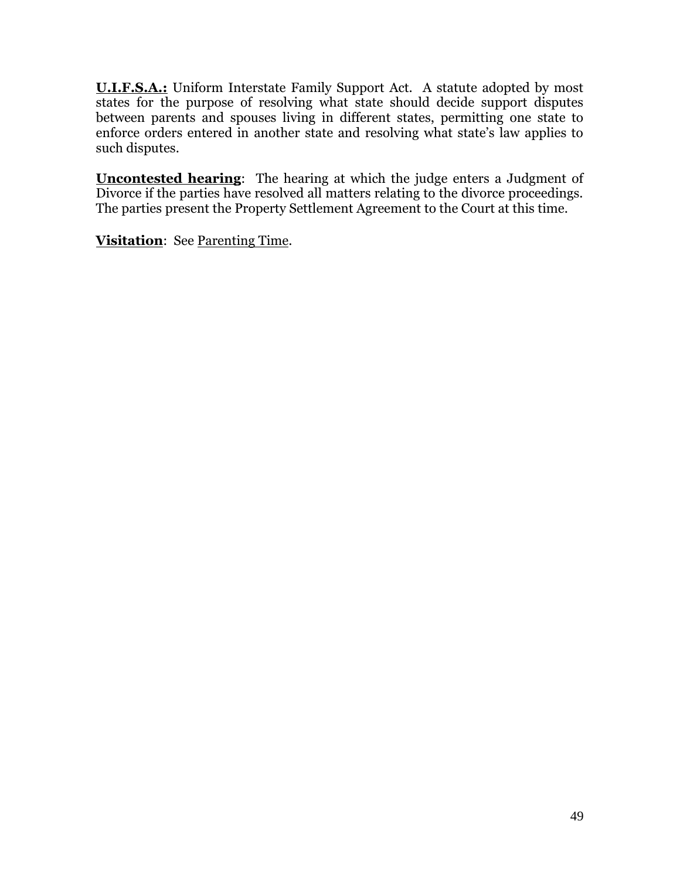**U.I.F.S.A.:** Uniform Interstate Family Support Act. A statute adopted by most states for the purpose of resolving what state should decide support disputes between parents and spouses living in different states, permitting one state to enforce orders entered in another state and resolving what state's law applies to such disputes.

**Uncontested hearing**: The hearing at which the judge enters a Judgment of Divorce if the parties have resolved all matters relating to the divorce proceedings. The parties present the Property Settlement Agreement to the Court at this time.

**Visitation**: See Parenting Time.